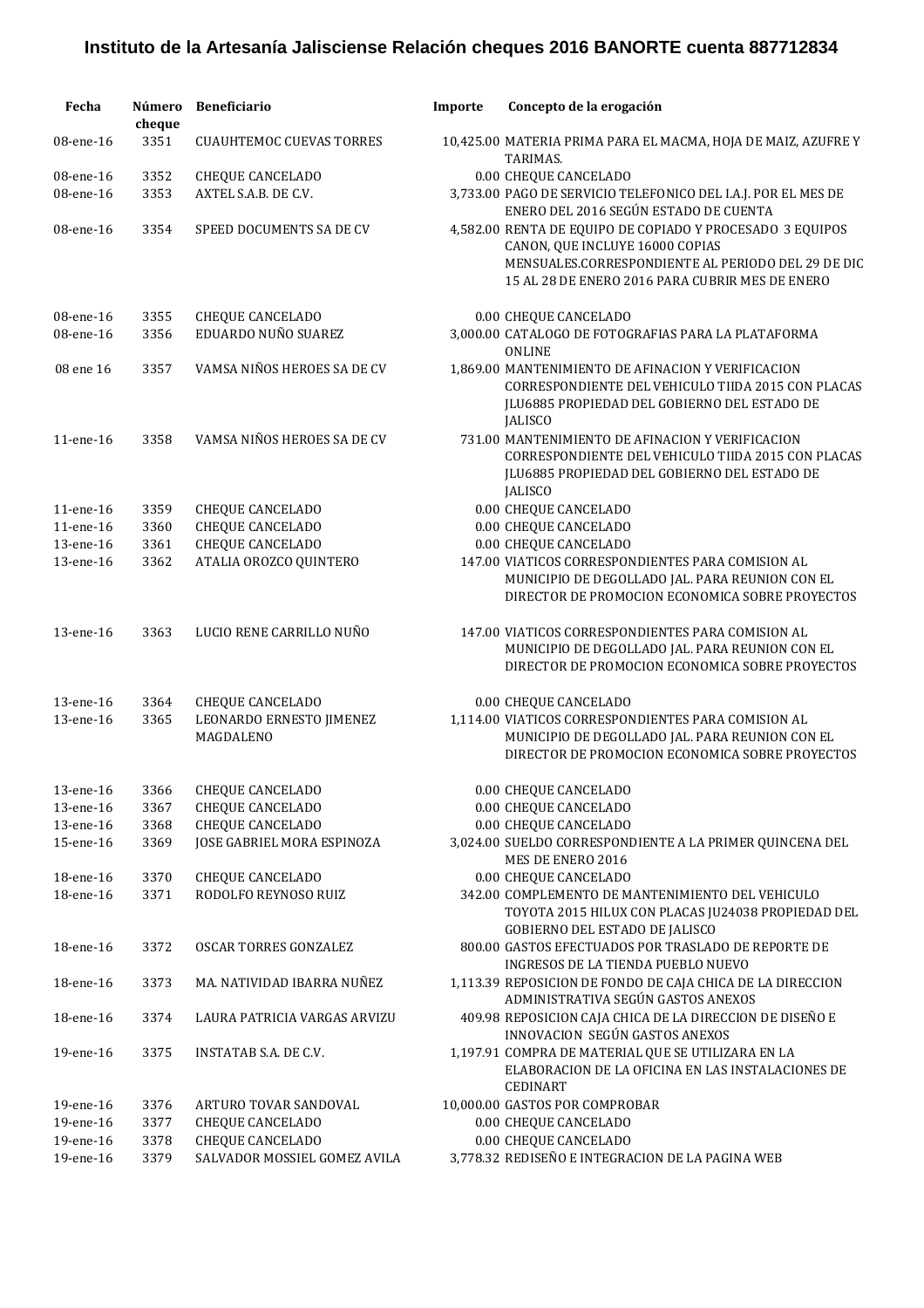# Instituto de la Artesanía Jalisciense Relación cheques 2016 BANORTE cuenta 887712834

| Fecha | Número cheque | Beneficiario | Importe | Concepto de la erogación |
|---|---|---|---|---|
| 08-ene-16 | 3351 | CUAUHTEMOC CUEVAS TORRES | 10,425.00 | MATERIA PRIMA PARA EL MACMA, HOJA DE MAIZ, AZUFRE Y TARIMAS. |
| 08-ene-16 | 3352 | CHEQUE CANCELADO | 0.00 | CHEQUE CANCELADO |
| 08-ene-16 | 3353 | AXTEL S.A.B. DE C.V. | 3,733.00 | PAGO DE SERVICIO TELEFONICO DEL I.A.J. POR EL MES DE ENERO DEL 2016 SEGÚN ESTADO DE CUENTA |
| 08-ene-16 | 3354 | SPEED DOCUMENTS SA DE CV | 4,582.00 | RENTA DE EQUIPO DE COPIADO Y PROCESADO 3 EQUIPOS CANON, QUE INCLUYE 16000 COPIAS MENSUALES.CORRESPONDIENTE AL PERIODO DEL 29 DE DIC 15 AL 28 DE ENERO 2016 PARA CUBRIR MES DE ENERO |
| 08-ene-16 | 3355 | CHEQUE CANCELADO | 0.00 | CHEQUE CANCELADO |
| 08-ene-16 | 3356 | EDUARDO NUÑO SUAREZ | 3,000.00 | CATALOGO DE FOTOGRAFIAS PARA LA PLATAFORMA ONLINE |
| 08 ene 16 | 3357 | VAMSA NIÑOS HEROES SA DE CV | 1,869.00 | MANTENIMIENTO DE AFINACION Y VERIFICACION CORRESPONDIENTE DEL VEHICULO TIIDA 2015 CON PLACAS JLU6885 PROPIEDAD DEL GOBIERNO DEL ESTADO DE JALISCO |
| 11-ene-16 | 3358 | VAMSA NIÑOS HEROES SA DE CV | 731.00 | MANTENIMIENTO DE AFINACION Y VERIFICACION CORRESPONDIENTE DEL VEHICULO TIIDA 2015 CON PLACAS JLU6885 PROPIEDAD DEL GOBIERNO DEL ESTADO DE JALISCO |
| 11-ene-16 | 3359 | CHEQUE CANCELADO | 0.00 | CHEQUE CANCELADO |
| 11-ene-16 | 3360 | CHEQUE CANCELADO | 0.00 | CHEQUE CANCELADO |
| 13-ene-16 | 3361 | CHEQUE CANCELADO | 0.00 | CHEQUE CANCELADO |
| 13-ene-16 | 3362 | ATALIA OROZCO QUINTERO | 147.00 | VIATICOS CORRESPONDIENTES PARA COMISION AL MUNICIPIO DE DEGOLLADO JAL. PARA REUNION CON EL DIRECTOR DE PROMOCION ECONOMICA SOBRE PROYECTOS |
| 13-ene-16 | 3363 | LUCIO RENE CARRILLO NUÑO | 147.00 | VIATICOS CORRESPONDIENTES PARA COMISION AL MUNICIPIO DE DEGOLLADO JAL. PARA REUNION CON EL DIRECTOR DE PROMOCION ECONOMICA SOBRE PROYECTOS |
| 13-ene-16 | 3364 | CHEQUE CANCELADO | 0.00 | CHEQUE CANCELADO |
| 13-ene-16 | 3365 | LEONARDO ERNESTO JIMENEZ MAGDALENO | 1,114.00 | VIATICOS CORRESPONDIENTES PARA COMISION AL MUNICIPIO DE DEGOLLADO JAL. PARA REUNION CON EL DIRECTOR DE PROMOCION ECONOMICA SOBRE PROYECTOS |
| 13-ene-16 | 3366 | CHEQUE CANCELADO | 0.00 | CHEQUE CANCELADO |
| 13-ene-16 | 3367 | CHEQUE CANCELADO | 0.00 | CHEQUE CANCELADO |
| 13-ene-16 | 3368 | CHEQUE CANCELADO | 0.00 | CHEQUE CANCELADO |
| 15-ene-16 | 3369 | JOSE GABRIEL MORA ESPINOZA | 3,024.00 | SUELDO CORRESPONDIENTE A LA PRIMER QUINCENA DEL MES DE ENERO 2016 |
| 18-ene-16 | 3370 | CHEQUE CANCELADO | 0.00 | CHEQUE CANCELADO |
| 18-ene-16 | 3371 | RODOLFO REYNOSO RUIZ | 342.00 | COMPLEMENTO DE MANTENIMIENTO DEL VEHICULO TOYOTA 2015 HILUX CON PLACAS JU24038 PROPIEDAD DEL GOBIERNO DEL ESTADO DE JALISCO |
| 18-ene-16 | 3372 | OSCAR TORRES GONZALEZ | 800.00 | GASTOS EFECTUADOS POR TRASLADO DE REPORTE DE INGRESOS DE LA TIENDA PUEBLO NUEVO |
| 18-ene-16 | 3373 | MA. NATIVIDAD IBARRA NUÑEZ | 1,113.39 | REPOSICION DE FONDO DE CAJA CHICA DE LA DIRECCION ADMINISTRATIVA SEGÚN GASTOS ANEXOS |
| 18-ene-16 | 3374 | LAURA PATRICIA VARGAS ARVIZU | 409.98 | REPOSICION CAJA CHICA DE LA DIRECCION DE DISEÑO E INNOVACION SEGÚN GASTOS ANEXOS |
| 19-ene-16 | 3375 | INSTATAB S.A. DE C.V. | 1,197.91 | COMPRA DE MATERIAL QUE SE UTILIZARA EN LA ELABORACION DE LA OFICINA EN LAS INSTALACIONES DE CEDINART |
| 19-ene-16 | 3376 | ARTURO TOVAR SANDOVAL | 10,000.00 | GASTOS POR COMPROBAR |
| 19-ene-16 | 3377 | CHEQUE CANCELADO | 0.00 | CHEQUE CANCELADO |
| 19-ene-16 | 3378 | CHEQUE CANCELADO | 0.00 | CHEQUE CANCELADO |
| 19-ene-16 | 3379 | SALVADOR MOSSIEL GOMEZ AVILA | 3,778.32 | REDISEÑO E INTEGRACION DE LA PAGINA WEB |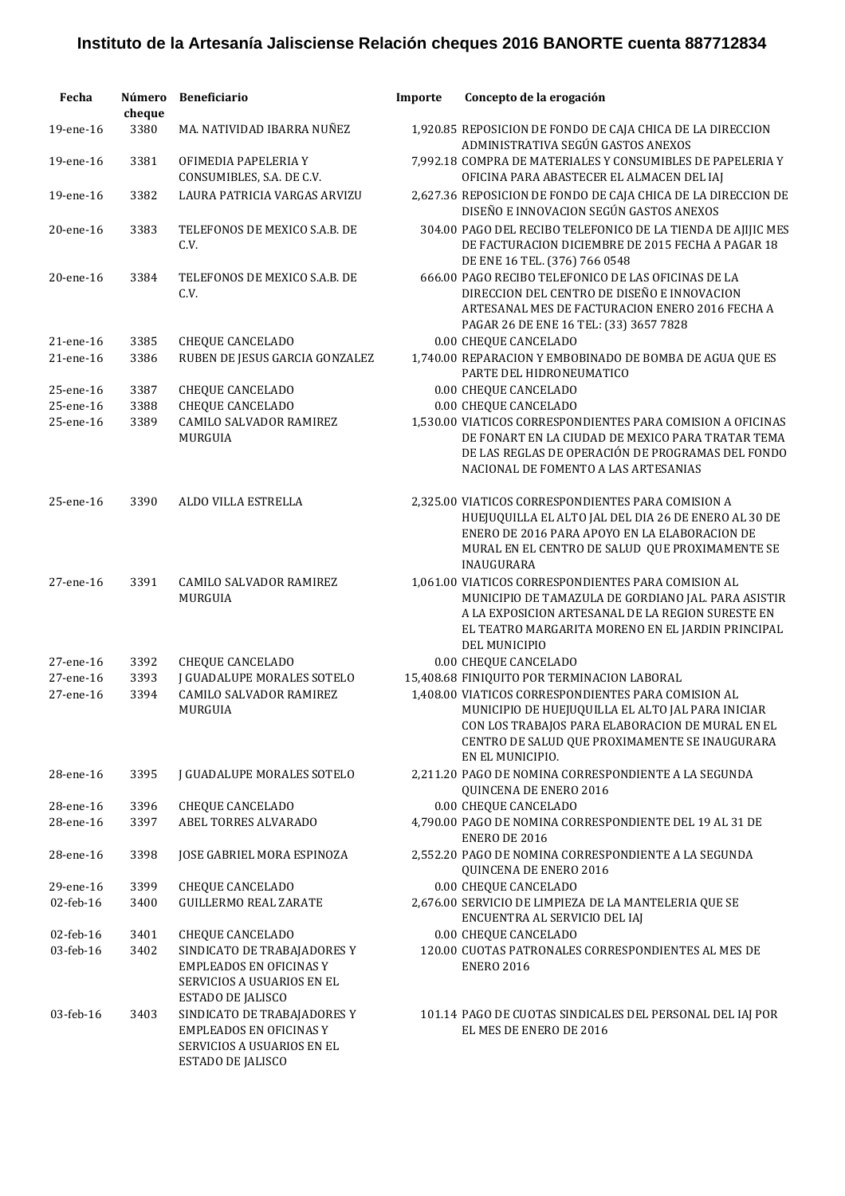# Instituto de la Artesanía Jalisciense Relación cheques 2016 BANORTE cuenta 887712834

| Fecha | Número cheque | Beneficiario | Importe | Concepto de la erogación |
|---|---|---|---|---|
| 19-ene-16 | 3380 | MA. NATIVIDAD IBARRA NUÑEZ | 1,920.85 | REPOSICION DE FONDO DE CAJA CHICA DE LA DIRECCION ADMINISTRATIVA SEGÚN GASTOS ANEXOS |
| 19-ene-16 | 3381 | OFIMEDIA PAPELERIA Y CONSUMIBLES, S.A. DE C.V. | 7,992.18 | COMPRA DE MATERIALES Y CONSUMIBLES DE PAPELERIA Y OFICINA PARA ABASTECER EL ALMACEN DEL IAJ |
| 19-ene-16 | 3382 | LAURA PATRICIA VARGAS ARVIZU | 2,627.36 | REPOSICION DE FONDO DE CAJA CHICA DE LA DIRECCION DE DISEÑO E INNOVACION SEGÚN GASTOS ANEXOS |
| 20-ene-16 | 3383 | TELEFONOS DE MEXICO S.A.B. DE C.V. | 304.00 | PAGO DEL RECIBO TELEFONICO DE LA TIENDA DE AJIJIC MES DE FACTURACION DICIEMBRE DE 2015 FECHA A PAGAR 18 DE ENE 16 TEL. (376) 766 0548 |
| 20-ene-16 | 3384 | TELEFONOS DE MEXICO S.A.B. DE C.V. | 666.00 | PAGO RECIBO TELEFONICO DE LAS OFICINAS DE LA DIRECCION DEL CENTRO DE DISEÑO E INNOVACION ARTESANAL MES DE FACTURACION ENERO 2016 FECHA A PAGAR 26 DE ENE 16 TEL: (33) 3657 7828 |
| 21-ene-16 | 3385 | CHEQUE CANCELADO | 0.00 | CHEQUE CANCELADO |
| 21-ene-16 | 3386 | RUBEN DE JESUS GARCIA GONZALEZ | 1,740.00 | REPARACION Y EMBOBINADO DE BOMBA DE AGUA QUE ES PARTE DEL HIDRONEUMATICO |
| 25-ene-16 | 3387 | CHEQUE CANCELADO | 0.00 | CHEQUE CANCELADO |
| 25-ene-16 | 3388 | CHEQUE CANCELADO | 0.00 | CHEQUE CANCELADO |
| 25-ene-16 | 3389 | CAMILO SALVADOR RAMIREZ MURGUIA | 1,530.00 | VIATICOS CORRESPONDIENTES PARA COMISION A OFICINAS DE FONART EN LA CIUDAD DE MEXICO PARA TRATAR TEMA DE LAS REGLAS DE OPERACIÓN DE PROGRAMAS DEL FONDO NACIONAL DE FOMENTO A LAS ARTESANIAS |
| 25-ene-16 | 3390 | ALDO VILLA ESTRELLA | 2,325.00 | VIATICOS CORRESPONDIENTES PARA COMISION A HUEJUQUILLA EL ALTO JAL DEL DIA 26 DE ENERO AL 30 DE ENERO DE 2016 PARA APOYO EN LA ELABORACION DE MURAL EN EL CENTRO DE SALUD QUE PROXIMAMENTE SE INAUGURARA |
| 27-ene-16 | 3391 | CAMILO SALVADOR RAMIREZ MURGUIA | 1,061.00 | VIATICOS CORRESPONDIENTES PARA COMISION AL MUNICIPIO DE TAMAZULA DE GORDIANO JAL. PARA ASISTIR A LA EXPOSICION ARTESANAL DE LA REGION SURESTE EN EL TEATRO MARGARITA MORENO EN EL JARDIN PRINCIPAL DEL MUNICIPIO |
| 27-ene-16 | 3392 | CHEQUE CANCELADO | 0.00 | CHEQUE CANCELADO |
| 27-ene-16 | 3393 | J GUADALUPE MORALES SOTELO | 15,408.68 | FINIQUITO POR TERMINACION LABORAL |
| 27-ene-16 | 3394 | CAMILO SALVADOR RAMIREZ MURGUIA | 1,408.00 | VIATICOS CORRESPONDIENTES PARA COMISION AL MUNICIPIO DE HUEJUQUILLA EL ALTO JAL PARA INICIAR CON LOS TRABAJOS PARA ELABORACION DE MURAL EN EL CENTRO DE SALUD QUE PROXIMAMENTE SE INAUGURARA EN EL MUNICIPIO. |
| 28-ene-16 | 3395 | J GUADALUPE MORALES SOTELO | 2,211.20 | PAGO DE NOMINA CORRESPONDIENTE A LA SEGUNDA QUINCENA DE ENERO 2016 |
| 28-ene-16 | 3396 | CHEQUE CANCELADO | 0.00 | CHEQUE CANCELADO |
| 28-ene-16 | 3397 | ABEL TORRES ALVARADO | 4,790.00 | PAGO DE NOMINA CORRESPONDIENTE DEL 19 AL 31 DE ENERO DE 2016 |
| 28-ene-16 | 3398 | JOSE GABRIEL MORA ESPINOZA | 2,552.20 | PAGO DE NOMINA CORRESPONDIENTE A LA SEGUNDA QUINCENA DE ENERO 2016 |
| 29-ene-16 | 3399 | CHEQUE CANCELADO | 0.00 | CHEQUE CANCELADO |
| 02-feb-16 | 3400 | GUILLERMO REAL ZARATE | 2,676.00 | SERVICIO DE LIMPIEZA DE LA MANTELERIA QUE SE ENCUENTRA AL SERVICIO DEL IAJ |
| 02-feb-16 | 3401 | CHEQUE CANCELADO | 0.00 | CHEQUE CANCELADO |
| 03-feb-16 | 3402 | SINDICATO DE TRABAJADORES Y EMPLEADOS EN OFICINAS Y SERVICIOS A USUARIOS EN EL ESTADO DE JALISCO | 120.00 | CUOTAS PATRONALES CORRESPONDIENTES AL MES DE ENERO 2016 |
| 03-feb-16 | 3403 | SINDICATO DE TRABAJADORES Y EMPLEADOS EN OFICINAS Y SERVICIOS A USUARIOS EN EL ESTADO DE JALISCO | 101.14 | PAGO DE CUOTAS SINDICALES DEL PERSONAL DEL IAJ POR EL MES DE ENERO DE 2016 |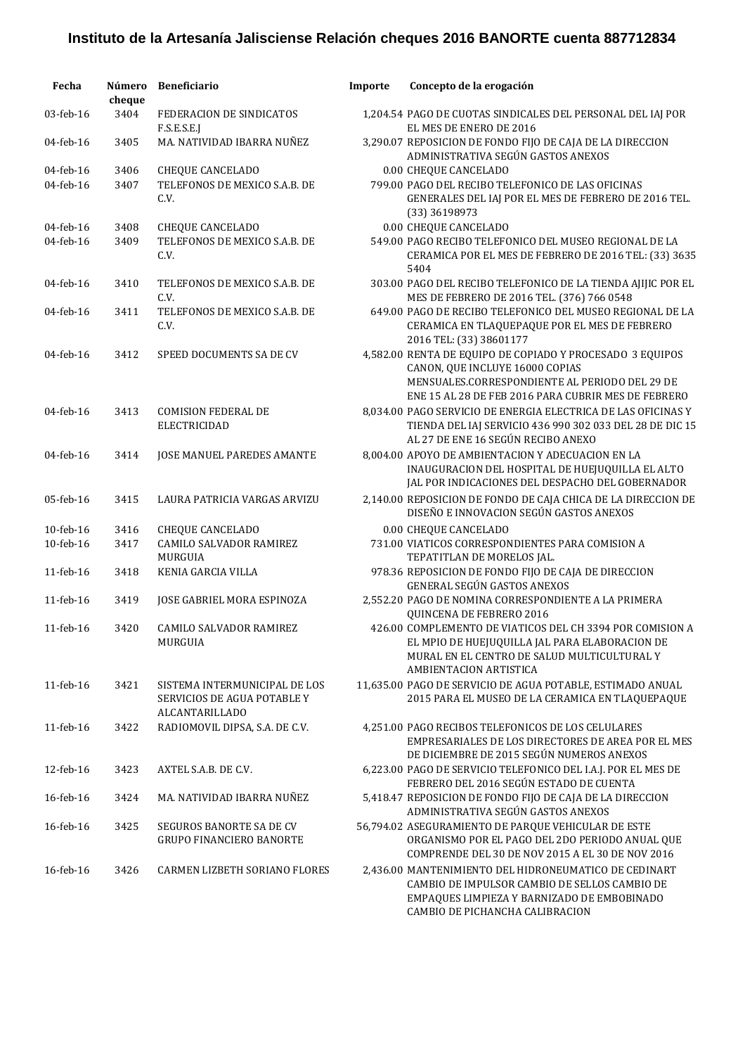**Instituto de la Artesanía Jalisciense Relación cheques 2016 BANORTE cuenta 887712834**

| Fecha | Número cheque | Beneficiario | Importe | Concepto de la erogación |
|---|---|---|---|---|
| 03-feb-16 | 3404 | FEDERACION DE SINDICATOS F.S.E.S.E.J | 1,204.54 | PAGO DE CUOTAS SINDICALES DEL PERSONAL DEL IAJ POR EL MES DE ENERO DE 2016 |
| 04-feb-16 | 3405 | MA. NATIVIDAD IBARRA NUÑEZ | 3,290.07 | REPOSICION DE FONDO FIJO DE CAJA DE LA DIRECCION ADMINISTRATIVA SEGÚN GASTOS ANEXOS |
| 04-feb-16 | 3406 | CHEQUE CANCELADO | 0.00 | CHEQUE CANCELADO |
| 04-feb-16 | 3407 | TELEFONOS DE MEXICO S.A.B. DE C.V. | 799.00 | PAGO DEL RECIBO TELEFONICO DE LAS OFICINAS GENERALES DEL IAJ POR EL MES DE FEBRERO DE 2016 TEL. (33) 36198973 |
| 04-feb-16 | 3408 | CHEQUE CANCELADO | 0.00 | CHEQUE CANCELADO |
| 04-feb-16 | 3409 | TELEFONOS DE MEXICO S.A.B. DE C.V. | 549.00 | PAGO RECIBO TELEFONICO DEL MUSEO REGIONAL DE LA CERAMICA POR EL MES DE FEBRERO DE 2016 TEL: (33) 3635 5404 |
| 04-feb-16 | 3410 | TELEFONOS DE MEXICO S.A.B. DE C.V. | 303.00 | PAGO DEL RECIBO TELEFONICO DE LA TIENDA AJIJIC POR EL MES DE FEBRERO DE 2016 TEL. (376) 766 0548 |
| 04-feb-16 | 3411 | TELEFONOS DE MEXICO S.A.B. DE C.V. | 649.00 | PAGO DE RECIBO TELEFONICO DEL MUSEO REGIONAL DE LA CERAMICA EN TLAQUEPAQUE POR EL MES DE FEBRERO 2016 TEL: (33) 38601177 |
| 04-feb-16 | 3412 | SPEED DOCUMENTS SA DE CV | 4,582.00 | RENTA DE EQUIPO DE COPIADO Y PROCESADO 3 EQUIPOS CANON, QUE INCLUYE 16000 COPIAS MENSUALES.CORRESPONDIENTE AL PERIODO DEL 29 DE ENE 15 AL 28 DE FEB 2016 PARA CUBRIR MES DE FEBRERO |
| 04-feb-16 | 3413 | COMISION FEDERAL DE ELECTRICIDAD | 8,034.00 | PAGO SERVICIO DE ENERGIA ELECTRICA DE LAS OFICINAS Y TIENDA DEL IAJ SERVICIO 436 990 302 033 DEL 28 DE DIC 15 AL 27 DE ENE 16 SEGÚN RECIBO ANEXO |
| 04-feb-16 | 3414 | JOSE MANUEL PAREDES AMANTE | 8,004.00 | APOYO DE AMBIENTACION Y ADECUACION EN LA INAUGURACION DEL HOSPITAL DE HUEJUQUILLA EL ALTO JAL POR INDICACIONES DEL DESPACHO DEL GOBERNADOR |
| 05-feb-16 | 3415 | LAURA PATRICIA VARGAS ARVIZU | 2,140.00 | REPOSICION DE FONDO DE CAJA CHICA DE LA DIRECCION DE DISEÑO E INNOVACION SEGÚN GASTOS ANEXOS |
| 10-feb-16 | 3416 | CHEQUE CANCELADO | 0.00 | CHEQUE CANCELADO |
| 10-feb-16 | 3417 | CAMILO SALVADOR RAMIREZ MURGUIA | 731.00 | VIATICOS CORRESPONDIENTES PARA COMISION A TEPATITLAN DE MORELOS JAL. |
| 11-feb-16 | 3418 | KENIA GARCIA VILLA | 978.36 | REPOSICION DE FONDO FIJO DE CAJA DE DIRECCION GENERAL SEGÚN GASTOS ANEXOS |
| 11-feb-16 | 3419 | JOSE GABRIEL MORA ESPINOZA | 2,552.20 | PAGO DE NOMINA CORRESPONDIENTE A LA PRIMERA QUINCENA DE FEBRERO 2016 |
| 11-feb-16 | 3420 | CAMILO SALVADOR RAMIREZ MURGUIA | 426.00 | COMPLEMENTO DE VIATICOS DEL CH 3394 POR COMISION A EL MPIO DE HUEJUQUILLA JAL PARA ELABORACION DE MURAL EN EL CENTRO DE SALUD MULTICULTURAL Y AMBIENTACION ARTISTICA |
| 11-feb-16 | 3421 | SISTEMA INTERMUNICIPAL DE LOS SERVICIOS DE AGUA POTABLE Y ALCANTARILLADO | 11,635.00 | PAGO DE SERVICIO DE AGUA POTABLE, ESTIMADO ANUAL 2015 PARA EL MUSEO DE LA CERAMICA EN TLAQUEPAQUE |
| 11-feb-16 | 3422 | RADIOMOVIL DIPSA, S.A. DE C.V. | 4,251.00 | PAGO RECIBOS TELEFONICOS DE LOS CELULARES EMPRESARIALES DE LOS DIRECTORES DE AREA POR EL MES DE DICIEMBRE DE 2015 SEGÚN NUMEROS ANEXOS |
| 12-feb-16 | 3423 | AXTEL S.A.B. DE C.V. | 6,223.00 | PAGO DE SERVICIO TELEFONICO DEL I.A.J. POR EL MES DE FEBRERO DEL 2016 SEGÚN ESTADO DE CUENTA |
| 16-feb-16 | 3424 | MA. NATIVIDAD IBARRA NUÑEZ | 5,418.47 | REPOSICION DE FONDO FIJO DE CAJA DE LA DIRECCION ADMINISTRATIVA SEGÚN GASTOS ANEXOS |
| 16-feb-16 | 3425 | SEGUROS BANORTE SA DE CV GRUPO FINANCIERO BANORTE | 56,794.02 | ASEGURAMIENTO DE PARQUE VEHICULAR DE ESTE ORGANISMO POR EL PAGO DEL 2DO PERIODO ANUAL QUE COMPRENDE DEL 30 DE NOV 2015 A EL 30 DE NOV 2016 |
| 16-feb-16 | 3426 | CARMEN LIZBETH SORIANO FLORES | 2,436.00 | MANTENIMIENTO DEL HIDRONEUMATICO DE CEDINART CAMBIO DE IMPULSOR CAMBIO DE SELLOS CAMBIO DE EMPAQUES LIMPIEZA Y BARNIZADO DE EMBOBINADO CAMBIO DE PICHANCHA CALIBRACION |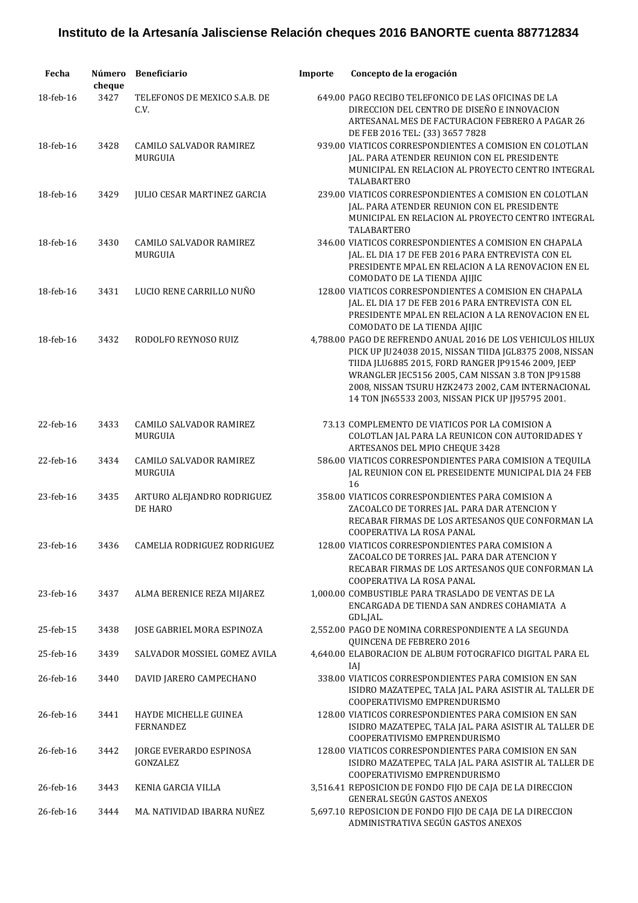# Instituto de la Artesanía Jalisciense Relación cheques 2016 BANORTE cuenta 887712834

| Fecha | Número cheque | Beneficiario | Importe | Concepto de la erogación |
|---|---|---|---|---|
| 18-feb-16 | 3427 | TELEFONOS DE MEXICO S.A.B. DE C.V. | 649.00 | PAGO RECIBO TELEFONICO DE LAS OFICINAS DE LA DIRECCION DEL CENTRO DE DISEÑO E INNOVACION ARTESANAL MES DE FACTURACION FEBRERO A PAGAR 26 DE FEB 2016 TEL: (33) 3657 7828 |
| 18-feb-16 | 3428 | CAMILO SALVADOR RAMIREZ MURGUIA | 939.00 | VIATICOS CORRESPONDIENTES A COMISION EN COLOTLAN JAL. PARA ATENDER REUNION CON EL PRESIDENTE MUNICIPAL EN RELACION AL PROYECTO CENTRO INTEGRAL TALABARTERO |
| 18-feb-16 | 3429 | JULIO CESAR MARTINEZ GARCIA | 239.00 | VIATICOS CORRESPONDIENTES A COMISION EN COLOTLAN JAL. PARA ATENDER REUNION CON EL PRESIDENTE MUNICIPAL EN RELACION AL PROYECTO CENTRO INTEGRAL TALABARTERO |
| 18-feb-16 | 3430 | CAMILO SALVADOR RAMIREZ MURGUIA | 346.00 | VIATICOS CORRESPONDIENTES A COMISION EN CHAPALA JAL. EL DIA 17 DE FEB 2016 PARA ENTREVISTA CON EL PRESIDENTE MPAL EN RELACION A LA RENOVACION EN EL COMODATO DE LA TIENDA AJIJIC |
| 18-feb-16 | 3431 | LUCIO RENE CARRILLO NUÑO | 128.00 | VIATICOS CORRESPONDIENTES A COMISION EN CHAPALA JAL. EL DIA 17 DE FEB 2016 PARA ENTREVISTA CON EL PRESIDENTE MPAL EN RELACION A LA RENOVACION EN EL COMODATO DE LA TIENDA AJIJIC |
| 18-feb-16 | 3432 | RODOLFO REYNOSO RUIZ | 4,788.00 | PAGO DE REFRENDO ANUAL 2016 DE LOS VEHICULOS HILUX PICK UP JU24038 2015, NISSAN TIIDA JGL8375 2008, NISSAN TIIDA JLU6885 2015, FORD RANGER JP91546 2009, JEEP WRANGLER JEC5156 2005, CAM NISSAN 3.8 TON JP91588 2008, NISSAN TSURU HZK2473 2002, CAM INTERNACIONAL 14 TON JN65533 2003, NISSAN PICK UP JJ95795 2001. |
| 22-feb-16 | 3433 | CAMILO SALVADOR RAMIREZ MURGUIA | 73.13 | COMPLEMENTO DE VIATICOS POR LA COMISION A COLOTLAN JAL PARA LA REUNICON CON AUTORIDADES Y ARTESANOS DEL MPIO CHEQUE 3428 |
| 22-feb-16 | 3434 | CAMILO SALVADOR RAMIREZ MURGUIA | 586.00 | VIATICOS CORRESPONDIENTES PARA COMISION A TEQUILA JAL REUNION CON EL PRESEIDENTE MUNICIPAL DIA 24 FEB 16 |
| 23-feb-16 | 3435 | ARTURO ALEJANDRO RODRIGUEZ DE HARO | 358.00 | VIATICOS CORRESPONDIENTES PARA COMISION A ZACOALCO DE TORRES JAL. PARA DAR ATENCION Y RECABAR FIRMAS DE LOS ARTESANOS QUE CONFORMAN LA COOPERATIVA LA ROSA PANAL |
| 23-feb-16 | 3436 | CAMELIA RODRIGUEZ RODRIGUEZ | 128.00 | VIATICOS CORRESPONDIENTES PARA COMISION A ZACOALCO DE TORRES JAL. PARA DAR ATENCION Y RECABAR FIRMAS DE LOS ARTESANOS QUE CONFORMAN LA COOPERATIVA LA ROSA PANAL |
| 23-feb-16 | 3437 | ALMA BERENICE REZA MIJAREZ | 1,000.00 | COMBUSTIBLE PARA TRASLADO DE VENTAS DE LA ENCARGADA DE TIENDA SAN ANDRES COHAMIATA A GDL,JAL. |
| 25-feb-15 | 3438 | JOSE GABRIEL MORA ESPINOZA | 2,552.00 | PAGO DE NOMINA CORRESPONDIENTE A LA SEGUNDA QUINCENA DE FEBRERO 2016 |
| 25-feb-16 | 3439 | SALVADOR MOSSIEL GOMEZ AVILA | 4,640.00 | ELABORACION DE ALBUM FOTOGRAFICO DIGITAL PARA EL IAJ |
| 26-feb-16 | 3440 | DAVID JARERO CAMPECHANO | 338.00 | VIATICOS CORRESPONDIENTES PARA COMISION EN SAN ISIDRO MAZATEPEC, TALA JAL. PARA ASISTIR AL TALLER DE COOPERATIVISMO EMPRENDURISMO |
| 26-feb-16 | 3441 | HAYDE MICHELLE GUINEA FERNANDEZ | 128.00 | VIATICOS CORRESPONDIENTES PARA COMISION EN SAN ISIDRO MAZATEPEC, TALA JAL. PARA ASISTIR AL TALLER DE COOPERATIVISMO EMPRENDURISMO |
| 26-feb-16 | 3442 | JORGE EVERARDO ESPINOSA GONZALEZ | 128.00 | VIATICOS CORRESPONDIENTES PARA COMISION EN SAN ISIDRO MAZATEPEC, TALA JAL. PARA ASISTIR AL TALLER DE COOPERATIVISMO EMPRENDURISMO |
| 26-feb-16 | 3443 | KENIA GARCIA VILLA | 3,516.41 | REPOSICION DE FONDO FIJO DE CAJA DE LA DIRECCION GENERAL SEGÚN GASTOS ANEXOS |
| 26-feb-16 | 3444 | MA. NATIVIDAD IBARRA NUÑEZ | 5,697.10 | REPOSICION DE FONDO FIJO DE CAJA DE LA DIRECCION ADMINISTRATIVA SEGÚN GASTOS ANEXOS |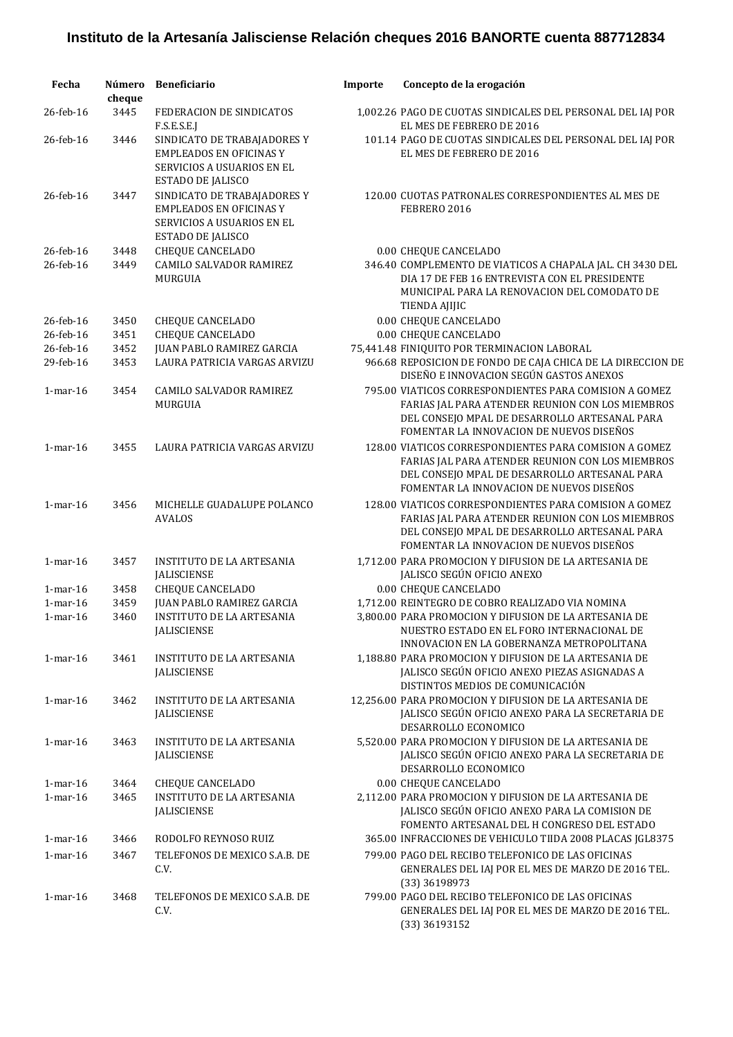# Instituto de la Artesanía Jalisciense Relación cheques 2016 BANORTE cuenta 887712834

| Fecha | Número cheque | Beneficiario | Importe | Concepto de la erogación |
|---|---|---|---|---|
| 26-feb-16 | 3445 | FEDERACION DE SINDICATOS F.S.E.S.E.J | 1,002.26 | PAGO DE CUOTAS SINDICALES DEL PERSONAL DEL IAJ POR EL MES DE FEBRERO DE 2016 |
| 26-feb-16 | 3446 | SINDICATO DE TRABAJADORES Y EMPLEADOS EN OFICINAS Y SERVICIOS A USUARIOS EN EL ESTADO DE JALISCO | 101.14 | PAGO DE CUOTAS SINDICALES DEL PERSONAL DEL IAJ POR EL MES DE FEBRERO DE 2016 |
| 26-feb-16 | 3447 | SINDICATO DE TRABAJADORES Y EMPLEADOS EN OFICINAS Y SERVICIOS A USUARIOS EN EL ESTADO DE JALISCO | 120.00 | CUOTAS PATRONALES CORRESPONDIENTES AL MES DE FEBRERO 2016 |
| 26-feb-16 | 3448 | CHEQUE CANCELADO | 0.00 | CHEQUE CANCELADO |
| 26-feb-16 | 3449 | CAMILO SALVADOR RAMIREZ MURGUIA | 346.40 | COMPLEMENTO DE VIATICOS A CHAPALA JAL. CH 3430 DEL DIA 17 DE FEB 16 ENTREVISTA CON EL PRESIDENTE MUNICIPAL PARA LA RENOVACION DEL COMODATO DE TIENDA AJIJIC |
| 26-feb-16 | 3450 | CHEQUE CANCELADO | 0.00 | CHEQUE CANCELADO |
| 26-feb-16 | 3451 | CHEQUE CANCELADO | 0.00 | CHEQUE CANCELADO |
| 26-feb-16 | 3452 | JUAN PABLO RAMIREZ GARCIA | 75,441.48 | FINIQUITO POR TERMINACION LABORAL |
| 29-feb-16 | 3453 | LAURA PATRICIA VARGAS ARVIZU | 966.68 | REPOSICION DE FONDO DE CAJA CHICA DE LA DIRECCION DE DISEÑO E INNOVACION SEGÚN GASTOS ANEXOS |
| 1-mar-16 | 3454 | CAMILO SALVADOR RAMIREZ MURGUIA | 795.00 | VIATICOS CORRESPONDIENTES PARA COMISION A GOMEZ FARIAS JAL PARA ATENDER REUNION CON LOS MIEMBROS DEL CONSEJO MPAL DE DESARROLLO ARTESANAL PARA FOMENTAR LA INNOVACION DE NUEVOS DISEÑOS |
| 1-mar-16 | 3455 | LAURA PATRICIA VARGAS ARVIZU | 128.00 | VIATICOS CORRESPONDIENTES PARA COMISION A GOMEZ FARIAS JAL PARA ATENDER REUNION CON LOS MIEMBROS DEL CONSEJO MPAL DE DESARROLLO ARTESANAL PARA FOMENTAR LA INNOVACION DE NUEVOS DISEÑOS |
| 1-mar-16 | 3456 | MICHELLE GUADALUPE POLANCO AVALOS | 128.00 | VIATICOS CORRESPONDIENTES PARA COMISION A GOMEZ FARIAS JAL PARA ATENDER REUNION CON LOS MIEMBROS DEL CONSEJO MPAL DE DESARROLLO ARTESANAL PARA FOMENTAR LA INNOVACION DE NUEVOS DISEÑOS |
| 1-mar-16 | 3457 | INSTITUTO DE LA ARTESANIA JALISCIENSE | 1,712.00 | PARA PROMOCION Y DIFUSION DE LA ARTESANIA DE JALISCO SEGÚN OFICIO ANEXO |
| 1-mar-16 | 3458 | CHEQUE CANCELADO | 0.00 | CHEQUE CANCELADO |
| 1-mar-16 | 3459 | JUAN PABLO RAMIREZ GARCIA | 1,712.00 | REINTEGRO DE COBRO REALIZADO VIA NOMINA |
| 1-mar-16 | 3460 | INSTITUTO DE LA ARTESANIA JALISCIENSE | 3,800.00 | PARA PROMOCION Y DIFUSION DE LA ARTESANIA DE NUESTRO ESTADO EN EL FORO INTERNACIONAL DE INNOVACION EN LA GOBERNANZA METROPOLITANA |
| 1-mar-16 | 3461 | INSTITUTO DE LA ARTESANIA JALISCIENSE | 1,188.80 | PARA PROMOCION Y DIFUSION DE LA ARTESANIA DE JALISCO SEGÚN OFICIO ANEXO PIEZAS ASIGNADAS A DISTINTOS MEDIOS DE COMUNICACIÓN |
| 1-mar-16 | 3462 | INSTITUTO DE LA ARTESANIA JALISCIENSE | 12,256.00 | PARA PROMOCION Y DIFUSION DE LA ARTESANIA DE JALISCO SEGÚN OFICIO ANEXO PARA LA SECRETARIA DE DESARROLLO ECONOMICO |
| 1-mar-16 | 3463 | INSTITUTO DE LA ARTESANIA JALISCIENSE | 5,520.00 | PARA PROMOCION Y DIFUSION DE LA ARTESANIA DE JALISCO SEGÚN OFICIO ANEXO PARA LA SECRETARIA DE DESARROLLO ECONOMICO |
| 1-mar-16 | 3464 | CHEQUE CANCELADO | 0.00 | CHEQUE CANCELADO |
| 1-mar-16 | 3465 | INSTITUTO DE LA ARTESANIA JALISCIENSE | 2,112.00 | PARA PROMOCION Y DIFUSION DE LA ARTESANIA DE JALISCO SEGÚN OFICIO ANEXO PARA LA COMISION DE FOMENTO ARTESANAL DEL H CONGRESO DEL ESTADO |
| 1-mar-16 | 3466 | RODOLFO REYNOSO RUIZ | 365.00 | INFRACCIONES DE VEHICULO TIIDA 2008 PLACAS JGL8375 |
| 1-mar-16 | 3467 | TELEFONOS DE MEXICO S.A.B. DE C.V. | 799.00 | PAGO DEL RECIBO TELEFONICO DE LAS OFICINAS GENERALES DEL IAJ POR EL MES DE MARZO DE 2016 TEL. (33) 36198973 |
| 1-mar-16 | 3468 | TELEFONOS DE MEXICO S.A.B. DE C.V. | 799.00 | PAGO DEL RECIBO TELEFONICO DE LAS OFICINAS GENERALES DEL IAJ POR EL MES DE MARZO DE 2016 TEL. (33) 36193152 |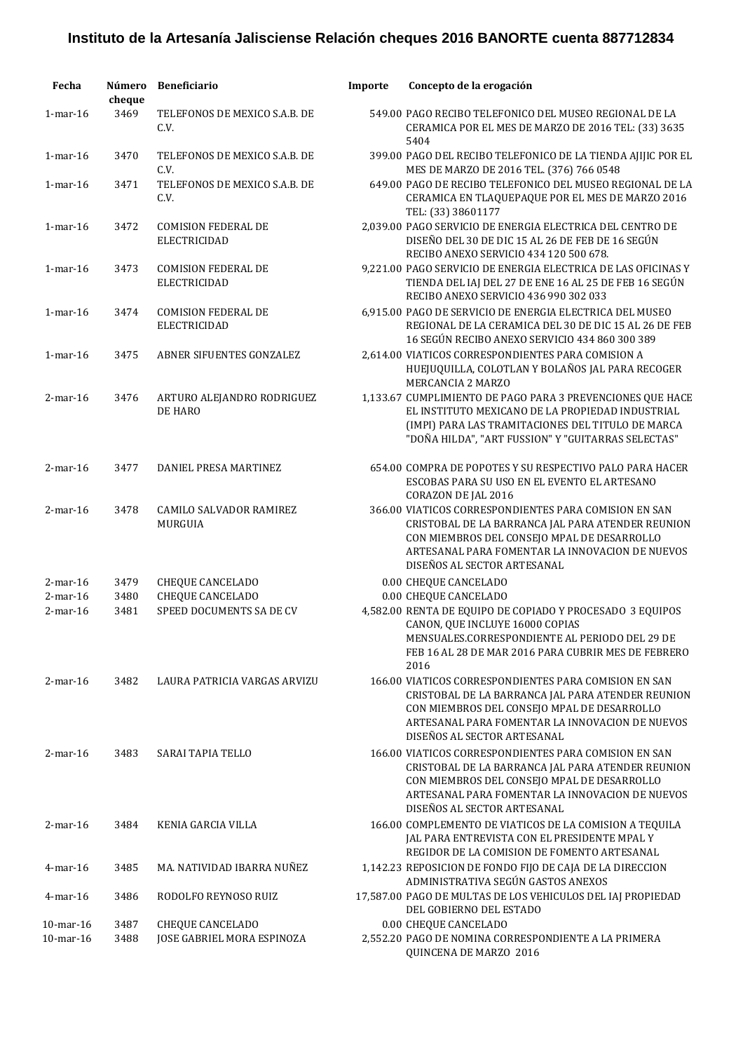# Instituto de la Artesanía Jalisciense Relación cheques 2016 BANORTE cuenta 887712834

| Fecha | Número cheque | Beneficiario | Importe | Concepto de la erogación |
|---|---|---|---|---|
| 1-mar-16 | 3469 | TELEFONOS DE MEXICO S.A.B. DE C.V. | 549.00 | PAGO RECIBO TELEFONICO DEL MUSEO REGIONAL DE LA CERAMICA POR EL MES DE MARZO DE 2016 TEL: (33) 3635 5404 |
| 1-mar-16 | 3470 | TELEFONOS DE MEXICO S.A.B. DE C.V. | 399.00 | PAGO DEL RECIBO TELEFONICO DE LA TIENDA AJIJIC POR EL MES DE MARZO DE 2016 TEL. (376) 766 0548 |
| 1-mar-16 | 3471 | TELEFONOS DE MEXICO S.A.B. DE C.V. | 649.00 | PAGO DE RECIBO TELEFONICO DEL MUSEO REGIONAL DE LA CERAMICA EN TLAQUEPAQUE POR EL MES DE MARZO 2016 TEL: (33) 38601177 |
| 1-mar-16 | 3472 | COMISION FEDERAL DE ELECTRICIDAD | 2,039.00 | PAGO SERVICIO DE ENERGIA ELECTRICA DEL CENTRO DE DISEÑO DEL 30 DE DIC 15 AL 26 DE FEB DE 16 SEGÚN RECIBO ANEXO SERVICIO 434 120 500 678. |
| 1-mar-16 | 3473 | COMISION FEDERAL DE ELECTRICIDAD | 9,221.00 | PAGO SERVICIO DE ENERGIA ELECTRICA DE LAS OFICINAS Y TIENDA DEL IAJ DEL 27 DE ENE 16 AL 25 DE FEB 16 SEGÚN RECIBO ANEXO SERVICIO 436 990 302 033 |
| 1-mar-16 | 3474 | COMISION FEDERAL DE ELECTRICIDAD | 6,915.00 | PAGO DE SERVICIO DE ENERGIA ELECTRICA DEL MUSEO REGIONAL DE LA CERAMICA DEL 30 DE DIC 15 AL 26 DE FEB 16 SEGÚN RECIBO ANEXO SERVICIO 434 860 300 389 |
| 1-mar-16 | 3475 | ABNER SIFUENTES GONZALEZ | 2,614.00 | VIATICOS CORRESPONDIENTES PARA COMISION A HUEJUQUILLA, COLOTLAN Y BOLAÑOS JAL PARA RECOGER MERCANCIA 2 MARZO |
| 2-mar-16 | 3476 | ARTURO ALEJANDRO RODRIGUEZ DE HARO | 1,133.67 | CUMPLIMIENTO DE PAGO PARA 3 PREVENCIONES QUE HACE EL INSTITUTO MEXICANO DE LA PROPIEDAD INDUSTRIAL (IMPI) PARA LAS TRAMITACIONES DEL TITULO DE MARCA "DOÑA HILDA", "ART FUSSION" Y "GUITARRAS SELECTAS" |
| 2-mar-16 | 3477 | DANIEL PRESA MARTINEZ | 654.00 | COMPRA DE POPOTES Y SU RESPECTIVO PALO PARA HACER ESCOBAS PARA SU USO EN EL EVENTO EL ARTESANO CORAZON DE JAL 2016 |
| 2-mar-16 | 3478 | CAMILO SALVADOR RAMIREZ MURGUIA | 366.00 | VIATICOS CORRESPONDIENTES PARA COMISION EN SAN CRISTOBAL DE LA BARRANCA JAL PARA ATENDER REUNION CON MIEMBROS DEL CONSEJO MPAL DE DESARROLLO ARTESANAL PARA FOMENTAR LA INNOVACION DE NUEVOS DISEÑOS AL SECTOR ARTESANAL |
| 2-mar-16 | 3479 | CHEQUE CANCELADO | 0.00 | CHEQUE CANCELADO |
| 2-mar-16 | 3480 | CHEQUE CANCELADO | 0.00 | CHEQUE CANCELADO |
| 2-mar-16 | 3481 | SPEED DOCUMENTS SA DE CV | 4,582.00 | RENTA DE EQUIPO DE COPIADO Y PROCESADO 3 EQUIPOS CANON, QUE INCLUYE 16000 COPIAS MENSUALES.CORRESPONDIENTE AL PERIODO DEL 29 DE FEB 16 AL 28 DE MAR 2016 PARA CUBRIR MES DE FEBRERO 2016 |
| 2-mar-16 | 3482 | LAURA PATRICIA VARGAS ARVIZU | 166.00 | VIATICOS CORRESPONDIENTES PARA COMISION EN SAN CRISTOBAL DE LA BARRANCA JAL PARA ATENDER REUNION CON MIEMBROS DEL CONSEJO MPAL DE DESARROLLO ARTESANAL PARA FOMENTAR LA INNOVACION DE NUEVOS DISEÑOS AL SECTOR ARTESANAL |
| 2-mar-16 | 3483 | SARAI TAPIA TELLO | 166.00 | VIATICOS CORRESPONDIENTES PARA COMISION EN SAN CRISTOBAL DE LA BARRANCA JAL PARA ATENDER REUNION CON MIEMBROS DEL CONSEJO MPAL DE DESARROLLO ARTESANAL PARA FOMENTAR LA INNOVACION DE NUEVOS DISEÑOS AL SECTOR ARTESANAL |
| 2-mar-16 | 3484 | KENIA GARCIA VILLA | 166.00 | COMPLEMENTO DE VIATICOS DE LA COMISION A TEQUILA JAL PARA ENTREVISTA CON EL PRESIDENTE MPAL Y REGIDOR DE LA COMISION DE FOMENTO ARTESANAL |
| 4-mar-16 | 3485 | MA. NATIVIDAD IBARRA NUÑEZ | 1,142.23 | REPOSICION DE FONDO FIJO DE CAJA DE LA DIRECCION ADMINISTRATIVA SEGÚN GASTOS ANEXOS |
| 4-mar-16 | 3486 | RODOLFO REYNOSO RUIZ | 17,587.00 | PAGO DE MULTAS DE LOS VEHICULOS DEL IAJ PROPIEDAD DEL GOBIERNO DEL ESTADO |
| 10-mar-16 | 3487 | CHEQUE CANCELADO | 0.00 | CHEQUE CANCELADO |
| 10-mar-16 | 3488 | JOSE GABRIEL MORA ESPINOZA | 2,552.20 | PAGO DE NOMINA CORRESPONDIENTE A LA PRIMERA QUINCENA DE MARZO 2016 |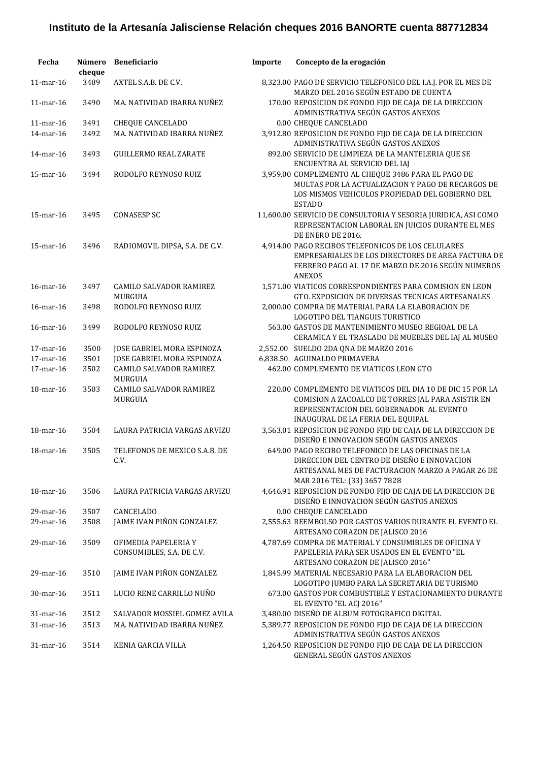# Instituto de la Artesanía Jalisciense Relación cheques 2016 BANORTE cuenta 887712834

| Fecha | Número cheque | Beneficiario | Importe | Concepto de la erogación |
|---|---|---|---|---|
| 11-mar-16 | 3489 | AXTEL S.A.B. DE C.V. | 8,323.00 | PAGO DE SERVICIO TELEFONICO DEL I.A.J. POR EL MES DE MARZO DEL 2016 SEGÚN ESTADO DE CUENTA |
| 11-mar-16 | 3490 | MA. NATIVIDAD IBARRA NUÑEZ | 170.00 | REPOSICION DE FONDO FIJO DE CAJA DE LA DIRECCION ADMINISTRATIVA SEGÚN GASTOS ANEXOS |
| 11-mar-16 | 3491 | CHEQUE CANCELADO | 0.00 | CHEQUE CANCELADO |
| 14-mar-16 | 3492 | MA. NATIVIDAD IBARRA NUÑEZ | 3,912.80 | REPOSICION DE FONDO FIJO DE CAJA DE LA DIRECCION ADMINISTRATIVA SEGÚN GASTOS ANEXOS |
| 14-mar-16 | 3493 | GUILLERMO REAL ZARATE | 892.00 | SERVICIO DE LIMPIEZA DE LA MANTELERIA QUE SE ENCUENTRA AL SERVICIO DEL IAJ |
| 15-mar-16 | 3494 | RODOLFO REYNOSO RUIZ | 3,959.00 | COMPLEMENTO AL CHEQUE 3486 PARA EL PAGO DE MULTAS POR LA ACTUALIZACION Y PAGO DE RECARGOS DE LOS MISMOS VEHICULOS PROPIEDAD DEL GOBIERNO DEL ESTADO |
| 15-mar-16 | 3495 | CONASESP SC | 11,600.00 | SERVICIO DE CONSULTORIA Y SESORIA JURIDICA, ASI COMO REPRESENTACION LABORAL EN JUICIOS DURANTE EL MES DE ENERO DE 2016. |
| 15-mar-16 | 3496 | RADIOMOVIL DIPSA, S.A. DE C.V. | 4,914.00 | PAGO RECIBOS TELEFONICOS DE LOS CELULARES EMPRESARIALES DE LOS DIRECTORES DE AREA FACTURA DE FEBRERO PAGO AL 17 DE MARZO DE 2016 SEGÚN NUMEROS ANEXOS |
| 16-mar-16 | 3497 | CAMILO SALVADOR RAMIREZ MURGUIA | 1,571.00 | VIATICOS CORRESPONDIENTES PARA COMISION EN LEON GTO. EXPOSICION DE DIVERSAS TECNICAS ARTESANALES |
| 16-mar-16 | 3498 | RODOLFO REYNOSO RUIZ | 2,000.00 | COMPRA DE MATERIAL PARA LA ELABORACION DE LOGOTIPO DEL TIANGUIS TURISTICO |
| 16-mar-16 | 3499 | RODOLFO REYNOSO RUIZ | 563.00 | GASTOS DE MANTENIMIENTO MUSEO REGIOAL DE LA CERAMICA Y EL TRASLADO DE MUEBLES DEL IAJ AL MUSEO |
| 17-mar-16 | 3500 | JOSE GABRIEL MORA ESPINOZA | 2,552.00 | SUELDO 2DA QNA DE MARZO 2016 |
| 17-mar-16 | 3501 | JOSE GABRIEL MORA ESPINOZA | 6,838.50 | AGUINALDO PRIMAVERA |
| 17-mar-16 | 3502 | CAMILO SALVADOR RAMIREZ MURGUIA | 462.00 | COMPLEMENTO DE VIATICOS LEON GTO |
| 18-mar-16 | 3503 | CAMILO SALVADOR RAMIREZ MURGUIA | 220.00 | COMPLEMENTO DE VIATICOS DEL DIA 10 DE DIC 15 POR LA COMISION A ZACOALCO DE TORRES JAL PARA ASISTIR EN REPRESENTACION DEL GOBERNADOR AL EVENTO INAUGURAL DE LA FERIA DEL EQUIPAL |
| 18-mar-16 | 3504 | LAURA PATRICIA VARGAS ARVIZU | 3,563.01 | REPOSICION DE FONDO FIJO DE CAJA DE LA DIRECCION DE DISEÑO E INNOVACION SEGÚN GASTOS ANEXOS |
| 18-mar-16 | 3505 | TELEFONOS DE MEXICO S.A.B. DE C.V. | 649.00 | PAGO RECIBO TELEFONICO DE LAS OFICINAS DE LA DIRECCION DEL CENTRO DE DISEÑO E INNOVACION ARTESANAL MES DE FACTURACION MARZO A PAGAR 26 DE MAR 2016 TEL: (33) 3657 7828 |
| 18-mar-16 | 3506 | LAURA PATRICIA VARGAS ARVIZU | 4,646.91 | REPOSICION DE FONDO FIJO DE CAJA DE LA DIRECCION DE DISEÑO E INNOVACION SEGÚN GASTOS ANEXOS |
| 29-mar-16 | 3507 | CANCELADO | 0.00 | CHEQUE CANCELADO |
| 29-mar-16 | 3508 | JAIME IVAN PIÑON GONZALEZ | 2,555.63 | REEMBOLSO POR GASTOS VARIOS DURANTE EL EVENTO EL ARTESANO CORAZON DE JALISCO 2016 |
| 29-mar-16 | 3509 | OFIMEDIA PAPELERIA Y CONSUMIBLES, S.A. DE C.V. | 4,787.69 | COMPRA DE MATERIAL Y CONSUMIBLES DE OFICINA Y PAPELERIA PARA SER USADOS EN EL EVENTO "EL ARTESANO CORAZON DE JALISCO 2016" |
| 29-mar-16 | 3510 | JAIME IVAN PIÑON GONZALEZ | 1,845.99 | MATERIAL NECESARIO PARA LA ELABORACION DEL LOGOTIPO JUMBO PARA LA SECRETARIA DE TURISMO |
| 30-mar-16 | 3511 | LUCIO RENE CARRILLO NUÑO | 673.00 | GASTOS POR COMBUSTIBLE Y ESTACIONAMIENTO DURANTE EL EVENTO "EL ACJ 2016" |
| 31-mar-16 | 3512 | SALVADOR MOSSIEL GOMEZ AVILA | 3,480.00 | DISEÑO DE ALBUM FOTOGRAFICO DIGITAL |
| 31-mar-16 | 3513 | MA. NATIVIDAD IBARRA NUÑEZ | 5,389.77 | REPOSICION DE FONDO FIJO DE CAJA DE LA DIRECCION ADMINISTRATIVA SEGÚN GASTOS ANEXOS |
| 31-mar-16 | 3514 | KENIA GARCIA VILLA | 1,264.50 | REPOSICION DE FONDO FIJO DE CAJA DE LA DIRECCION GENERAL SEGÚN GASTOS ANEXOS |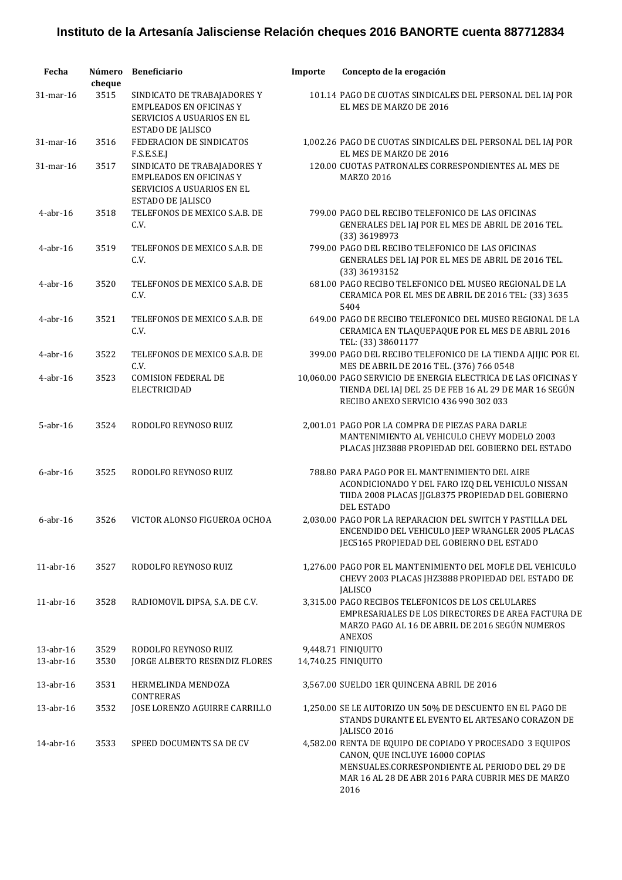# Instituto de la Artesanía Jalisciense Relación cheques 2016 BANORTE cuenta 887712834

| Fecha | Número cheque | Beneficiario | Importe | Concepto de la erogación |
|---|---|---|---|---|
| 31-mar-16 | 3515 | SINDICATO DE TRABAJADORES Y EMPLEADOS EN OFICINAS Y SERVICIOS A USUARIOS EN EL ESTADO DE JALISCO | 101.14 | PAGO DE CUOTAS SINDICALES DEL PERSONAL DEL IAJ POR EL MES DE MARZO DE 2016 |
| 31-mar-16 | 3516 | FEDERACION DE SINDICATOS F.S.E.S.E.J | 1,002.26 | PAGO DE CUOTAS SINDICALES DEL PERSONAL DEL IAJ POR EL MES DE MARZO DE 2016 |
| 31-mar-16 | 3517 | SINDICATO DE TRABAJADORES Y EMPLEADOS EN OFICINAS Y SERVICIOS A USUARIOS EN EL ESTADO DE JALISCO | 120.00 | CUOTAS PATRONALES CORRESPONDIENTES AL MES DE MARZO 2016 |
| 4-abr-16 | 3518 | TELEFONOS DE MEXICO S.A.B. DE C.V. | 799.00 | PAGO DEL RECIBO TELEFONICO DE LAS OFICINAS GENERALES DEL IAJ POR EL MES DE ABRIL DE 2016 TEL. (33) 36198973 |
| 4-abr-16 | 3519 | TELEFONOS DE MEXICO S.A.B. DE C.V. | 799.00 | PAGO DEL RECIBO TELEFONICO DE LAS OFICINAS GENERALES DEL IAJ POR EL MES DE ABRIL DE 2016 TEL. (33) 36193152 |
| 4-abr-16 | 3520 | TELEFONOS DE MEXICO S.A.B. DE C.V. | 681.00 | PAGO RECIBO TELEFONICO DEL MUSEO REGIONAL DE LA CERAMICA POR EL MES DE ABRIL DE 2016 TEL: (33) 3635 5404 |
| 4-abr-16 | 3521 | TELEFONOS DE MEXICO S.A.B. DE C.V. | 649.00 | PAGO DE RECIBO TELEFONICO DEL MUSEO REGIONAL DE LA CERAMICA EN TLAQUEPAQUE POR EL MES DE ABRIL 2016 TEL: (33) 38601177 |
| 4-abr-16 | 3522 | TELEFONOS DE MEXICO S.A.B. DE C.V. | 399.00 | PAGO DEL RECIBO TELEFONICO DE LA TIENDA AJIJIC POR EL MES DE ABRIL DE 2016 TEL. (376) 766 0548 |
| 4-abr-16 | 3523 | COMISION FEDERAL DE ELECTRICIDAD | 10,060.00 | PAGO SERVICIO DE ENERGIA ELECTRICA DE LAS OFICINAS Y TIENDA DEL IAJ DEL 25 DE FEB 16 AL 29 DE MAR 16 SEGÚN RECIBO ANEXO SERVICIO 436 990 302 033 |
| 5-abr-16 | 3524 | RODOLFO REYNOSO RUIZ | 2,001.01 | PAGO POR LA COMPRA DE PIEZAS PARA DARLE MANTENIMIENTO AL VEHICULO CHEVY MODELO 2003 PLACAS JHZ3888 PROPIEDAD DEL GOBIERNO DEL ESTADO |
| 6-abr-16 | 3525 | RODOLFO REYNOSO RUIZ | 788.80 | PARA PAGO POR EL MANTENIMIENTO DEL AIRE ACONDICIONADO Y DEL FARO IZQ DEL VEHICULO NISSAN TIIDA 2008 PLACAS JJGL8375 PROPIEDAD DEL GOBIERNO DEL ESTADO |
| 6-abr-16 | 3526 | VICTOR ALONSO FIGUEROA OCHOA | 2,030.00 | PAGO POR LA REPARACION DEL SWITCH Y PASTILLA DEL ENCENDIDO DEL VEHICULO JEEP WRANGLER 2005 PLACAS JEC5165 PROPIEDAD DEL GOBIERNO DEL ESTADO |
| 11-abr-16 | 3527 | RODOLFO REYNOSO RUIZ | 1,276.00 | PAGO POR EL MANTENIMIENTO DEL MOFLE DEL VEHICULO CHEVY 2003 PLACAS JHZ3888 PROPIEDAD DEL ESTADO DE JALISCO |
| 11-abr-16 | 3528 | RADIOMOVIL DIPSA, S.A. DE C.V. | 3,315.00 | PAGO RECIBOS TELEFONICOS DE LOS CELULARES EMPRESARIALES DE LOS DIRECTORES DE AREA FACTURA DE MARZO PAGO AL 16 DE ABRIL DE 2016 SEGÚN NUMEROS ANEXOS |
| 13-abr-16 | 3529 | RODOLFO REYNOSO RUIZ | 9,448.71 | FINIQUITO |
| 13-abr-16 | 3530 | JORGE ALBERTO RESENDIZ FLORES | 14,740.25 | FINIQUITO |
| 13-abr-16 | 3531 | HERMELINDA MENDOZA CONTRERAS | 3,567.00 | SUELDO 1ER QUINCENA ABRIL DE 2016 |
| 13-abr-16 | 3532 | JOSE LORENZO AGUIRRE CARRILLO | 1,250.00 | SE LE AUTORIZO UN 50% DE DESCUENTO EN EL PAGO DE STANDS DURANTE EL EVENTO EL ARTESANO CORAZON DE JALISCO 2016 |
| 14-abr-16 | 3533 | SPEED DOCUMENTS SA DE CV | 4,582.00 | RENTA DE EQUIPO DE COPIADO Y PROCESADO 3 EQUIPOS CANON, QUE INCLUYE 16000 COPIAS MENSUALES.CORRESPONDIENTE AL PERIODO DEL 29 DE MAR 16 AL 28 DE ABR 2016 PARA CUBRIR MES DE MARZO 2016 |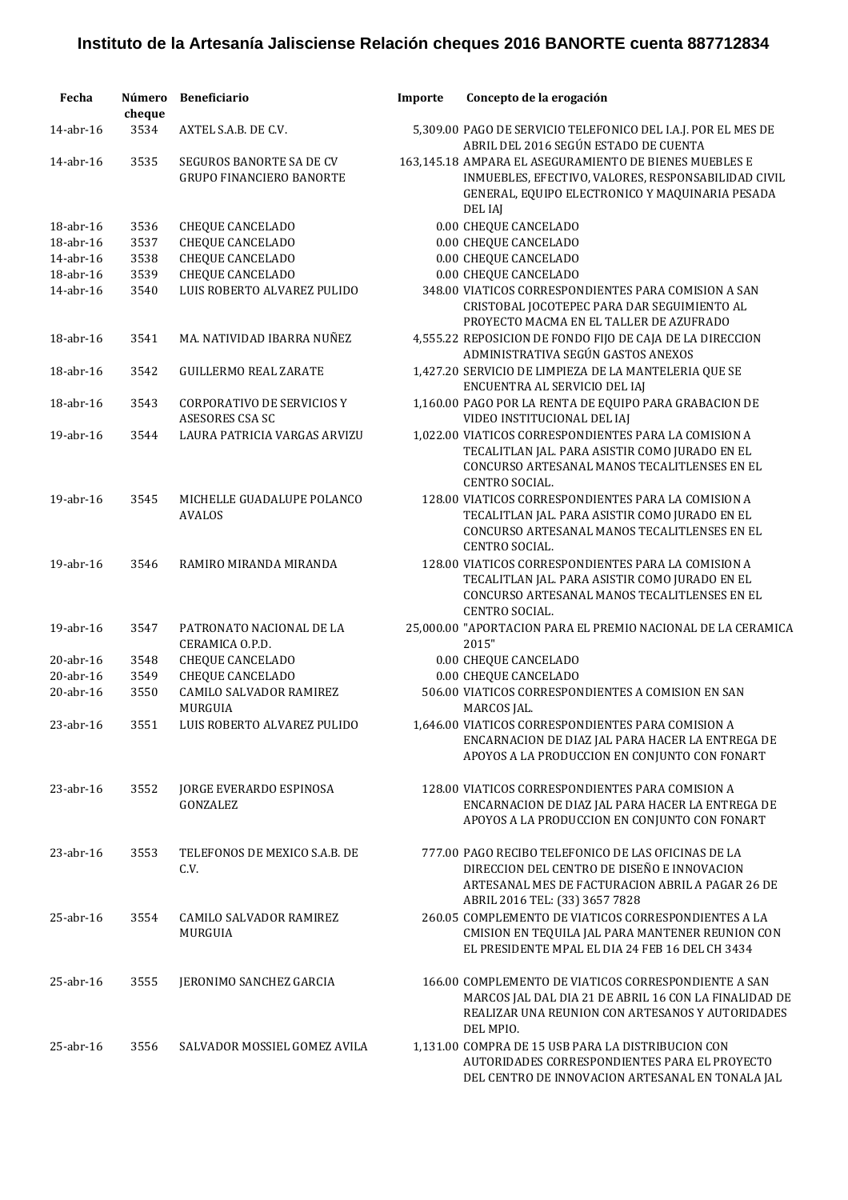# Instituto de la Artesanía Jalisciense Relación cheques 2016 BANORTE cuenta 887712834

| Fecha | Número cheque | Beneficiario | Importe | Concepto de la erogación |
|---|---|---|---|---|
| 14-abr-16 | 3534 | AXTEL S.A.B. DE C.V. | 5,309.00 | PAGO DE SERVICIO TELEFONICO DEL I.A.J. POR EL MES DE ABRIL DEL 2016 SEGÚN ESTADO DE CUENTA |
| 14-abr-16 | 3535 | SEGUROS BANORTE SA DE CV GRUPO FINANCIERO BANORTE | 163,145.18 | AMPARA EL ASEGURAMIENTO DE BIENES MUEBLES E INMUEBLES, EFECTIVO, VALORES, RESPONSABILIDAD CIVIL GENERAL, EQUIPO ELECTRONICO Y MAQUINARIA PESADA DEL IAJ |
| 18-abr-16 | 3536 | CHEQUE CANCELADO | 0.00 | CHEQUE CANCELADO |
| 18-abr-16 | 3537 | CHEQUE CANCELADO | 0.00 | CHEQUE CANCELADO |
| 14-abr-16 | 3538 | CHEQUE CANCELADO | 0.00 | CHEQUE CANCELADO |
| 18-abr-16 | 3539 | CHEQUE CANCELADO | 0.00 | CHEQUE CANCELADO |
| 14-abr-16 | 3540 | LUIS ROBERTO ALVAREZ PULIDO | 348.00 | VIATICOS CORRESPONDIENTES PARA COMISION A SAN CRISTOBAL JOCOTEPEC PARA DAR SEGUIMIENTO AL PROYECTO MACMA EN EL TALLER DE AZUFRADO |
| 18-abr-16 | 3541 | MA. NATIVIDAD IBARRA NUÑEZ | 4,555.22 | REPOSICION DE FONDO FIJO DE CAJA DE LA DIRECCION ADMINISTRATIVA SEGÚN GASTOS ANEXOS |
| 18-abr-16 | 3542 | GUILLERMO REAL ZARATE | 1,427.20 | SERVICIO DE LIMPIEZA DE LA MANTELERIA QUE SE ENCUENTRA AL SERVICIO DEL IAJ |
| 18-abr-16 | 3543 | CORPORATIVO DE SERVICIOS Y ASESORES CSA SC | 1,160.00 | PAGO POR LA RENTA DE EQUIPO PARA GRABACION DE VIDEO INSTITUCIONAL DEL IAJ |
| 19-abr-16 | 3544 | LAURA PATRICIA VARGAS ARVIZU | 1,022.00 | VIATICOS CORRESPONDIENTES PARA LA COMISION A TECALITLAN JAL. PARA ASISTIR COMO JURADO EN EL CONCURSO ARTESANAL MANOS TECALITLENSES EN EL CENTRO SOCIAL. |
| 19-abr-16 | 3545 | MICHELLE GUADALUPE POLANCO AVALOS | 128.00 | VIATICOS CORRESPONDIENTES PARA LA COMISION A TECALITLAN JAL. PARA ASISTIR COMO JURADO EN EL CONCURSO ARTESANAL MANOS TECALITLENSES EN EL CENTRO SOCIAL. |
| 19-abr-16 | 3546 | RAMIRO MIRANDA MIRANDA | 128.00 | VIATICOS CORRESPONDIENTES PARA LA COMISION A TECALITLAN JAL. PARA ASISTIR COMO JURADO EN EL CONCURSO ARTESANAL MANOS TECALITLENSES EN EL CENTRO SOCIAL. |
| 19-abr-16 | 3547 | PATRONATO NACIONAL DE LA CERAMICA O.P.D. | 25,000.00 | "APORTACION PARA EL PREMIO NACIONAL DE LA CERAMICA 2015" |
| 20-abr-16 | 3548 | CHEQUE CANCELADO | 0.00 | CHEQUE CANCELADO |
| 20-abr-16 | 3549 | CHEQUE CANCELADO | 0.00 | CHEQUE CANCELADO |
| 20-abr-16 | 3550 | CAMILO SALVADOR RAMIREZ MURGUIA | 506.00 | VIATICOS CORRESPONDIENTES A COMISION EN SAN MARCOS JAL. |
| 23-abr-16 | 3551 | LUIS ROBERTO ALVAREZ PULIDO | 1,646.00 | VIATICOS CORRESPONDIENTES PARA COMISION A ENCARNACION DE DIAZ JAL PARA HACER LA ENTREGA DE APOYOS A LA PRODUCCION EN CONJUNTO CON FONART |
| 23-abr-16 | 3552 | JORGE EVERARDO ESPINOSA GONZALEZ | 128.00 | VIATICOS CORRESPONDIENTES PARA COMISION A ENCARNACION DE DIAZ JAL PARA HACER LA ENTREGA DE APOYOS A LA PRODUCCION EN CONJUNTO CON FONART |
| 23-abr-16 | 3553 | TELEFONOS DE MEXICO S.A.B. DE C.V. | 777.00 | PAGO RECIBO TELEFONICO DE LAS OFICINAS DE LA DIRECCION DEL CENTRO DE DISEÑO E INNOVACION ARTESANAL MES DE FACTURACION ABRIL A PAGAR 26 DE ABRIL 2016 TEL: (33) 3657 7828 |
| 25-abr-16 | 3554 | CAMILO SALVADOR RAMIREZ MURGUIA | 260.05 | COMPLEMENTO DE VIATICOS CORRESPONDIENTES A LA CMISION EN TEQUILA JAL PARA MANTENER REUNION CON EL PRESIDENTE MPAL EL DIA 24 FEB 16 DEL CH 3434 |
| 25-abr-16 | 3555 | JERONIMO SANCHEZ GARCIA | 166.00 | COMPLEMENTO DE VIATICOS CORRESPONDIENTE A SAN MARCOS JAL DAL DIA 21 DE ABRIL 16 CON LA FINALIDAD DE REALIZAR UNA REUNION CON ARTESANOS Y AUTORIDADES DEL MPIO. |
| 25-abr-16 | 3556 | SALVADOR MOSSIEL GOMEZ AVILA | 1,131.00 | COMPRA DE 15 USB PARA LA DISTRIBUCION CON AUTORIDADES CORRESPONDIENTES PARA EL PROYECTO DEL CENTRO DE INNOVACION ARTESANAL EN TONALA JAL |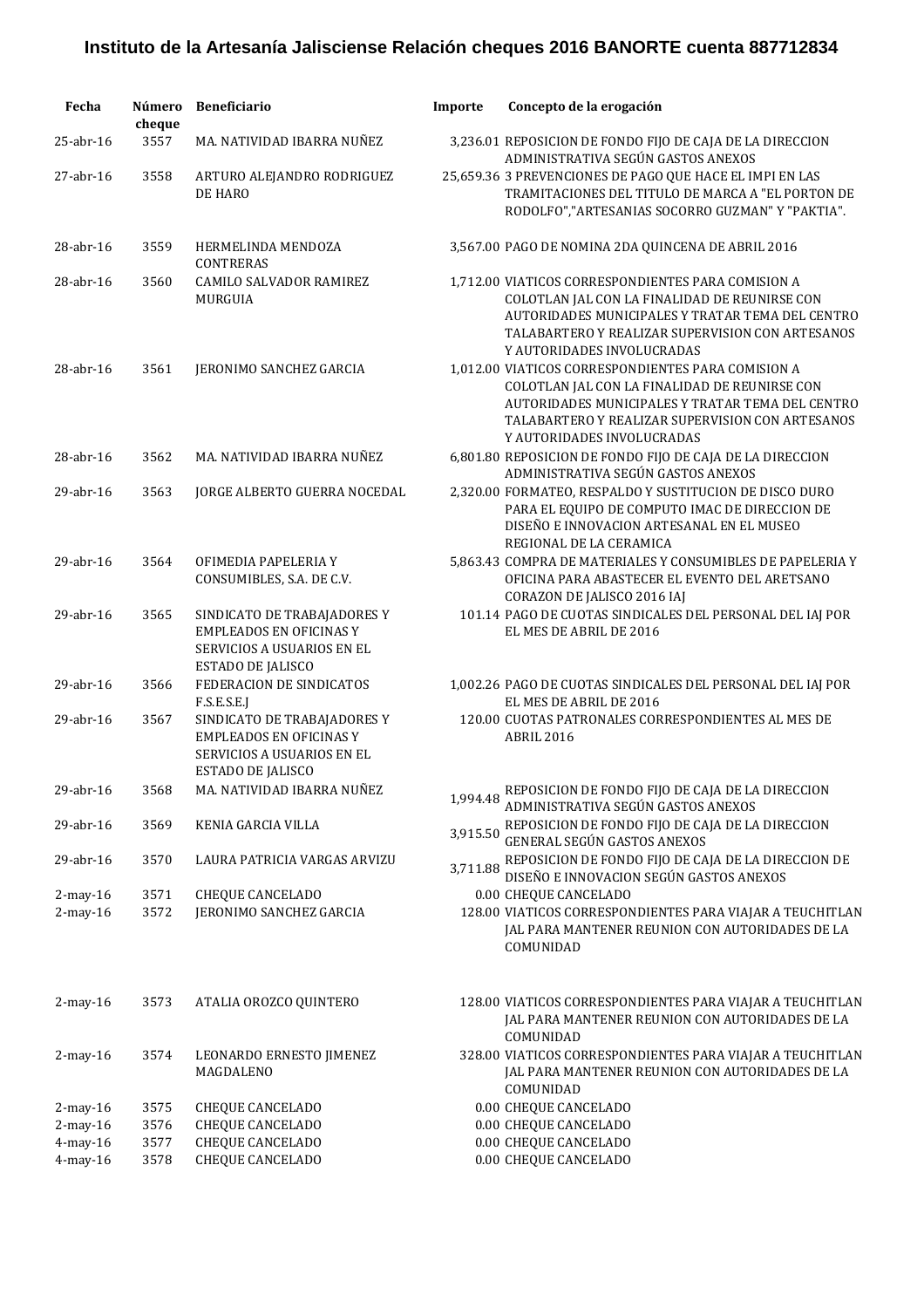# Instituto de la Artesanía Jalisciense Relación cheques 2016 BANORTE cuenta 887712834

| Fecha | Número cheque | Beneficiario | Importe | Concepto de la erogación |
|---|---|---|---|---|
| 25-abr-16 | 3557 | MA. NATIVIDAD IBARRA NUÑEZ | 3,236.01 | REPOSICION DE FONDO FIJO DE CAJA DE LA DIRECCION ADMINISTRATIVA SEGÚN GASTOS ANEXOS |
| 27-abr-16 | 3558 | ARTURO ALEJANDRO RODRIGUEZ DE HARO | 25,659.36 | 3 PREVENCIONES DE PAGO QUE HACE EL IMPI EN LAS TRAMITACIONES DEL TITULO DE MARCA A "EL PORTON DE RODOLFO","ARTESANIAS SOCORRO GUZMAN" Y "PAKTIA". |
| 28-abr-16 | 3559 | HERMELINDA MENDOZA CONTRERAS | 3,567.00 | PAGO DE NOMINA 2DA QUINCENA DE ABRIL 2016 |
| 28-abr-16 | 3560 | CAMILO SALVADOR RAMIREZ MURGUIA | 1,712.00 | VIATICOS CORRESPONDIENTES PARA COMISION A COLOTLAN JAL CON LA FINALIDAD DE REUNIRSE CON AUTORIDADES MUNICIPALES Y TRATAR TEMA DEL CENTRO TALABARTERO Y REALIZAR SUPERVISION CON ARTESANOS Y AUTORIDADES INVOLUCRADAS |
| 28-abr-16 | 3561 | JERONIMO SANCHEZ GARCIA | 1,012.00 | VIATICOS CORRESPONDIENTES PARA COMISION A COLOTLAN JAL CON LA FINALIDAD DE REUNIRSE CON AUTORIDADES MUNICIPALES Y TRATAR TEMA DEL CENTRO TALABARTERO Y REALIZAR SUPERVISION CON ARTESANOS Y AUTORIDADES INVOLUCRADAS |
| 28-abr-16 | 3562 | MA. NATIVIDAD IBARRA NUÑEZ | 6,801.80 | REPOSICION DE FONDO FIJO DE CAJA DE LA DIRECCION ADMINISTRATIVA SEGÚN GASTOS ANEXOS |
| 29-abr-16 | 3563 | JORGE ALBERTO GUERRA NOCEDAL | 2,320.00 | FORMATEO, RESPALDO Y SUSTITUCION DE DISCO DURO PARA EL EQUIPO DE COMPUTO IMAC DE DIRECCION DE DISEÑO E INNOVACION ARTESANAL EN EL MUSEO REGIONAL DE LA CERAMICA |
| 29-abr-16 | 3564 | OFIMEDIA PAPELERIA Y CONSUMIBLES, S.A. DE C.V. | 5,863.43 | COMPRA DE MATERIALES Y CONSUMIBLES DE PAPELERIA Y OFICINA PARA ABASTECER EL EVENTO DEL ARETSANO CORAZON DE JALISCO 2016 IAJ |
| 29-abr-16 | 3565 | SINDICATO DE TRABAJADORES Y EMPLEADOS EN OFICINAS Y SERVICIOS A USUARIOS EN EL ESTADO DE JALISCO | 101.14 | PAGO DE CUOTAS SINDICALES DEL PERSONAL DEL IAJ POR EL MES DE ABRIL DE 2016 |
| 29-abr-16 | 3566 | FEDERACION DE SINDICATOS F.S.E.S.E.J | 1,002.26 | PAGO DE CUOTAS SINDICALES DEL PERSONAL DEL IAJ POR EL MES DE ABRIL DE 2016 |
| 29-abr-16 | 3567 | SINDICATO DE TRABAJADORES Y EMPLEADOS EN OFICINAS Y SERVICIOS A USUARIOS EN EL ESTADO DE JALISCO | 120.00 | CUOTAS PATRONALES CORRESPONDIENTES AL MES DE ABRIL 2016 |
| 29-abr-16 | 3568 | MA. NATIVIDAD IBARRA NUÑEZ | 1,994.48 | REPOSICION DE FONDO FIJO DE CAJA DE LA DIRECCION ADMINISTRATIVA SEGÚN GASTOS ANEXOS |
| 29-abr-16 | 3569 | KENIA GARCIA VILLA | 3,915.50 | REPOSICION DE FONDO FIJO DE CAJA DE LA DIRECCION GENERAL SEGÚN GASTOS ANEXOS |
| 29-abr-16 | 3570 | LAURA PATRICIA VARGAS ARVIZU | 3,711.88 | REPOSICION DE FONDO FIJO DE CAJA DE LA DIRECCION DE DISEÑO E INNOVACION SEGÚN GASTOS ANEXOS |
| 2-may-16 | 3571 | CHEQUE CANCELADO | 0.00 | CHEQUE CANCELADO |
| 2-may-16 | 3572 | JERONIMO SANCHEZ GARCIA | 128.00 | VIATICOS CORRESPONDIENTES PARA VIAJAR A TEUCHITLAN JAL PARA MANTENER REUNION CON AUTORIDADES DE LA COMUNIDAD |
| 2-may-16 | 3573 | ATALIA OROZCO QUINTERO | 128.00 | VIATICOS CORRESPONDIENTES PARA VIAJAR A TEUCHITLAN JAL PARA MANTENER REUNION CON AUTORIDADES DE LA COMUNIDAD |
| 2-may-16 | 3574 | LEONARDO ERNESTO JIMENEZ MAGDALENO | 328.00 | VIATICOS CORRESPONDIENTES PARA VIAJAR A TEUCHITLAN JAL PARA MANTENER REUNION CON AUTORIDADES DE LA COMUNIDAD |
| 2-may-16 | 3575 | CHEQUE CANCELADO | 0.00 | CHEQUE CANCELADO |
| 2-may-16 | 3576 | CHEQUE CANCELADO | 0.00 | CHEQUE CANCELADO |
| 4-may-16 | 3577 | CHEQUE CANCELADO | 0.00 | CHEQUE CANCELADO |
| 4-may-16 | 3578 | CHEQUE CANCELADO | 0.00 | CHEQUE CANCELADO |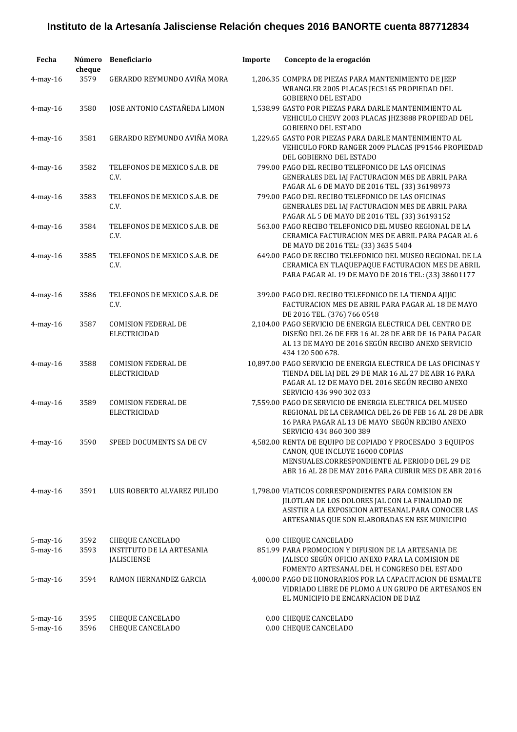**Instituto de la Artesanía Jalisciense Relación cheques 2016 BANORTE cuenta 887712834**

| Fecha | Número cheque | Beneficiario | Importe | Concepto de la erogación |
|---|---|---|---|---|
| 4-may-16 | 3579 | GERARDO REYMUNDO AVIÑA MORA | 1,206.35 | COMPRA DE PIEZAS PARA MANTENIMIENTO DE JEEP WRANGLER 2005 PLACAS JEC5165 PROPIEDAD DEL GOBIERNO DEL ESTADO |
| 4-may-16 | 3580 | JOSE ANTONIO CASTAÑEDA LIMON | 1,538.99 | GASTO POR PIEZAS PARA DARLE MANTENIMIENTO AL VEHICULO CHEVY 2003 PLACAS JHZ3888 PROPIEDAD DEL GOBIERNO DEL ESTADO |
| 4-may-16 | 3581 | GERARDO REYMUNDO AVIÑA MORA | 1,229.65 | GASTO POR PIEZAS PARA DARLE MANTENIMIENTO AL VEHICULO FORD RANGER 2009 PLACAS JP91546 PROPIEDAD DEL GOBIERNO DEL ESTADO |
| 4-may-16 | 3582 | TELEFONOS DE MEXICO S.A.B. DE C.V. | 799.00 | PAGO DEL RECIBO TELEFONICO DE LAS OFICINAS GENERALES DEL IAJ FACTURACION MES DE ABRIL PARA PAGAR AL 6 DE MAYO DE 2016 TEL. (33) 36198973 |
| 4-may-16 | 3583 | TELEFONOS DE MEXICO S.A.B. DE C.V. | 799.00 | PAGO DEL RECIBO TELEFONICO DE LAS OFICINAS GENERALES DEL IAJ FACTURACION MES DE ABRIL PARA PAGAR AL 5 DE MAYO DE 2016 TEL. (33) 36193152 |
| 4-may-16 | 3584 | TELEFONOS DE MEXICO S.A.B. DE C.V. | 563.00 | PAGO RECIBO TELEFONICO DEL MUSEO REGIONAL DE LA CERAMICA FACTURACION MES DE ABRIL PARA PAGAR AL 6 DE MAYO DE 2016 TEL: (33) 3635 5404 |
| 4-may-16 | 3585 | TELEFONOS DE MEXICO S.A.B. DE C.V. | 649.00 | PAGO DE RECIBO TELEFONICO DEL MUSEO REGIONAL DE LA CERAMICA EN TLAQUEPAQUE FACTURACION MES DE ABRIL PARA PAGAR AL 19 DE MAYO DE 2016 TEL: (33) 38601177 |
| 4-may-16 | 3586 | TELEFONOS DE MEXICO S.A.B. DE C.V. | 399.00 | PAGO DEL RECIBO TELEFONICO DE LA TIENDA AJIJIC FACTURACION MES DE ABRIL PARA PAGAR AL 18 DE MAYO DE 2016 TEL. (376) 766 0548 |
| 4-may-16 | 3587 | COMISION FEDERAL DE ELECTRICIDAD | 2,104.00 | PAGO SERVICIO DE ENERGIA ELECTRICA DEL CENTRO DE DISEÑO DEL 26 DE FEB 16 AL 28 DE ABR DE 16 PARA PAGAR AL 13 DE MAYO DE 2016 SEGÚN RECIBO ANEXO SERVICIO 434 120 500 678. |
| 4-may-16 | 3588 | COMISION FEDERAL DE ELECTRICIDAD | 10,897.00 | PAGO SERVICIO DE ENERGIA ELECTRICA DE LAS OFICINAS Y TIENDA DEL IAJ DEL 29 DE MAR 16 AL 27 DE ABR 16 PARA PAGAR AL 12 DE MAYO DEL 2016 SEGÚN RECIBO ANEXO SERVICIO 436 990 302 033 |
| 4-may-16 | 3589 | COMISION FEDERAL DE ELECTRICIDAD | 7,559.00 | PAGO DE SERVICIO DE ENERGIA ELECTRICA DEL MUSEO REGIONAL DE LA CERAMICA DEL 26 DE FEB 16 AL 28 DE ABR 16 PARA PAGAR AL 13 DE MAYO SEGÚN RECIBO ANEXO SERVICIO 434 860 300 389 |
| 4-may-16 | 3590 | SPEED DOCUMENTS SA DE CV | 4,582.00 | RENTA DE EQUIPO DE COPIADO Y PROCESADO 3 EQUIPOS CANON, QUE INCLUYE 16000 COPIAS MENSUALES.CORRESPONDIENTE AL PERIODO DEL 29 DE ABR 16 AL 28 DE MAY 2016 PARA CUBRIR MES DE ABR 2016 |
| 4-may-16 | 3591 | LUIS ROBERTO ALVAREZ PULIDO | 1,798.00 | VIATICOS CORRESPONDIENTES PARA COMISION EN JILOTLAN DE LOS DOLORES JAL CON LA FINALIDAD DE ASISTIR A LA EXPOSICION ARTESANAL PARA CONOCER LAS ARTESANIAS QUE SON ELABORADAS EN ESE MUNICIPIO |
| 5-may-16 | 3592 | CHEQUE CANCELADO | 0.00 | CHEQUE CANCELADO |
| 5-may-16 | 3593 | INSTITUTO DE LA ARTESANIA JALISCIENSE | 851.99 | PARA PROMOCION Y DIFUSION DE LA ARTESANIA DE JALISCO SEGÚN OFICIO ANEXO PARA LA COMISION DE FOMENTO ARTESANAL DEL H CONGRESO DEL ESTADO |
| 5-may-16 | 3594 | RAMON HERNANDEZ GARCIA | 4,000.00 | PAGO DE HONORARIOS POR LA CAPACITACION DE ESMALTE VIDRIADO LIBRE DE PLOMO A UN GRUPO DE ARTESANOS EN EL MUNICIPIO DE ENCARNACION DE DIAZ |
| 5-may-16 | 3595 | CHEQUE CANCELADO | 0.00 | CHEQUE CANCELADO |
| 5-may-16 | 3596 | CHEQUE CANCELADO | 0.00 | CHEQUE CANCELADO |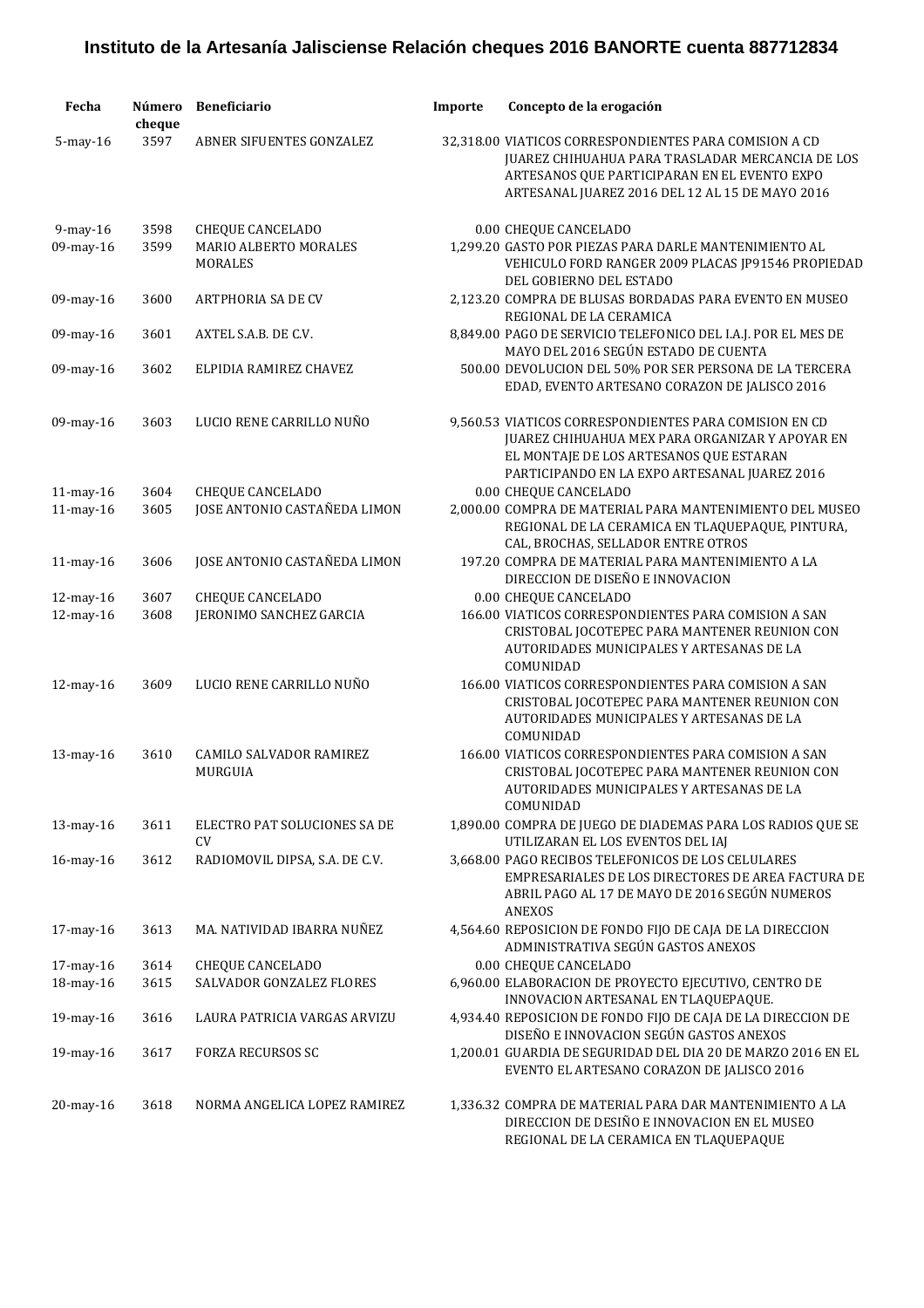**Instituto de la Artesanía Jalisciense Relación cheques 2016 BANORTE cuenta 887712834**

| Fecha | Número cheque | Beneficiario | Importe | Concepto de la erogación |
|---|---|---|---|---|
| 5-may-16 | 3597 | ABNER SIFUENTES GONZALEZ | 32,318.00 | VIATICOS CORRESPONDIENTES PARA COMISION A CD JUAREZ CHIHUAHUA PARA TRASLADAR MERCANCIA DE LOS ARTESANOS QUE PARTICIPARAN EN EL EVENTO EXPO ARTESANAL JUAREZ 2016 DEL 12 AL 15 DE MAYO 2016 |
| 9-may-16 | 3598 | CHEQUE CANCELADO | 0.00 | CHEQUE CANCELADO |
| 09-may-16 | 3599 | MARIO ALBERTO MORALES MORALES | 1,299.20 | GASTO POR PIEZAS PARA DARLE MANTENIMIENTO AL VEHICULO FORD RANGER 2009 PLACAS JP91546 PROPIEDAD DEL GOBIERNO DEL ESTADO |
| 09-may-16 | 3600 | ARTPHORIA SA DE CV | 2,123.20 | COMPRA DE BLUSAS BORDADAS PARA EVENTO EN MUSEO REGIONAL DE LA CERAMICA |
| 09-may-16 | 3601 | AXTEL S.A.B. DE C.V. | 8,849.00 | PAGO DE SERVICIO TELEFONICO DEL I.A.J. POR EL MES DE MAYO DEL 2016 SEGÚN ESTADO DE CUENTA |
| 09-may-16 | 3602 | ELPIDIA RAMIREZ CHAVEZ | 500.00 | DEVOLUCION DEL 50% POR SER PERSONA DE LA TERCERA EDAD, EVENTO ARTESANO CORAZON DE JALISCO 2016 |
| 09-may-16 | 3603 | LUCIO RENE CARRILLO NUÑO | 9,560.53 | VIATICOS CORRESPONDIENTES PARA COMISION EN CD JUAREZ CHIHUAHUA MEX PARA ORGANIZAR Y APOYAR EN EL MONTAJE DE LOS ARTESANOS QUE ESTARAN PARTICIPANDO EN LA EXPO ARTESANAL JUAREZ 2016 |
| 11-may-16 | 3604 | CHEQUE CANCELADO | 0.00 | CHEQUE CANCELADO |
| 11-may-16 | 3605 | JOSE ANTONIO CASTAÑEDA LIMON | 2,000.00 | COMPRA DE MATERIAL PARA MANTENIMIENTO DEL MUSEO REGIONAL DE LA CERAMICA EN TLAQUEPAQUE, PINTURA, CAL, BROCHAS, SELLADOR ENTRE OTROS |
| 11-may-16 | 3606 | JOSE ANTONIO CASTAÑEDA LIMON | 197.20 | COMPRA DE MATERIAL PARA MANTENIMIENTO A LA DIRECCION DE DISEÑO E INNOVACION |
| 12-may-16 | 3607 | CHEQUE CANCELADO | 0.00 | CHEQUE CANCELADO |
| 12-may-16 | 3608 | JERONIMO SANCHEZ GARCIA | 166.00 | VIATICOS CORRESPONDIENTES PARA COMISION A SAN CRISTOBAL JOCOTEPEC PARA MANTENER REUNION CON AUTORIDADES MUNICIPALES Y ARTESANAS DE LA COMUNIDAD |
| 12-may-16 | 3609 | LUCIO RENE CARRILLO NUÑO | 166.00 | VIATICOS CORRESPONDIENTES PARA COMISION A SAN CRISTOBAL JOCOTEPEC PARA MANTENER REUNION CON AUTORIDADES MUNICIPALES Y ARTESANAS DE LA COMUNIDAD |
| 13-may-16 | 3610 | CAMILO SALVADOR RAMIREZ MURGUIA | 166.00 | VIATICOS CORRESPONDIENTES PARA COMISION A SAN CRISTOBAL JOCOTEPEC PARA MANTENER REUNION CON AUTORIDADES MUNICIPALES Y ARTESANAS DE LA COMUNIDAD |
| 13-may-16 | 3611 | ELECTRO PAT SOLUCIONES SA DE CV | 1,890.00 | COMPRA DE JUEGO DE DIADEMAS PARA LOS RADIOS QUE SE UTILIZARAN EL LOS EVENTOS DEL IAJ |
| 16-may-16 | 3612 | RADIOMOVIL DIPSA, S.A. DE C.V. | 3,668.00 | PAGO RECIBOS TELEFONICOS DE LOS CELULARES EMPRESARIALES DE LOS DIRECTORES DE AREA FACTURA DE ABRIL PAGO AL 17 DE MAYO DE 2016 SEGÚN NUMEROS ANEXOS |
| 17-may-16 | 3613 | MA. NATIVIDAD IBARRA NUÑEZ | 4,564.60 | REPOSICION DE FONDO FIJO DE CAJA DE LA DIRECCION ADMINISTRATIVA SEGÚN GASTOS ANEXOS |
| 17-may-16 | 3614 | CHEQUE CANCELADO | 0.00 | CHEQUE CANCELADO |
| 18-may-16 | 3615 | SALVADOR GONZALEZ FLORES | 6,960.00 | ELABORACION DE PROYECTO EJECUTIVO, CENTRO DE INNOVACION ARTESANAL EN TLAQUEPAQUE. |
| 19-may-16 | 3616 | LAURA PATRICIA VARGAS ARVIZU | 4,934.40 | REPOSICION DE FONDO FIJO DE CAJA DE LA DIRECCION DE DISEÑO E INNOVACION SEGÚN GASTOS ANEXOS |
| 19-may-16 | 3617 | FORZA RECURSOS SC | 1,200.01 | GUARDIA DE SEGURIDAD DEL DIA 20 DE MARZO 2016 EN EL EVENTO EL ARTESANO CORAZON DE JALISCO 2016 |
| 20-may-16 | 3618 | NORMA ANGELICA LOPEZ RAMIREZ | 1,336.32 | COMPRA DE MATERIAL PARA DAR MANTENIMIENTO A LA DIRECCION DE DESIÑO E INNOVACION EN EL MUSEO REGIONAL DE LA CERAMICA EN TLAQUEPAQUE |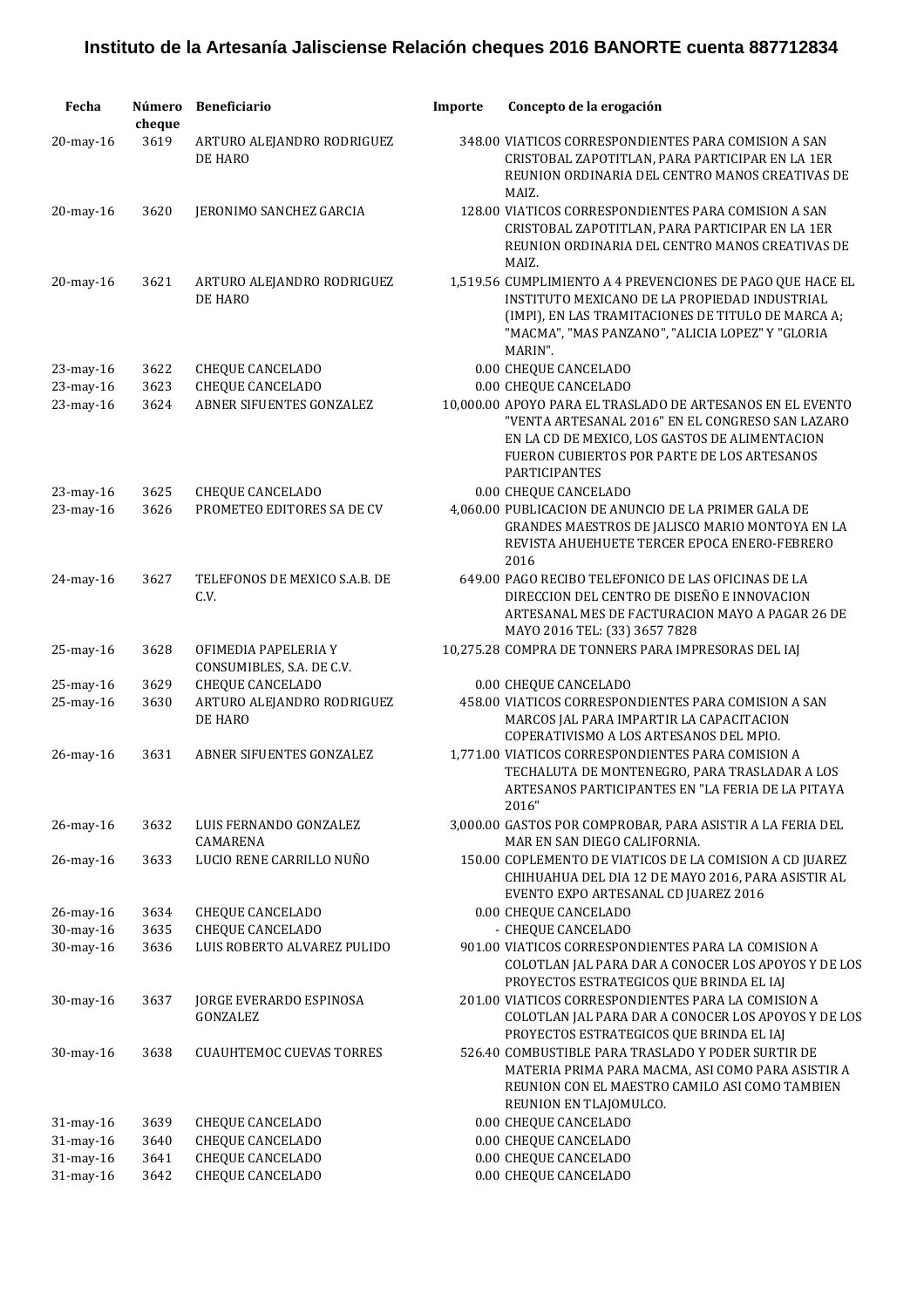# Instituto de la Artesanía Jalisciense Relación cheques 2016 BANORTE cuenta 887712834

| Fecha | Número cheque | Beneficiario | Importe | Concepto de la erogación |
|---|---|---|---|---|
| 20-may-16 | 3619 | ARTURO ALEJANDRO RODRIGUEZ DE HARO | 348.00 | VIATICOS CORRESPONDIENTES PARA COMISION A SAN CRISTOBAL ZAPOTITLAN, PARA PARTICIPAR EN LA 1ER REUNION ORDINARIA DEL CENTRO MANOS CREATIVAS DE MAIZ. |
| 20-may-16 | 3620 | JERONIMO SANCHEZ GARCIA | 128.00 | VIATICOS CORRESPONDIENTES PARA COMISION A SAN CRISTOBAL ZAPOTITLAN, PARA PARTICIPAR EN LA 1ER REUNION ORDINARIA DEL CENTRO MANOS CREATIVAS DE MAIZ. |
| 20-may-16 | 3621 | ARTURO ALEJANDRO RODRIGUEZ DE HARO | 1,519.56 | CUMPLIMIENTO A 4 PREVENCIONES DE PAGO QUE HACE EL INSTITUTO MEXICANO DE LA PROPIEDAD INDUSTRIAL (IMPI), EN LAS TRAMITACIONES DE TITULO DE MARCA A; "MACMA", "MAS PANZANO", "ALICIA LOPEZ" Y "GLORIA MARIN". |
| 23-may-16 | 3622 | CHEQUE CANCELADO | 0.00 | CHEQUE CANCELADO |
| 23-may-16 | 3623 | CHEQUE CANCELADO | 0.00 | CHEQUE CANCELADO |
| 23-may-16 | 3624 | ABNER SIFUENTES GONZALEZ | 10,000.00 | APOYO PARA EL TRASLADO DE ARTESANOS EN EL EVENTO "VENTA ARTESANAL 2016" EN EL CONGRESO SAN LAZARO EN LA CD DE MEXICO, LOS GASTOS DE ALIMENTACION FUERON CUBIERTOS POR PARTE DE LOS ARTESANOS PARTICIPANTES |
| 23-may-16 | 3625 | CHEQUE CANCELADO | 0.00 | CHEQUE CANCELADO |
| 23-may-16 | 3626 | PROMETEO EDITORES SA DE CV | 4,060.00 | PUBLICACION DE ANUNCIO DE LA PRIMER GALA DE GRANDES MAESTROS DE JALISCO MARIO MONTOYA EN LA REVISTA AHUEHUETE TERCER EPOCA ENERO-FEBRERO 2016 |
| 24-may-16 | 3627 | TELEFONOS DE MEXICO S.A.B. DE C.V. | 649.00 | PAGO RECIBO TELEFONICO DE LAS OFICINAS DE LA DIRECCION DEL CENTRO DE DISEÑO E INNOVACION ARTESANAL MES DE FACTURACION MAYO A PAGAR 26 DE MAYO 2016 TEL: (33) 3657 7828 |
| 25-may-16 | 3628 | OFIMEDIA PAPELERIA Y CONSUMIBLES, S.A. DE C.V. | 10,275.28 | COMPRA DE TONNERS PARA IMPRESORAS DEL IAJ |
| 25-may-16 | 3629 | CHEQUE CANCELADO | 0.00 | CHEQUE CANCELADO |
| 25-may-16 | 3630 | ARTURO ALEJANDRO RODRIGUEZ DE HARO | 458.00 | VIATICOS CORRESPONDIENTES PARA COMISION A SAN MARCOS JAL PARA IMPARTIR LA CAPACITACION COPERATIVISMO A LOS ARTESANOS DEL MPIO. |
| 26-may-16 | 3631 | ABNER SIFUENTES GONZALEZ | 1,771.00 | VIATICOS CORRESPONDIENTES PARA COMISION A TECHALUTA DE MONTENEGRO, PARA TRASLADAR A LOS ARTESANOS PARTICIPANTES EN "LA FERIA DE LA PITAYA 2016" |
| 26-may-16 | 3632 | LUIS FERNANDO GONZALEZ CAMARENA | 3,000.00 | GASTOS POR COMPROBAR, PARA ASISTIR A LA FERIA DEL MAR EN SAN DIEGO CALIFORNIA. |
| 26-may-16 | 3633 | LUCIO RENE CARRILLO NUÑO | 150.00 | COPLEMENTO DE VIATICOS DE LA COMISION A CD JUAREZ CHIHUAHUA DEL DIA 12 DE MAYO 2016, PARA ASISTIR AL EVENTO EXPO ARTESANAL CD JUAREZ 2016 |
| 26-may-16 | 3634 | CHEQUE CANCELADO | 0.00 | CHEQUE CANCELADO |
| 30-may-16 | 3635 | CHEQUE CANCELADO | - | CHEQUE CANCELADO |
| 30-may-16 | 3636 | LUIS ROBERTO ALVAREZ PULIDO | 901.00 | VIATICOS CORRESPONDIENTES PARA LA COMISION A COLOTLAN JAL PARA DAR A CONOCER LOS APOYOS Y DE LOS PROYECTOS ESTRATEGICOS QUE BRINDA EL IAJ |
| 30-may-16 | 3637 | JORGE EVERARDO ESPINOSA GONZALEZ | 201.00 | VIATICOS CORRESPONDIENTES PARA LA COMISION A COLOTLAN JAL PARA DAR A CONOCER LOS APOYOS Y DE LOS PROYECTOS ESTRATEGICOS QUE BRINDA EL IAJ |
| 30-may-16 | 3638 | CUAUHTEMOC CUEVAS TORRES | 526.40 | COMBUSTIBLE PARA TRASLADO Y PODER SURTIR DE MATERIA PRIMA PARA MACMA, ASI COMO PARA ASISTIR A REUNION CON EL MAESTRO CAMILO ASI COMO TAMBIEN REUNION EN TLAJOMULCO. |
| 31-may-16 | 3639 | CHEQUE CANCELADO | 0.00 | CHEQUE CANCELADO |
| 31-may-16 | 3640 | CHEQUE CANCELADO | 0.00 | CHEQUE CANCELADO |
| 31-may-16 | 3641 | CHEQUE CANCELADO | 0.00 | CHEQUE CANCELADO |
| 31-may-16 | 3642 | CHEQUE CANCELADO | 0.00 | CHEQUE CANCELADO |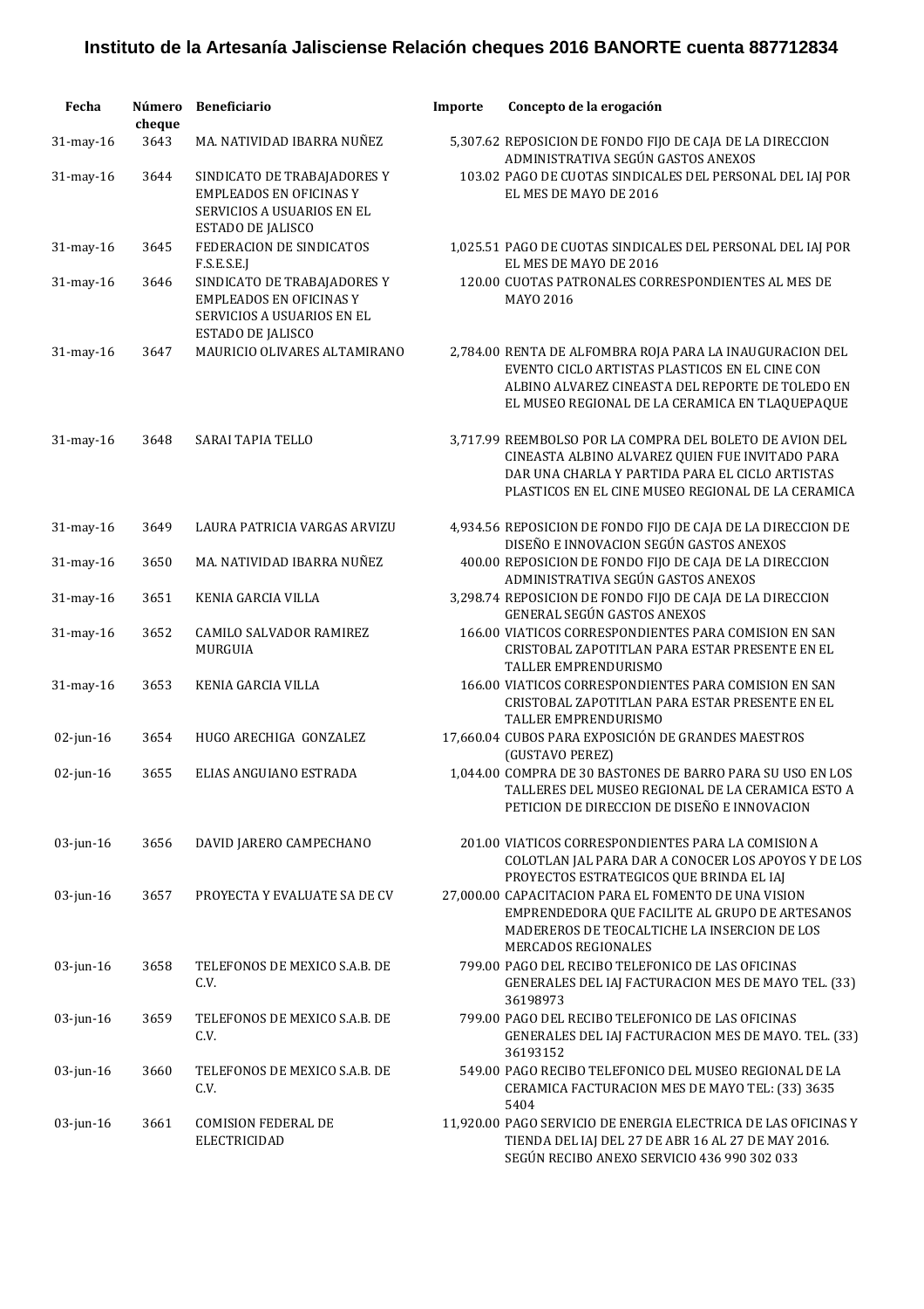# Instituto de la Artesanía Jalisciense Relación cheques 2016 BANORTE cuenta 887712834

| Fecha | Número cheque | Beneficiario | Importe | Concepto de la erogación |
|---|---|---|---|---|
| 31-may-16 | 3643 | MA. NATIVIDAD IBARRA NUÑEZ | 5,307.62 | REPOSICION DE FONDO FIJO DE CAJA DE LA DIRECCION ADMINISTRATIVA SEGÚN GASTOS ANEXOS |
| 31-may-16 | 3644 | SINDICATO DE TRABAJADORES Y EMPLEADOS EN OFICINAS Y SERVICIOS A USUARIOS EN EL ESTADO DE JALISCO | 103.02 | PAGO DE CUOTAS SINDICALES DEL PERSONAL DEL IAJ POR EL MES DE MAYO DE 2016 |
| 31-may-16 | 3645 | FEDERACION DE SINDICATOS F.S.E.S.E.J | 1,025.51 | PAGO DE CUOTAS SINDICALES DEL PERSONAL DEL IAJ POR EL MES DE MAYO DE 2016 |
| 31-may-16 | 3646 | SINDICATO DE TRABAJADORES Y EMPLEADOS EN OFICINAS Y SERVICIOS A USUARIOS EN EL ESTADO DE JALISCO | 120.00 | CUOTAS PATRONALES CORRESPONDIENTES AL MES DE MAYO 2016 |
| 31-may-16 | 3647 | MAURICIO OLIVARES ALTAMIRANO | 2,784.00 | RENTA DE ALFOMBRA ROJA PARA LA INAUGURACION DEL EVENTO CICLO ARTISTAS PLASTICOS EN EL CINE CON ALBINO ALVAREZ CINEASTA DEL REPORTE DE TOLEDO EN EL MUSEO REGIONAL DE LA CERAMICA EN TLAQUEPAQUE |
| 31-may-16 | 3648 | SARAI TAPIA TELLO | 3,717.99 | REEMBOLSO POR LA COMPRA DEL BOLETO DE AVION DEL CINEASTA ALBINO ALVAREZ QUIEN FUE INVITADO PARA DAR UNA CHARLA Y PARTIDA PARA EL CICLO ARTISTAS PLASTICOS EN EL CINE MUSEO REGIONAL DE LA CERAMICA |
| 31-may-16 | 3649 | LAURA PATRICIA VARGAS ARVIZU | 4,934.56 | REPOSICION DE FONDO FIJO DE CAJA DE LA DIRECCION DE DISEÑO E INNOVACION SEGÚN GASTOS ANEXOS |
| 31-may-16 | 3650 | MA. NATIVIDAD IBARRA NUÑEZ | 400.00 | REPOSICION DE FONDO FIJO DE CAJA DE LA DIRECCION ADMINISTRATIVA SEGÚN GASTOS ANEXOS |
| 31-may-16 | 3651 | KENIA GARCIA VILLA | 3,298.74 | REPOSICION DE FONDO FIJO DE CAJA DE LA DIRECCION GENERAL SEGÚN GASTOS ANEXOS |
| 31-may-16 | 3652 | CAMILO SALVADOR RAMIREZ MURGUIA | 166.00 | VIATICOS CORRESPONDIENTES PARA COMISION EN SAN CRISTOBAL ZAPOTITLAN PARA ESTAR PRESENTE EN EL TALLER EMPRENDURISMO |
| 31-may-16 | 3653 | KENIA GARCIA VILLA | 166.00 | VIATICOS CORRESPONDIENTES PARA COMISION EN SAN CRISTOBAL ZAPOTITLAN PARA ESTAR PRESENTE EN EL TALLER EMPRENDURISMO |
| 02-jun-16 | 3654 | HUGO ARECHIGA GONZALEZ | 17,660.04 | CUBOS PARA EXPOSICIÓN DE GRANDES MAESTROS (GUSTAVO PEREZ) |
| 02-jun-16 | 3655 | ELIAS ANGUIANO ESTRADA | 1,044.00 | COMPRA DE 30 BASTONES DE BARRO PARA SU USO EN LOS TALLERES DEL MUSEO REGIONAL DE LA CERAMICA ESTO A PETICION DE DIRECCION DE DISEÑO E INNOVACION |
| 03-jun-16 | 3656 | DAVID JARERO CAMPECHANO | 201.00 | VIATICOS CORRESPONDIENTES PARA LA COMISION A COLOTLAN JAL PARA DAR A CONOCER LOS APOYOS Y DE LOS PROYECTOS ESTRATEGICOS QUE BRINDA EL IAJ |
| 03-jun-16 | 3657 | PROYECTA Y EVALUATE SA DE CV | 27,000.00 | CAPACITACION PARA EL FOMENTO DE UNA VISION EMPRENDEDORA QUE FACILITE AL GRUPO DE ARTESANOS MADEREROS DE TEOCALTICHE LA INSERCION DE LOS MERCADOS REGIONALES |
| 03-jun-16 | 3658 | TELEFONOS DE MEXICO S.A.B. DE C.V. | 799.00 | PAGO DEL RECIBO TELEFONICO DE LAS OFICINAS GENERALES DEL IAJ FACTURACION MES DE MAYO TEL. (33) 36198973 |
| 03-jun-16 | 3659 | TELEFONOS DE MEXICO S.A.B. DE C.V. | 799.00 | PAGO DEL RECIBO TELEFONICO DE LAS OFICINAS GENERALES DEL IAJ FACTURACION MES DE MAYO. TEL. (33) 36193152 |
| 03-jun-16 | 3660 | TELEFONOS DE MEXICO S.A.B. DE C.V. | 549.00 | PAGO RECIBO TELEFONICO DEL MUSEO REGIONAL DE LA CERAMICA FACTURACION MES DE MAYO TEL: (33) 3635 5404 |
| 03-jun-16 | 3661 | COMISION FEDERAL DE ELECTRICIDAD | 11,920.00 | PAGO SERVICIO DE ENERGIA ELECTRICA DE LAS OFICINAS Y TIENDA DEL IAJ DEL 27 DE ABR 16 AL 27 DE MAY 2016. SEGÚN RECIBO ANEXO SERVICIO 436 990 302 033 |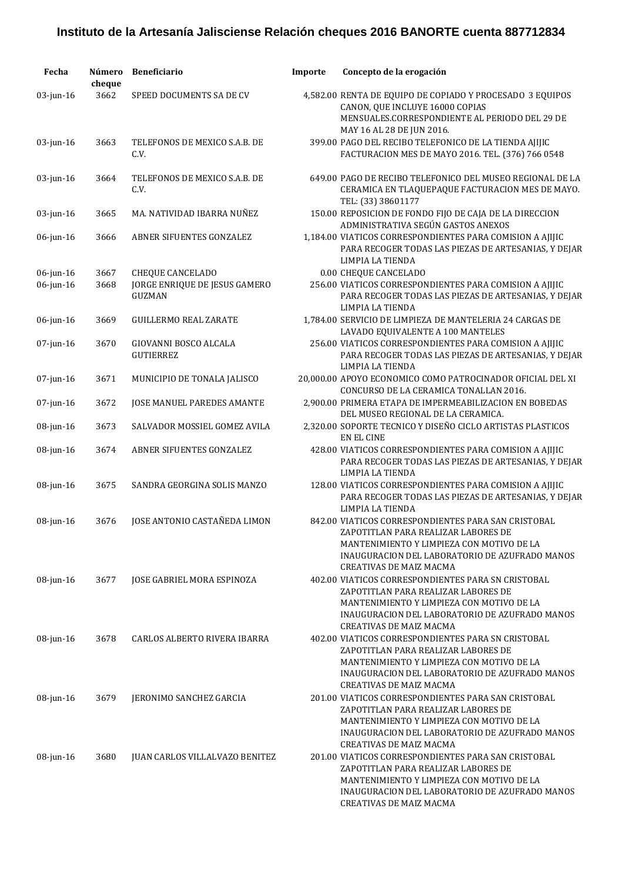# Instituto de la Artesanía Jalisciense Relación cheques 2016 BANORTE cuenta 887712834

| Fecha | Número cheque | Beneficiario | Importe | Concepto de la erogación |
|---|---|---|---|---|
| 03-jun-16 | 3662 | SPEED DOCUMENTS SA DE CV | 4,582.00 | RENTA DE EQUIPO DE COPIADO Y PROCESADO 3 EQUIPOS CANON, QUE INCLUYE 16000 COPIAS MENSUALES.CORRESPONDIENTE AL PERIODO DEL 29 DE MAY 16 AL 28 DE JUN 2016. |
| 03-jun-16 | 3663 | TELEFONOS DE MEXICO S.A.B. DE C.V. | 399.00 | PAGO DEL RECIBO TELEFONICO DE LA TIENDA AJIJIC FACTURACION MES DE MAYO 2016. TEL. (376) 766 0548 |
| 03-jun-16 | 3664 | TELEFONOS DE MEXICO S.A.B. DE C.V. | 649.00 | PAGO DE RECIBO TELEFONICO DEL MUSEO REGIONAL DE LA CERAMICA EN TLAQUEPAQUE FACTURACION MES DE MAYO. TEL: (33) 38601177 |
| 03-jun-16 | 3665 | MA. NATIVIDAD IBARRA NUÑEZ | 150.00 | REPOSICION DE FONDO FIJO DE CAJA DE LA DIRECCION ADMINISTRATIVA SEGÚN GASTOS ANEXOS |
| 06-jun-16 | 3666 | ABNER SIFUENTES GONZALEZ | 1,184.00 | VIATICOS CORRESPONDIENTES PARA COMISION A AJIJIC PARA RECOGER TODAS LAS PIEZAS DE ARTESANIAS, Y DEJAR LIMPIA LA TIENDA |
| 06-jun-16 | 3667 | CHEQUE CANCELADO | 0.00 | CHEQUE CANCELADO |
| 06-jun-16 | 3668 | JORGE ENRIQUE DE JESUS GAMERO GUZMAN | 256.00 | VIATICOS CORRESPONDIENTES PARA COMISION A AJIJIC PARA RECOGER TODAS LAS PIEZAS DE ARTESANIAS, Y DEJAR LIMPIA LA TIENDA |
| 06-jun-16 | 3669 | GUILLERMO REAL ZARATE | 1,784.00 | SERVICIO DE LIMPIEZA DE MANTELERIA 24 CARGAS DE LAVADO EQUIVALENTE A 100 MANTELES |
| 07-jun-16 | 3670 | GIOVANNI BOSCO ALCALA GUTIERREZ | 256.00 | VIATICOS CORRESPONDIENTES PARA COMISION A AJIJIC PARA RECOGER TODAS LAS PIEZAS DE ARTESANIAS, Y DEJAR LIMPIA LA TIENDA |
| 07-jun-16 | 3671 | MUNICIPIO DE TONALA JALISCO | 20,000.00 | APOYO ECONOMICO COMO PATROCINADOR OFICIAL DEL XI CONCURSO DE LA CERAMICA TONALLAN 2016. |
| 07-jun-16 | 3672 | JOSE MANUEL PAREDES AMANTE | 2,900.00 | PRIMERA ETAPA DE IMPERMEABILIZACION EN BOBEDAS DEL MUSEO REGIONAL DE LA CERAMICA. |
| 08-jun-16 | 3673 | SALVADOR MOSSIEL GOMEZ AVILA | 2,320.00 | SOPORTE TECNICO Y DISEÑO CICLO ARTISTAS PLASTICOS EN EL CINE |
| 08-jun-16 | 3674 | ABNER SIFUENTES GONZALEZ | 428.00 | VIATICOS CORRESPONDIENTES PARA COMISION A AJIJIC PARA RECOGER TODAS LAS PIEZAS DE ARTESANIAS, Y DEJAR LIMPIA LA TIENDA |
| 08-jun-16 | 3675 | SANDRA GEORGINA SOLIS MANZO | 128.00 | VIATICOS CORRESPONDIENTES PARA COMISION A AJIJIC PARA RECOGER TODAS LAS PIEZAS DE ARTESANIAS, Y DEJAR LIMPIA LA TIENDA |
| 08-jun-16 | 3676 | JOSE ANTONIO CASTAÑEDA LIMON | 842.00 | VIATICOS CORRESPONDIENTES PARA SAN CRISTOBAL ZAPOTITLAN PARA REALIZAR LABORES DE MANTENIMIENTO Y LIMPIEZA CON MOTIVO DE LA INAUGURACION DEL LABORATORIO DE AZUFRADO MANOS CREATIVAS DE MAIZ MACMA |
| 08-jun-16 | 3677 | JOSE GABRIEL MORA ESPINOZA | 402.00 | VIATICOS CORRESPONDIENTES PARA SN CRISTOBAL ZAPOTITLAN PARA REALIZAR LABORES DE MANTENIMIENTO Y LIMPIEZA CON MOTIVO DE LA INAUGURACION DEL LABORATORIO DE AZUFRADO MANOS CREATIVAS DE MAIZ MACMA |
| 08-jun-16 | 3678 | CARLOS ALBERTO RIVERA IBARRA | 402.00 | VIATICOS CORRESPONDIENTES PARA SN CRISTOBAL ZAPOTITLAN PARA REALIZAR LABORES DE MANTENIMIENTO Y LIMPIEZA CON MOTIVO DE LA INAUGURACION DEL LABORATORIO DE AZUFRADO MANOS CREATIVAS DE MAIZ MACMA |
| 08-jun-16 | 3679 | JERONIMO SANCHEZ GARCIA | 201.00 | VIATICOS CORRESPONDIENTES PARA SAN CRISTOBAL ZAPOTITLAN PARA REALIZAR LABORES DE MANTENIMIENTO Y LIMPIEZA CON MOTIVO DE LA INAUGURACION DEL LABORATORIO DE AZUFRADO MANOS CREATIVAS DE MAIZ MACMA |
| 08-jun-16 | 3680 | JUAN CARLOS VILLALVAZO BENITEZ | 201.00 | VIATICOS CORRESPONDIENTES PARA SAN CRISTOBAL ZAPOTITLAN PARA REALIZAR LABORES DE MANTENIMIENTO Y LIMPIEZA CON MOTIVO DE LA INAUGURACION DEL LABORATORIO DE AZUFRADO MANOS CREATIVAS DE MAIZ MACMA |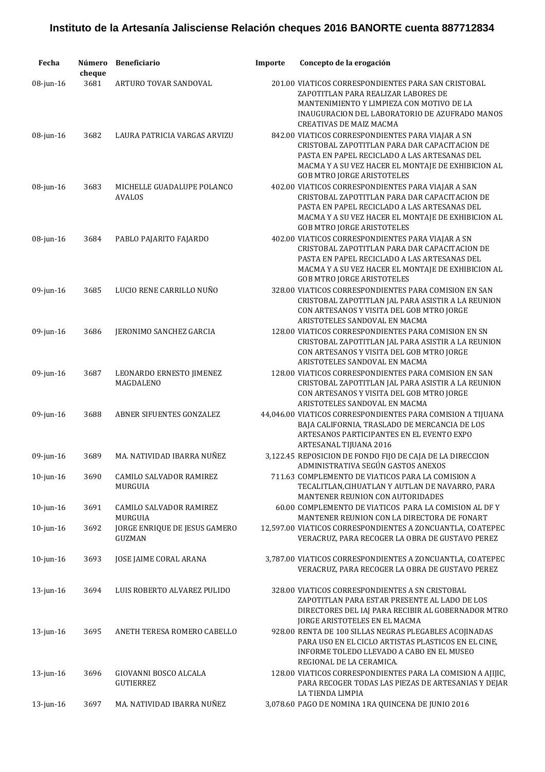# Instituto de la Artesanía Jalisciense Relación cheques 2016 BANORTE cuenta 887712834

| Fecha | Número cheque | Beneficiario | Importe | Concepto de la erogación |
|---|---|---|---|---|
| 08-jun-16 | 3681 | ARTURO TOVAR SANDOVAL | 201.00 | VIATICOS CORRESPONDIENTES PARA SAN CRISTOBAL ZAPOTITLAN PARA REALIZAR LABORES DE MANTENIMIENTO Y LIMPIEZA CON MOTIVO DE LA INAUGURACION DEL LABORATORIO DE AZUFRADO MANOS CREATIVAS DE MAIZ MACMA |
| 08-jun-16 | 3682 | LAURA PATRICIA VARGAS ARVIZU | 842.00 | VIATICOS CORRESPONDIENTES PARA VIAJAR A SN CRISTOBAL ZAPOTITLAN PARA DAR CAPACITACION DE PASTA EN PAPEL RECICLADO A LAS ARTESANAS DEL MACMA Y A SU VEZ HACER EL MONTAJE DE EXHIBICION AL GOB MTRO JORGE ARISTOTELES |
| 08-jun-16 | 3683 | MICHELLE GUADALUPE POLANCO AVALOS | 402.00 | VIATICOS CORRESPONDIENTES PARA VIAJAR A SAN CRISTOBAL ZAPOTITLAN PARA DAR CAPACITACION DE PASTA EN PAPEL RECICLADO A LAS ARTESANAS DEL MACMA Y A SU VEZ HACER EL MONTAJE DE EXHIBICION AL GOB MTRO JORGE ARISTOTELES |
| 08-jun-16 | 3684 | PABLO PAJARITO FAJARDO | 402.00 | VIATICOS CORRESPONDIENTES PARA VIAJAR A SN CRISTOBAL ZAPOTITLAN PARA DAR CAPACITACION DE PASTA EN PAPEL RECICLADO A LAS ARTESANAS DEL MACMA Y A SU VEZ HACER EL MONTAJE DE EXHIBICION AL GOB MTRO JORGE ARISTOTELES |
| 09-jun-16 | 3685 | LUCIO RENE CARRILLO NUÑO | 328.00 | VIATICOS CORRESPONDIENTES PARA COMISION EN SAN CRISTOBAL ZAPOTITLAN JAL PARA ASISTIR A LA REUNION CON ARTESANOS Y VISITA DEL GOB MTRO JORGE ARISTOTELES SANDOVAL EN MACMA |
| 09-jun-16 | 3686 | JERONIMO SANCHEZ GARCIA | 128.00 | VIATICOS CORRESPONDIENTES PARA COMISION EN SN CRISTOBAL ZAPOTITLAN JAL PARA ASISTIR A LA REUNION CON ARTESANOS Y VISITA DEL GOB MTRO JORGE ARISTOTELES SANDOVAL EN MACMA |
| 09-jun-16 | 3687 | LEONARDO ERNESTO JIMENEZ MAGDALENO | 128.00 | VIATICOS CORRESPONDIENTES PARA COMISION EN SAN CRISTOBAL ZAPOTITLAN JAL PARA ASISTIR A LA REUNION CON ARTESANOS Y VISITA DEL GOB MTRO JORGE ARISTOTELES SANDOVAL EN MACMA |
| 09-jun-16 | 3688 | ABNER SIFUENTES GONZALEZ | 44,046.00 | VIATICOS CORRESPONDIENTES PARA COMISION A TIJUANA BAJA CALIFORNIA, TRASLADO DE MERCANCIA DE LOS ARTESANOS PARTICIPANTES EN EL EVENTO EXPO ARTESANAL TIJUANA 2016 |
| 09-jun-16 | 3689 | MA. NATIVIDAD IBARRA NUÑEZ | 3,122.45 | REPOSICION DE FONDO FIJO DE CAJA DE LA DIRECCION ADMINISTRATIVA SEGÚN GASTOS ANEXOS |
| 10-jun-16 | 3690 | CAMILO SALVADOR RAMIREZ MURGUIA | 711.63 | COMPLEMENTO DE VIATICOS PARA LA COMISION A TECALITLAN,CIHUATLAN Y AUTLAN DE NAVARRO, PARA MANTENER REUNION CON AUTORIDADES |
| 10-jun-16 | 3691 | CAMILO SALVADOR RAMIREZ MURGUIA | 60.00 | COMPLEMENTO DE VIATICOS PARA LA COMISION AL DF Y MANTENER REUNION CON LA DIRECTORA DE FONART |
| 10-jun-16 | 3692 | JORGE ENRIQUE DE JESUS GAMERO GUZMAN | 12,597.00 | VIATICOS CORRESPONDIENTES A ZONCUANTLA, COATEPEC VERACRUZ, PARA RECOGER LA OBRA DE GUSTAVO PEREZ |
| 10-jun-16 | 3693 | JOSE JAIME CORAL ARANA | 3,787.00 | VIATICOS CORRESPONDIENTES A ZONCUANTLA, COATEPEC VERACRUZ, PARA RECOGER LA OBRA DE GUSTAVO PEREZ |
| 13-jun-16 | 3694 | LUIS ROBERTO ALVAREZ PULIDO | 328.00 | VIATICOS CORRESPONDIENTES A SN CRISTOBAL ZAPOTITLAN PARA ESTAR PRESENTE AL LADO DE LOS DIRECTORES DEL IAJ PARA RECIBIR AL GOBERNADOR MTRO JORGE ARISTOTELES EN EL MACMA |
| 13-jun-16 | 3695 | ANETH TERESA ROMERO CABELLO | 928.00 | RENTA DE 100 SILLAS NEGRAS PLEGABLES ACOJINADAS PARA USO EN EL CICLO ARTISTAS PLASTICOS EN EL CINE, INFORME TOLEDO LLEVADO A CABO EN EL MUSEO REGIONAL DE LA CERAMICA. |
| 13-jun-16 | 3696 | GIOVANNI BOSCO ALCALA GUTIERREZ | 128.00 | VIATICOS CORRESPONDIENTES PARA LA COMISION A AJIJIC, PARA RECOGER TODAS LAS PIEZAS DE ARTESANIAS Y DEJAR LA TIENDA LIMPIA |
| 13-jun-16 | 3697 | MA. NATIVIDAD IBARRA NUÑEZ | 3,078.60 | PAGO DE NOMINA 1RA QUINCENA DE JUNIO 2016 |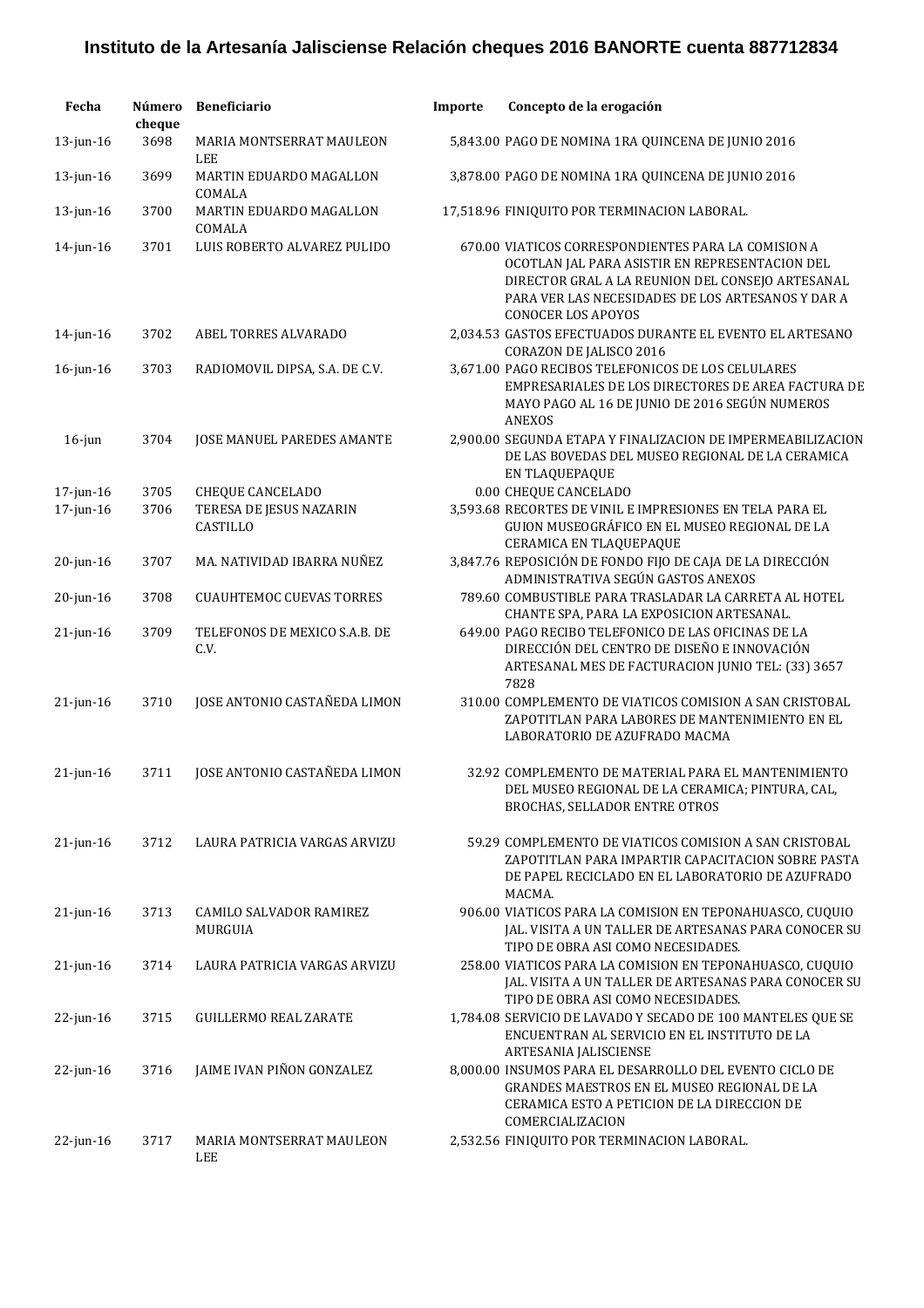# Instituto de la Artesanía Jalisciense Relación cheques 2016 BANORTE cuenta 887712834

| Fecha | Número cheque | Beneficiario | Importe | Concepto de la erogación |
|---|---|---|---|---|
| 13-jun-16 | 3698 | MARIA MONTSERRAT MAULEON LEE | 5,843.00 | PAGO DE NOMINA 1RA QUINCENA DE JUNIO 2016 |
| 13-jun-16 | 3699 | MARTIN EDUARDO MAGALLON COMALA | 3,878.00 | PAGO DE NOMINA 1RA QUINCENA DE JUNIO 2016 |
| 13-jun-16 | 3700 | MARTIN EDUARDO MAGALLON COMALA | 17,518.96 | FINIQUITO POR TERMINACION LABORAL. |
| 14-jun-16 | 3701 | LUIS ROBERTO ALVAREZ PULIDO | 670.00 | VIATICOS CORRESPONDIENTES PARA LA COMISION A OCOTLAN JAL PARA ASISTIR EN REPRESENTACION DEL DIRECTOR GRAL A LA REUNION DEL CONSEJO ARTESANAL PARA VER LAS NECESIDADES DE LOS ARTESANOS Y DAR A CONOCER LOS APOYOS |
| 14-jun-16 | 3702 | ABEL TORRES ALVARADO | 2,034.53 | GASTOS EFECTUADOS DURANTE EL EVENTO EL ARTESANO CORAZON DE JALISCO 2016 |
| 16-jun-16 | 3703 | RADIOMOVIL DIPSA, S.A. DE C.V. | 3,671.00 | PAGO RECIBOS TELEFONICOS DE LOS CELULARES EMPRESARIALES DE LOS DIRECTORES DE AREA FACTURA DE MAYO PAGO AL 16 DE JUNIO DE 2016 SEGÚN NUMEROS ANEXOS |
| 16-jun | 3704 | JOSE MANUEL PAREDES AMANTE | 2,900.00 | SEGUNDA ETAPA Y FINALIZACION DE IMPERMEABILIZACION DE LAS BOVEDAS DEL MUSEO REGIONAL DE LA CERAMICA EN TLAQUEPAQUE |
| 17-jun-16 | 3705 | CHEQUE CANCELADO | 0.00 | CHEQUE CANCELADO |
| 17-jun-16 | 3706 | TERESA DE JESUS NAZARIN CASTILLO | 3,593.68 | RECORTES DE VINIL E IMPRESIONES EN TELA PARA EL GUION MUSEOGRÁFICO EN EL MUSEO REGIONAL DE LA CERAMICA EN TLAQUEPAQUE |
| 20-jun-16 | 3707 | MA. NATIVIDAD IBARRA NUÑEZ | 3,847.76 | REPOSICIÓN DE FONDO FIJO DE CAJA DE LA DIRECCIÓN ADMINISTRATIVA SEGÚN GASTOS ANEXOS |
| 20-jun-16 | 3708 | CUAUHTEMOC CUEVAS TORRES | 789.60 | COMBUSTIBLE PARA TRASLADAR LA CARRETA AL HOTEL CHANTE SPA, PARA LA EXPOSICION ARTESANAL. |
| 21-jun-16 | 3709 | TELEFONOS DE MEXICO S.A.B. DE C.V. | 649.00 | PAGO RECIBO TELEFONICO DE LAS OFICINAS DE LA DIRECCIÓN DEL CENTRO DE DISEÑO E INNOVACIÓN ARTESANAL MES DE FACTURACION JUNIO TEL: (33) 3657 7828 |
| 21-jun-16 | 3710 | JOSE ANTONIO CASTAÑEDA LIMON | 310.00 | COMPLEMENTO DE VIATICOS COMISION A SAN CRISTOBAL ZAPOTITLAN PARA LABORES DE MANTENIMIENTO EN EL LABORATORIO DE AZUFRADO MACMA |
| 21-jun-16 | 3711 | JOSE ANTONIO CASTAÑEDA LIMON | 32.92 | COMPLEMENTO DE MATERIAL PARA EL MANTENIMIENTO DEL MUSEO REGIONAL DE LA CERAMICA; PINTURA, CAL, BROCHAS, SELLADOR ENTRE OTROS |
| 21-jun-16 | 3712 | LAURA PATRICIA VARGAS ARVIZU | 59.29 | COMPLEMENTO DE VIATICOS COMISION A SAN CRISTOBAL ZAPOTITLAN PARA IMPARTIR CAPACITACION SOBRE PASTA DE PAPEL RECICLADO EN EL LABORATORIO DE AZUFRADO MACMA. |
| 21-jun-16 | 3713 | CAMILO SALVADOR RAMIREZ MURGUIA | 906.00 | VIATICOS PARA LA COMISION EN TEPONAHUASCO, CUQUIO JAL. VISITA A UN TALLER DE ARTESANAS PARA CONOCER SU TIPO DE OBRA ASI COMO NECESIDADES. |
| 21-jun-16 | 3714 | LAURA PATRICIA VARGAS ARVIZU | 258.00 | VIATICOS PARA LA COMISION EN TEPONAHUASCO, CUQUIO JAL. VISITA A UN TALLER DE ARTESANAS PARA CONOCER SU TIPO DE OBRA ASI COMO NECESIDADES. |
| 22-jun-16 | 3715 | GUILLERMO REAL ZARATE | 1,784.08 | SERVICIO DE LAVADO Y SECADO DE 100 MANTELES QUE SE ENCUENTRAN AL SERVICIO EN EL INSTITUTO DE LA ARTESANIA JALISCIENSE |
| 22-jun-16 | 3716 | JAIME IVAN PIÑON GONZALEZ | 8,000.00 | INSUMOS PARA EL DESARROLLO DEL EVENTO CICLO DE GRANDES MAESTROS EN EL MUSEO REGIONAL DE LA CERAMICA ESTO A PETICION DE LA DIRECCION DE COMERCIALIZACION |
| 22-jun-16 | 3717 | MARIA MONTSERRAT MAULEON LEE | 2,532.56 | FINIQUITO POR TERMINACION LABORAL. |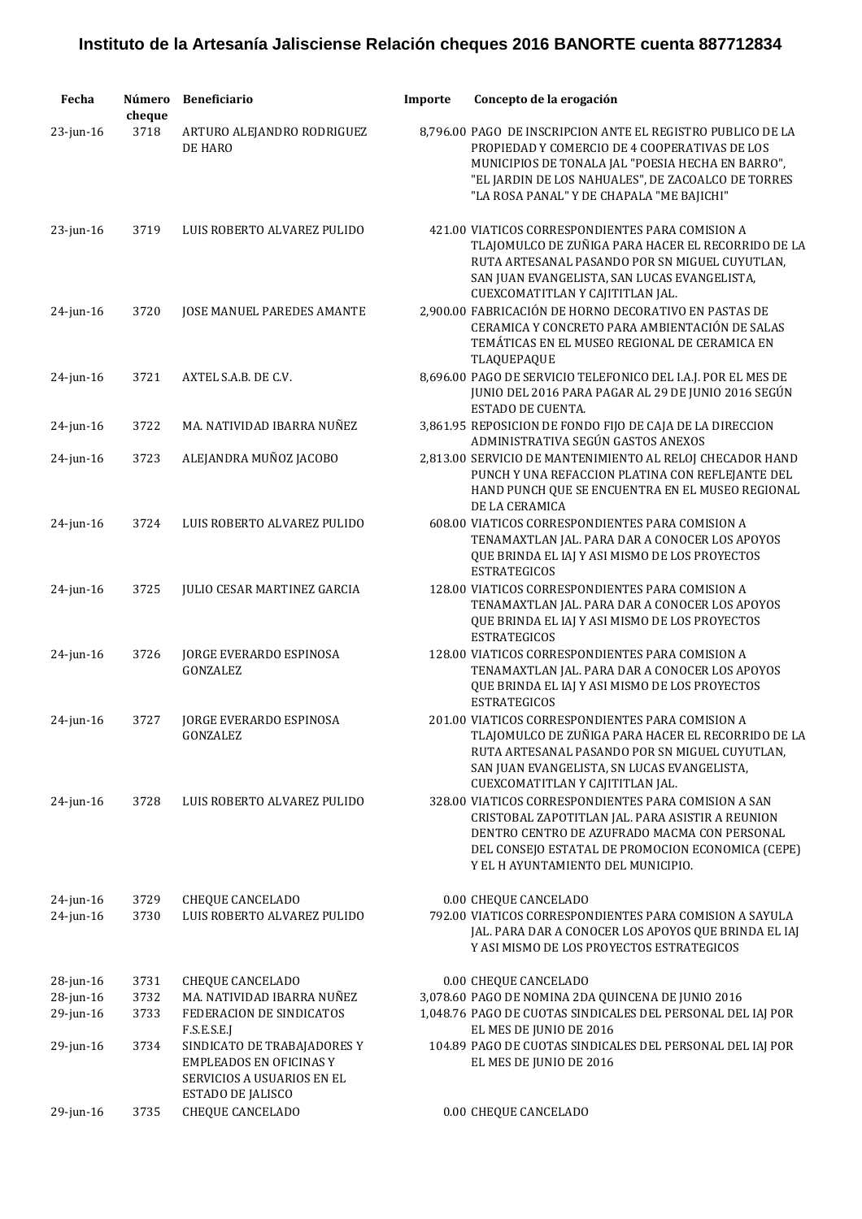# Instituto de la Artesanía Jalisciense Relación cheques 2016 BANORTE cuenta 887712834

| Fecha | Número cheque | Beneficiario | Importe | Concepto de la erogación |
|---|---|---|---|---|
| 23-jun-16 | 3718 | ARTURO ALEJANDRO RODRIGUEZ DE HARO | 8,796.00 | PAGO DE INSCRIPCION ANTE EL REGISTRO PUBLICO DE LA PROPIEDAD Y COMERCIO DE 4 COOPERATIVAS DE LOS MUNICIPIOS DE TONALA JAL "POESIA HECHA EN BARRO", "EL JARDIN DE LOS NAHUALES", DE ZACOALCO DE TORRES "LA ROSA PANAL" Y DE CHAPALA "ME BAJICHI" |
| 23-jun-16 | 3719 | LUIS ROBERTO ALVAREZ PULIDO | 421.00 | VIATICOS CORRESPONDIENTES PARA COMISION A TLAJOMULCO DE ZUÑIGA PARA HACER EL RECORRIDO DE LA RUTA ARTESANAL PASANDO POR SN MIGUEL CUYUTLAN, SAN JUAN EVANGELISTA, SAN LUCAS EVANGELISTA, CUEXCOMATITLAN Y CAJITITLAN JAL. |
| 24-jun-16 | 3720 | JOSE MANUEL PAREDES AMANTE | 2,900.00 | FABRICACIÓN DE HORNO DECORATIVO EN PASTAS DE CERAMICA Y CONCRETO PARA AMBIENTACIÓN DE SALAS TEMÁTICAS EN EL MUSEO REGIONAL DE CERAMICA EN TLAQUEPAQUE |
| 24-jun-16 | 3721 | AXTEL S.A.B. DE C.V. | 8,696.00 | PAGO DE SERVICIO TELEFONICO DEL I.A.J. POR EL MES DE JUNIO DEL 2016 PARA PAGAR AL 29 DE JUNIO 2016 SEGÚN ESTADO DE CUENTA. |
| 24-jun-16 | 3722 | MA. NATIVIDAD IBARRA NUÑEZ | 3,861.95 | REPOSICION DE FONDO FIJO DE CAJA DE LA DIRECCION ADMINISTRATIVA SEGÚN GASTOS ANEXOS |
| 24-jun-16 | 3723 | ALEJANDRA MUÑOZ JACOBO | 2,813.00 | SERVICIO DE MANTENIMIENTO AL RELOJ CHECADOR HAND PUNCH Y UNA REFACCION PLATINA CON REFLEJANTE DEL HAND PUNCH QUE SE ENCUENTRA EN EL MUSEO REGIONAL DE LA CERAMICA |
| 24-jun-16 | 3724 | LUIS ROBERTO ALVAREZ PULIDO | 608.00 | VIATICOS CORRESPONDIENTES PARA COMISION A TENAMAXTLAN JAL. PARA DAR A CONOCER LOS APOYOS QUE BRINDA EL IAJ Y ASI MISMO DE LOS PROYECTOS ESTRATEGICOS |
| 24-jun-16 | 3725 | JULIO CESAR MARTINEZ GARCIA | 128.00 | VIATICOS CORRESPONDIENTES PARA COMISION A TENAMAXTLAN JAL. PARA DAR A CONOCER LOS APOYOS QUE BRINDA EL IAJ Y ASI MISMO DE LOS PROYECTOS ESTRATEGICOS |
| 24-jun-16 | 3726 | JORGE EVERARDO ESPINOSA GONZALEZ | 128.00 | VIATICOS CORRESPONDIENTES PARA COMISION A TENAMAXTLAN JAL. PARA DAR A CONOCER LOS APOYOS QUE BRINDA EL IAJ Y ASI MISMO DE LOS PROYECTOS ESTRATEGICOS |
| 24-jun-16 | 3727 | JORGE EVERARDO ESPINOSA GONZALEZ | 201.00 | VIATICOS CORRESPONDIENTES PARA COMISION A TLAJOMULCO DE ZUÑIGA PARA HACER EL RECORRIDO DE LA RUTA ARTESANAL PASANDO POR SN MIGUEL CUYUTLAN, SAN JUAN EVANGELISTA, SN LUCAS EVANGELISTA, CUEXCOMATITLAN Y CAJITITLAN JAL. |
| 24-jun-16 | 3728 | LUIS ROBERTO ALVAREZ PULIDO | 328.00 | VIATICOS CORRESPONDIENTES PARA COMISION A SAN CRISTOBAL ZAPOTITLAN JAL. PARA ASISTIR A REUNION DENTRO CENTRO DE AZUFRADO MACMA CON PERSONAL DEL CONSEJO ESTATAL DE PROMOCION ECONOMICA (CEPE) Y EL H AYUNTAMIENTO DEL MUNICIPIO. |
| 24-jun-16 | 3729 | CHEQUE CANCELADO | 0.00 | CHEQUE CANCELADO |
| 24-jun-16 | 3730 | LUIS ROBERTO ALVAREZ PULIDO | 792.00 | VIATICOS CORRESPONDIENTES PARA COMISION A SAYULA JAL. PARA DAR A CONOCER LOS APOYOS QUE BRINDA EL IAJ Y ASI MISMO DE LOS PROYECTOS ESTRATEGICOS |
| 28-jun-16 | 3731 | CHEQUE CANCELADO | 0.00 | CHEQUE CANCELADO |
| 28-jun-16 | 3732 | MA. NATIVIDAD IBARRA NUÑEZ | 3,078.60 | PAGO DE NOMINA 2DA QUINCENA DE JUNIO 2016 |
| 29-jun-16 | 3733 | FEDERACION DE SINDICATOS F.S.E.S.E.J | 1,048.76 | PAGO DE CUOTAS SINDICALES DEL PERSONAL DEL IAJ POR EL MES DE JUNIO DE 2016 |
| 29-jun-16 | 3734 | SINDICATO DE TRABAJADORES Y EMPLEADOS EN OFICINAS Y SERVICIOS A USUARIOS EN EL ESTADO DE JALISCO | 104.89 | PAGO DE CUOTAS SINDICALES DEL PERSONAL DEL IAJ POR EL MES DE JUNIO DE 2016 |
| 29-jun-16 | 3735 | CHEQUE CANCELADO | 0.00 | CHEQUE CANCELADO |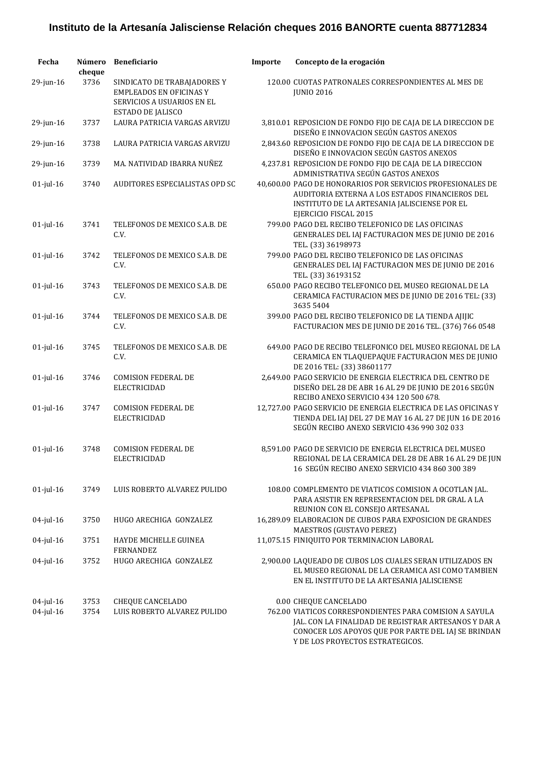**Instituto de la Artesanía Jalisciense Relación cheques 2016 BANORTE cuenta 887712834**

| Fecha | Número cheque | Beneficiario | Importe | Concepto de la erogación |
|---|---|---|---|---|
| 29-jun-16 | 3736 | SINDICATO DE TRABAJADORES Y EMPLEADOS EN OFICINAS Y SERVICIOS A USUARIOS EN EL ESTADO DE JALISCO | 120.00 | CUOTAS PATRONALES CORRESPONDIENTES AL MES DE JUNIO 2016 |
| 29-jun-16 | 3737 | LAURA PATRICIA VARGAS ARVIZU | 3,810.01 | REPOSICION DE FONDO FIJO DE CAJA DE LA DIRECCION DE DISEÑO E INNOVACION SEGÚN GASTOS ANEXOS |
| 29-jun-16 | 3738 | LAURA PATRICIA VARGAS ARVIZU | 2,843.60 | REPOSICION DE FONDO FIJO DE CAJA DE LA DIRECCION DE DISEÑO E INNOVACION SEGÚN GASTOS ANEXOS |
| 29-jun-16 | 3739 | MA. NATIVIDAD IBARRA NUÑEZ | 4,237.81 | REPOSICION DE FONDO FIJO DE CAJA DE LA DIRECCION ADMINISTRATIVA SEGÚN GASTOS ANEXOS |
| 01-jul-16 | 3740 | AUDITORES ESPECIALISTAS OPD SC | 40,600.00 | PAGO DE HONORARIOS POR SERVICIOS PROFESIONALES DE AUDITORIA EXTERNA A LOS ESTADOS FINANCIEROS DEL INSTITUTO DE LA ARTESANIA JALISCIENSE POR EL EJERCICIO FISCAL 2015 |
| 01-jul-16 | 3741 | TELEFONOS DE MEXICO S.A.B. DE C.V. | 799.00 | PAGO DEL RECIBO TELEFONICO DE LAS OFICINAS GENERALES DEL IAJ FACTURACION MES DE JUNIO DE 2016 TEL. (33) 36198973 |
| 01-jul-16 | 3742 | TELEFONOS DE MEXICO S.A.B. DE C.V. | 799.00 | PAGO DEL RECIBO TELEFONICO DE LAS OFICINAS GENERALES DEL IAJ FACTURACION MES DE JUNIO DE 2016 TEL. (33) 36193152 |
| 01-jul-16 | 3743 | TELEFONOS DE MEXICO S.A.B. DE C.V. | 650.00 | PAGO RECIBO TELEFONICO DEL MUSEO REGIONAL DE LA CERAMICA FACTURACION MES DE JUNIO DE 2016 TEL: (33) 3635 5404 |
| 01-jul-16 | 3744 | TELEFONOS DE MEXICO S.A.B. DE C.V. | 399.00 | PAGO DEL RECIBO TELEFONICO DE LA TIENDA AJIJIC FACTURACION MES DE JUNIO DE 2016 TEL. (376) 766 0548 |
| 01-jul-16 | 3745 | TELEFONOS DE MEXICO S.A.B. DE C.V. | 649.00 | PAGO DE RECIBO TELEFONICO DEL MUSEO REGIONAL DE LA CERAMICA EN TLAQUEPAQUE FACTURACION MES DE JUNIO DE 2016 TEL: (33) 38601177 |
| 01-jul-16 | 3746 | COMISION FEDERAL DE ELECTRICIDAD | 2,649.00 | PAGO SERVICIO DE ENERGIA ELECTRICA DEL CENTRO DE DISEÑO DEL 28 DE ABR 16 AL 29 DE JUNIO DE 2016 SEGÚN RECIBO ANEXO SERVICIO 434 120 500 678. |
| 01-jul-16 | 3747 | COMISION FEDERAL DE ELECTRICIDAD | 12,727.00 | PAGO SERVICIO DE ENERGIA ELECTRICA DE LAS OFICINAS Y TIENDA DEL IAJ DEL 27 DE MAY 16 AL 27 DE JUN 16 DE 2016 SEGÚN RECIBO ANEXO SERVICIO 436 990 302 033 |
| 01-jul-16 | 3748 | COMISION FEDERAL DE ELECTRICIDAD | 8,591.00 | PAGO DE SERVICIO DE ENERGIA ELECTRICA DEL MUSEO REGIONAL DE LA CERAMICA DEL 28 DE ABR 16 AL 29 DE JUN 16 SEGÚN RECIBO ANEXO SERVICIO 434 860 300 389 |
| 01-jul-16 | 3749 | LUIS ROBERTO ALVAREZ PULIDO | 108.00 | COMPLEMENTO DE VIATICOS COMISION A OCOTLAN JAL. PARA ASISTIR EN REPRESENTACION DEL DR GRAL A LA REUNION CON EL CONSEJO ARTESANAL |
| 04-jul-16 | 3750 | HUGO ARECHIGA GONZALEZ | 16,289.09 | ELABORACION DE CUBOS PARA EXPOSICION DE GRANDES MAESTROS (GUSTAVO PEREZ) |
| 04-jul-16 | 3751 | HAYDE MICHELLE GUINEA FERNANDEZ | 11,075.15 | FINIQUITO POR TERMINACION LABORAL |
| 04-jul-16 | 3752 | HUGO ARECHIGA GONZALEZ | 2,900.00 | LAQUEADO DE CUBOS LOS CUALES SERAN UTILIZADOS EN EL MUSEO REGIONAL DE LA CERAMICA ASI COMO TAMBIEN EN EL INSTITUTO DE LA ARTESANIA JALISCIENSE |
| 04-jul-16 | 3753 | CHEQUE CANCELADO | 0.00 | CHEQUE CANCELADO |
| 04-jul-16 | 3754 | LUIS ROBERTO ALVAREZ PULIDO | 762.00 | VIATICOS CORRESPONDIENTES PARA COMISION A SAYULA JAL. CON LA FINALIDAD DE REGISTRAR ARTESANOS Y DAR A CONOCER LOS APOYOS QUE POR PARTE DEL IAJ SE BRINDAN Y DE LOS PROYECTOS ESTRATEGICOS. |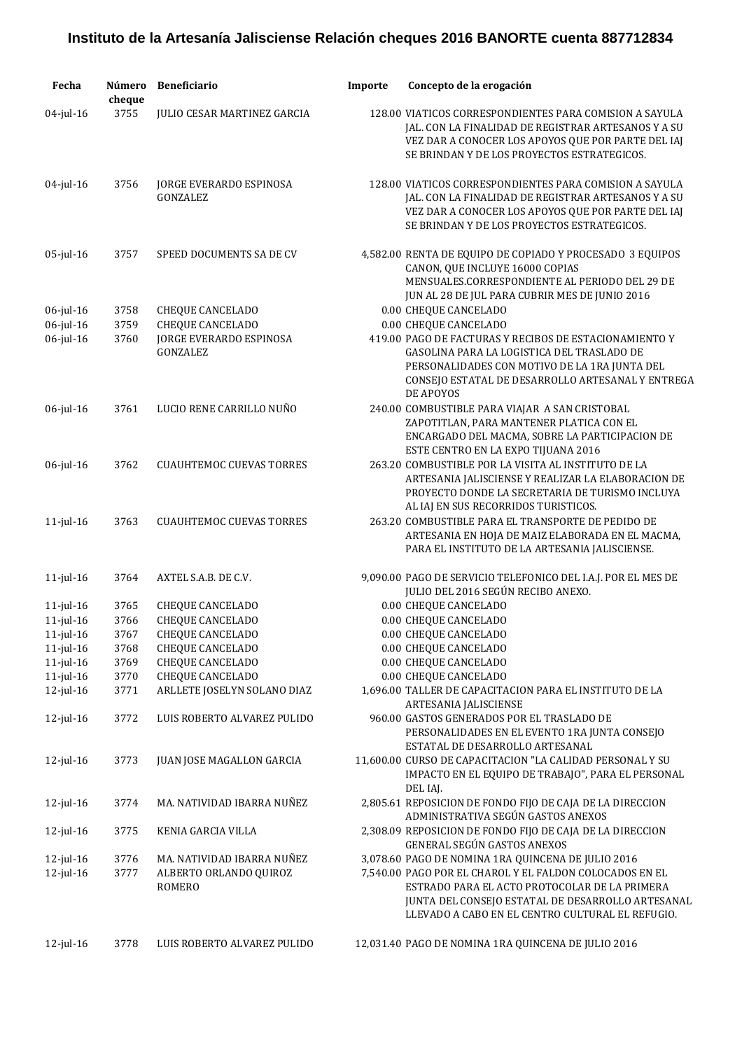# Instituto de la Artesanía Jalisciense Relación cheques 2016 BANORTE cuenta 887712834

| Fecha | Número cheque | Beneficiario | Importe | Concepto de la erogación |
|---|---|---|---|---|
| 04-jul-16 | 3755 | JULIO CESAR MARTINEZ GARCIA | 128.00 | VIATICOS CORRESPONDIENTES PARA COMISION A SAYULA JAL. CON LA FINALIDAD DE REGISTRAR ARTESANOS Y A SU VEZ DAR A CONOCER LOS APOYOS QUE POR PARTE DEL IAJ SE BRINDAN Y DE LOS PROYECTOS ESTRATEGICOS. |
| 04-jul-16 | 3756 | JORGE EVERARDO ESPINOSA GONZALEZ | 128.00 | VIATICOS CORRESPONDIENTES PARA COMISION A SAYULA JAL. CON LA FINALIDAD DE REGISTRAR ARTESANOS Y A SU VEZ DAR A CONOCER LOS APOYOS QUE POR PARTE DEL IAJ SE BRINDAN Y DE LOS PROYECTOS ESTRATEGICOS. |
| 05-jul-16 | 3757 | SPEED DOCUMENTS SA DE CV | 4,582.00 | RENTA DE EQUIPO DE COPIADO Y PROCESADO 3 EQUIPOS CANON, QUE INCLUYE 16000 COPIAS MENSUALES.CORRESPONDIENTE AL PERIODO DEL 29 DE JUN AL 28 DE JUL PARA CUBRIR MES DE JUNIO 2016 |
| 06-jul-16 | 3758 | CHEQUE CANCELADO | 0.00 | CHEQUE CANCELADO |
| 06-jul-16 | 3759 | CHEQUE CANCELADO | 0.00 | CHEQUE CANCELADO |
| 06-jul-16 | 3760 | JORGE EVERARDO ESPINOSA GONZALEZ | 419.00 | PAGO DE FACTURAS Y RECIBOS DE ESTACIONAMIENTO Y GASOLINA PARA LA LOGISTICA DEL TRASLADO DE PERSONALIDADES CON MOTIVO DE LA 1RA JUNTA DEL CONSEJO ESTATAL DE DESARROLLO ARTESANAL Y ENTREGA DE APOYOS |
| 06-jul-16 | 3761 | LUCIO RENE CARRILLO NUÑO | 240.00 | COMBUSTIBLE PARA VIAJAR A SAN CRISTOBAL ZAPOTITLAN, PARA MANTENER PLATICA CON EL ENCARGADO DEL MACMA, SOBRE LA PARTICIPACION DE ESTE CENTRO EN LA EXPO TIJUANA 2016 |
| 06-jul-16 | 3762 | CUAUHTEMOC CUEVAS TORRES | 263.20 | COMBUSTIBLE POR LA VISITA AL INSTITUTO DE LA ARTESANIA JALISCIENSE Y REALIZAR LA ELABORACION DE PROYECTO DONDE LA SECRETARIA DE TURISMO INCLUYA AL IAJ EN SUS RECORRIDOS TURISTICOS. |
| 11-jul-16 | 3763 | CUAUHTEMOC CUEVAS TORRES | 263.20 | COMBUSTIBLE PARA EL TRANSPORTE DE PEDIDO DE ARTESANIA EN HOJA DE MAIZ ELABORADA EN EL MACMA, PARA EL INSTITUTO DE LA ARTESANIA JALISCIENSE. |
| 11-jul-16 | 3764 | AXTEL S.A.B. DE C.V. | 9,090.00 | PAGO DE SERVICIO TELEFONICO DEL I.A.J. POR EL MES DE JULIO DEL 2016 SEGÚN RECIBO ANEXO. |
| 11-jul-16 | 3765 | CHEQUE CANCELADO | 0.00 | CHEQUE CANCELADO |
| 11-jul-16 | 3766 | CHEQUE CANCELADO | 0.00 | CHEQUE CANCELADO |
| 11-jul-16 | 3767 | CHEQUE CANCELADO | 0.00 | CHEQUE CANCELADO |
| 11-jul-16 | 3768 | CHEQUE CANCELADO | 0.00 | CHEQUE CANCELADO |
| 11-jul-16 | 3769 | CHEQUE CANCELADO | 0.00 | CHEQUE CANCELADO |
| 11-jul-16 | 3770 | CHEQUE CANCELADO | 0.00 | CHEQUE CANCELADO |
| 12-jul-16 | 3771 | ARLLETE JOSELYN SOLANO DIAZ | 1,696.00 | TALLER DE CAPACITACION PARA EL INSTITUTO DE LA ARTESANIA JALISCIENSE |
| 12-jul-16 | 3772 | LUIS ROBERTO ALVAREZ PULIDO | 960.00 | GASTOS GENERADOS POR EL TRASLADO DE PERSONALIDADES EN EL EVENTO 1RA JUNTA CONSEJO ESTATAL DE DESARROLLO ARTESANAL |
| 12-jul-16 | 3773 | JUAN JOSE MAGALLON GARCIA | 11,600.00 | CURSO DE CAPACITACION "LA CALIDAD PERSONAL Y SU IMPACTO EN EL EQUIPO DE TRABAJO", PARA EL PERSONAL DEL IAJ. |
| 12-jul-16 | 3774 | MA. NATIVIDAD IBARRA NUÑEZ | 2,805.61 | REPOSICION DE FONDO FIJO DE CAJA DE LA DIRECCION ADMINISTRATIVA SEGÚN GASTOS ANEXOS |
| 12-jul-16 | 3775 | KENIA GARCIA VILLA | 2,308.09 | REPOSICION DE FONDO FIJO DE CAJA DE LA DIRECCION GENERAL SEGÚN GASTOS ANEXOS |
| 12-jul-16 | 3776 | MA. NATIVIDAD IBARRA NUÑEZ | 3,078.60 | PAGO DE NOMINA 1RA QUINCENA DE JULIO 2016 |
| 12-jul-16 | 3777 | ALBERTO ORLANDO QUIROZ ROMERO | 7,540.00 | PAGO POR EL CHAROL Y EL FALDON COLOCADOS EN EL ESTRADO PARA EL ACTO PROTOCOLAR DE LA PRIMERA JUNTA DEL CONSEJO ESTATAL DE DESARROLLO ARTESANAL LLEVADO A CABO EN EL CENTRO CULTURAL EL REFUGIO. |
| 12-jul-16 | 3778 | LUIS ROBERTO ALVAREZ PULIDO | 12,031.40 | PAGO DE NOMINA 1RA QUINCENA DE JULIO 2016 |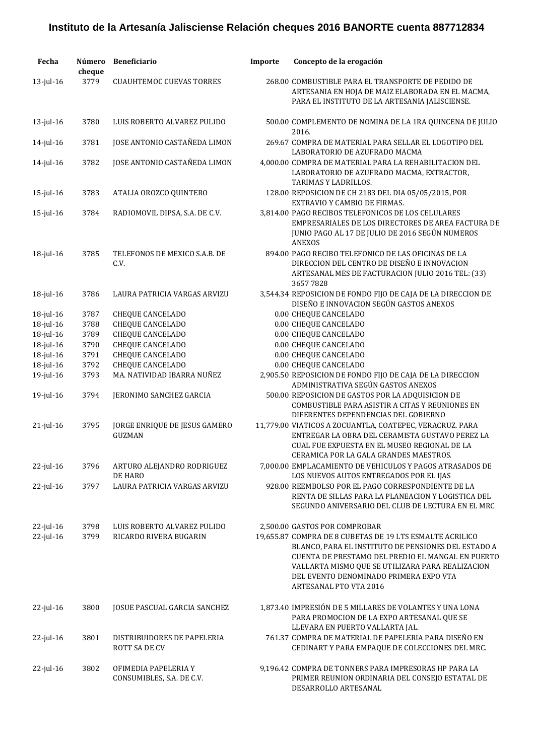# Instituto de la Artesanía Jalisciense Relación cheques 2016 BANORTE cuenta 887712834

| Fecha | Número cheque | Beneficiario | Importe | Concepto de la erogación |
| --- | --- | --- | --- | --- |
| 13-jul-16 | 3779 | CUAUHTEMOC CUEVAS TORRES | 268.00 | COMBUSTIBLE PARA EL TRANSPORTE DE PEDIDO DE ARTESANIA EN HOJA DE MAIZ ELABORADA EN EL MACMA, PARA EL INSTITUTO DE LA ARTESANIA JALISCIENSE. |
| 13-jul-16 | 3780 | LUIS ROBERTO ALVAREZ PULIDO | 500.00 | COMPLEMENTO DE NOMINA DE LA 1RA QUINCENA DE JULIO 2016. |
| 14-jul-16 | 3781 | JOSE ANTONIO CASTAÑEDA LIMON | 269.67 | COMPRA DE MATERIAL PARA SELLAR EL LOGOTIPO DEL LABORATORIO DE AZUFRADO MACMA |
| 14-jul-16 | 3782 | JOSE ANTONIO CASTAÑEDA LIMON | 4,000.00 | COMPRA DE MATERIAL PARA LA REHABILITACION DEL LABORATORIO DE AZUFRADO MACMA, EXTRACTOR, TARIMAS Y LADRILLOS. |
| 15-jul-16 | 3783 | ATALIA OROZCO QUINTERO | 128.00 | REPOSICION DE CH 2183 DEL DIA 05/05/2015, POR EXTRAVIO Y CAMBIO DE FIRMAS. |
| 15-jul-16 | 3784 | RADIOMOVIL DIPSA, S.A. DE C.V. | 3,814.00 | PAGO RECIBOS TELEFONICOS DE LOS CELULARES EMPRESARIALES DE LOS DIRECTORES DE AREA FACTURA DE JUNIO PAGO AL 17 DE JULIO DE 2016 SEGÚN NUMEROS ANEXOS |
| 18-jul-16 | 3785 | TELEFONOS DE MEXICO S.A.B. DE C.V. | 894.00 | PAGO RECIBO TELEFONICO DE LAS OFICINAS DE LA DIRECCION DEL CENTRO DE DISEÑO E INNOVACION ARTESANAL MES DE FACTURACION JULIO 2016 TEL: (33) 3657 7828 |
| 18-jul-16 | 3786 | LAURA PATRICIA VARGAS ARVIZU | 3,544.34 | REPOSICION DE FONDO FIJO DE CAJA DE LA DIRECCION DE DISEÑO E INNOVACION SEGÚN GASTOS ANEXOS |
| 18-jul-16 | 3787 | CHEQUE CANCELADO | 0.00 | CHEQUE CANCELADO |
| 18-jul-16 | 3788 | CHEQUE CANCELADO | 0.00 | CHEQUE CANCELADO |
| 18-jul-16 | 3789 | CHEQUE CANCELADO | 0.00 | CHEQUE CANCELADO |
| 18-jul-16 | 3790 | CHEQUE CANCELADO | 0.00 | CHEQUE CANCELADO |
| 18-jul-16 | 3791 | CHEQUE CANCELADO | 0.00 | CHEQUE CANCELADO |
| 18-jul-16 | 3792 | CHEQUE CANCELADO | 0.00 | CHEQUE CANCELADO |
| 19-jul-16 | 3793 | MA. NATIVIDAD IBARRA NUÑEZ | 2,905.50 | REPOSICION DE FONDO FIJO DE CAJA DE LA DIRECCION ADMINISTRATIVA SEGÚN GASTOS ANEXOS |
| 19-jul-16 | 3794 | JERONIMO SANCHEZ GARCIA | 500.00 | REPOSICION DE GASTOS POR LA ADQUISICION DE COMBUSTIBLE PARA ASISTIR A CITAS Y REUNIONES EN DIFERENTES DEPENDENCIAS DEL GOBIERNO |
| 21-jul-16 | 3795 | JORGE ENRIQUE DE JESUS GAMERO GUZMAN | 11,779.00 | VIATICOS A ZOCUANTLA, COATEPEC, VERACRUZ. PARA ENTREGAR LA OBRA DEL CERAMISTA GUSTAVO PEREZ LA CUAL FUE EXPUESTA EN EL MUSEO REGIONAL DE LA CERAMICA POR LA GALA GRANDES MAESTROS. |
| 22-jul-16 | 3796 | ARTURO ALEJANDRO RODRIGUEZ DE HARO | 7,000.00 | EMPLACAMIENTO DE VEHICULOS Y PAGOS ATRASADOS DE LOS NUEVOS AUTOS ENTREGADOS POR EL IJAS |
| 22-jul-16 | 3797 | LAURA PATRICIA VARGAS ARVIZU | 928.00 | REEMBOLSO POR EL PAGO CORRESPONDIENTE DE LA RENTA DE SILLAS PARA LA PLANEACION Y LOGISTICA DEL SEGUNDO ANIVERSARIO DEL CLUB DE LECTURA EN EL MRC |
| 22-jul-16 | 3798 | LUIS ROBERTO ALVAREZ PULIDO | 2,500.00 | GASTOS POR COMPROBAR |
| 22-jul-16 | 3799 | RICARDO RIVERA BUGARIN | 19,655.87 | COMPRA DE 8 CUBETAS DE 19 LTS ESMALTE ACRILICO BLANCO, PARA EL INSTITUTO DE PENSIONES DEL ESTADO A CUENTA DE PRESTAMO DEL PREDIO EL MANGAL EN PUERTO VALLARTA MISMO QUE SE UTILIZARA PARA REALIZACION DEL EVENTO DENOMINADO PRIMERA EXPO VTA ARTESANAL PTO VTA 2016 |
| 22-jul-16 | 3800 | JOSUE PASCUAL GARCIA SANCHEZ | 1,873.40 | IMPRESIÓN DE 5 MILLARES DE VOLANTES Y UNA LONA PARA PROMOCION DE LA EXPO ARTESANAL QUE SE LLEVARA EN PUERTO VALLARTA JAL. |
| 22-jul-16 | 3801 | DISTRIBUIDORES DE PAPELERIA ROTT SA DE CV | 761.37 | COMPRA DE MATERIAL DE PAPELERIA PARA DISEÑO EN CEDINART Y PARA EMPAQUE DE COLECCIONES DEL MRC. |
| 22-jul-16 | 3802 | OFIMEDIA PAPELERIA Y CONSUMIBLES, S.A. DE C.V. | 9,196.42 | COMPRA DE TONNERS PARA IMPRESORAS HP PARA LA PRIMER REUNION ORDINARIA DEL CONSEJO ESTATAL DE DESARROLLO ARTESANAL |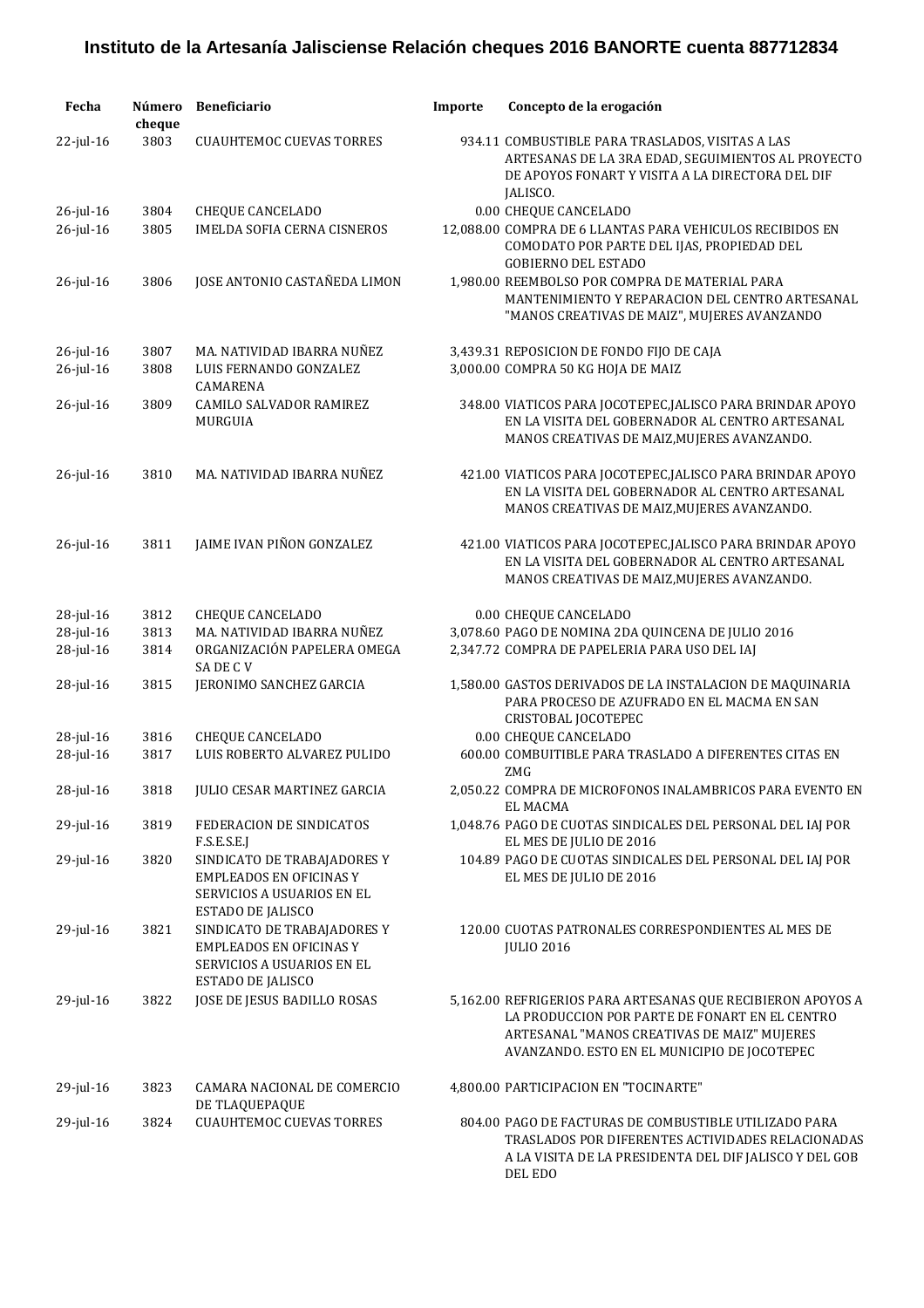# Instituto de la Artesanía Jalisciense Relación cheques 2016 BANORTE cuenta 887712834

| Fecha | Número cheque | Beneficiario | Importe | Concepto de la erogación |
|---|---|---|---|---|
| 22-jul-16 | 3803 | CUAUHTEMOC CUEVAS TORRES | 934.11 | COMBUSTIBLE PARA TRASLADOS, VISITAS A LAS ARTESANAS DE LA 3RA EDAD, SEGUIMIENTOS AL PROYECTO DE APOYOS FONART Y VISITA A LA DIRECTORA DEL DIF JALISCO. |
| 26-jul-16 | 3804 | CHEQUE CANCELADO | 0.00 | CHEQUE CANCELADO |
| 26-jul-16 | 3805 | IMELDA SOFIA CERNA CISNEROS | 12,088.00 | COMPRA DE 6 LLANTAS PARA VEHICULOS RECIBIDOS EN COMODATO POR PARTE DEL IJAS, PROPIEDAD DEL GOBIERNO DEL ESTADO |
| 26-jul-16 | 3806 | JOSE ANTONIO CASTAÑEDA LIMON | 1,980.00 | REEMBOLSO POR COMPRA DE MATERIAL PARA MANTENIMIENTO Y REPARACION DEL CENTRO ARTESANAL "MANOS CREATIVAS DE MAIZ", MUJERES AVANZANDO |
| 26-jul-16 | 3807 | MA. NATIVIDAD IBARRA NUÑEZ | 3,439.31 | REPOSICION DE FONDO FIJO DE CAJA |
| 26-jul-16 | 3808 | LUIS FERNANDO GONZALEZ CAMARENA | 3,000.00 | COMPRA 50 KG HOJA DE MAIZ |
| 26-jul-16 | 3809 | CAMILO SALVADOR RAMIREZ MURGUIA | 348.00 | VIATICOS PARA JOCOTEPEC,JALISCO PARA BRINDAR APOYO EN LA VISITA DEL GOBERNADOR AL CENTRO ARTESANAL MANOS CREATIVAS DE MAIZ,MUJERES AVANZANDO. |
| 26-jul-16 | 3810 | MA. NATIVIDAD IBARRA NUÑEZ | 421.00 | VIATICOS PARA JOCOTEPEC,JALISCO PARA BRINDAR APOYO EN LA VISITA DEL GOBERNADOR AL CENTRO ARTESANAL MANOS CREATIVAS DE MAIZ,MUJERES AVANZANDO. |
| 26-jul-16 | 3811 | JAIME IVAN PIÑON GONZALEZ | 421.00 | VIATICOS PARA JOCOTEPEC,JALISCO PARA BRINDAR APOYO EN LA VISITA DEL GOBERNADOR AL CENTRO ARTESANAL MANOS CREATIVAS DE MAIZ,MUJERES AVANZANDO. |
| 28-jul-16 | 3812 | CHEQUE CANCELADO | 0.00 | CHEQUE CANCELADO |
| 28-jul-16 | 3813 | MA. NATIVIDAD IBARRA NUÑEZ | 3,078.60 | PAGO DE NOMINA 2DA QUINCENA DE JULIO 2016 |
| 28-jul-16 | 3814 | ORGANIZACIÓN PAPELERA OMEGA SA DE C V | 2,347.72 | COMPRA DE PAPELERIA PARA USO DEL IAJ |
| 28-jul-16 | 3815 | JERONIMO SANCHEZ GARCIA | 1,580.00 | GASTOS DERIVADOS DE LA INSTALACION DE MAQUINARIA PARA PROCESO DE AZUFRADO EN EL MACMA EN SAN CRISTOBAL JOCOTEPEC |
| 28-jul-16 | 3816 | CHEQUE CANCELADO | 0.00 | CHEQUE CANCELADO |
| 28-jul-16 | 3817 | LUIS ROBERTO ALVAREZ PULIDO | 600.00 | COMBUITIBLE PARA TRASLADO A DIFERENTES CITAS EN ZMG |
| 28-jul-16 | 3818 | JULIO CESAR MARTINEZ GARCIA | 2,050.22 | COMPRA DE MICROFONOS INALAMBRICOS PARA EVENTO EN EL MACMA |
| 29-jul-16 | 3819 | FEDERACION DE SINDICATOS F.S.E.S.E.J | 1,048.76 | PAGO DE CUOTAS SINDICALES DEL PERSONAL DEL IAJ POR EL MES DE JULIO DE 2016 |
| 29-jul-16 | 3820 | SINDICATO DE TRABAJADORES Y EMPLEADOS EN OFICINAS Y SERVICIOS A USUARIOS EN EL ESTADO DE JALISCO | 104.89 | PAGO DE CUOTAS SINDICALES DEL PERSONAL DEL IAJ POR EL MES DE JULIO DE 2016 |
| 29-jul-16 | 3821 | SINDICATO DE TRABAJADORES Y EMPLEADOS EN OFICINAS Y SERVICIOS A USUARIOS EN EL ESTADO DE JALISCO | 120.00 | CUOTAS PATRONALES CORRESPONDIENTES AL MES DE JULIO 2016 |
| 29-jul-16 | 3822 | JOSE DE JESUS BADILLO ROSAS | 5,162.00 | REFRIGERIOS PARA ARTESANAS QUE RECIBIERON APOYOS A LA PRODUCCION POR PARTE DE FONART EN EL CENTRO ARTESANAL "MANOS CREATIVAS DE MAIZ" MUJERES AVANZANDO. ESTO EN EL MUNICIPIO DE JOCOTEPEC |
| 29-jul-16 | 3823 | CAMARA NACIONAL DE COMERCIO DE TLAQUEPAQUE | 4,800.00 | PARTICIPACION EN "TOCINARTE" |
| 29-jul-16 | 3824 | CUAUHTEMOC CUEVAS TORRES | 804.00 | PAGO DE FACTURAS DE COMBUSTIBLE UTILIZADO PARA TRASLADOS POR DIFERENTES ACTIVIDADES RELACIONADAS A LA VISITA DE LA PRESIDENTA DEL DIF JALISCO Y DEL GOB DEL EDO |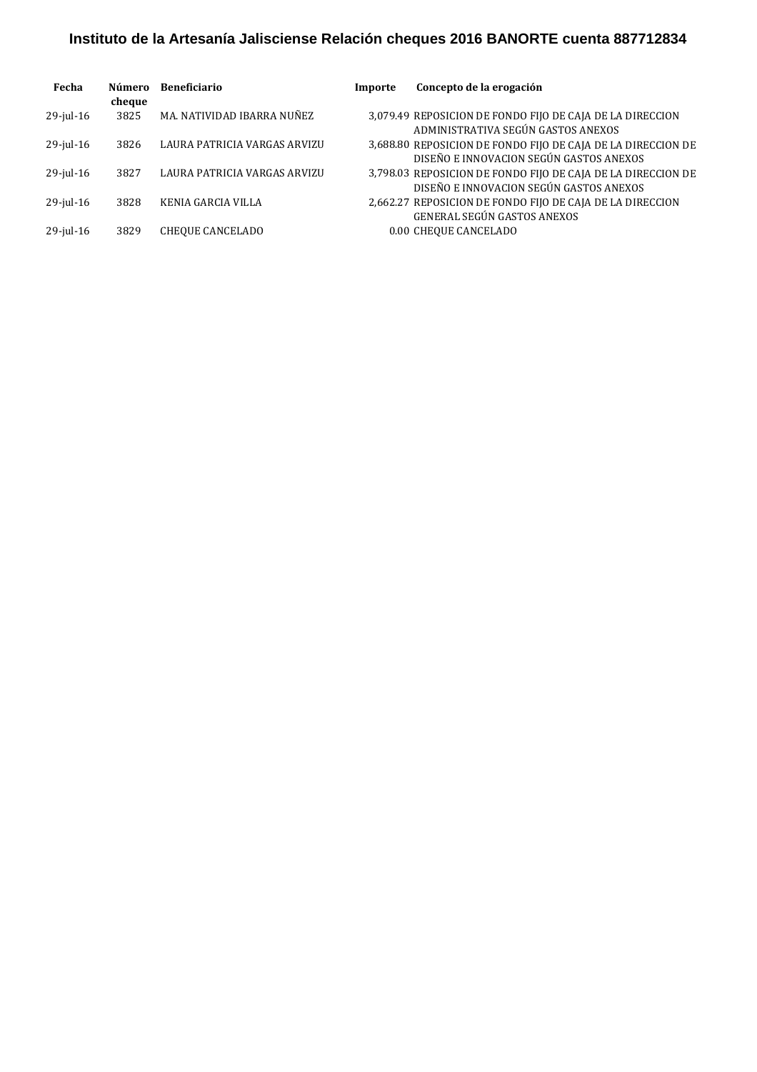# Instituto de la Artesanía Jalisciense Relación cheques 2016 BANORTE cuenta 887712834

| Fecha | Número cheque | Beneficiario | Importe | Concepto de la erogación |
|---|---|---|---|---|
| 29-jul-16 | 3825 | MA. NATIVIDAD IBARRA NUÑEZ | 3,079.49 | REPOSICION DE FONDO FIJO DE CAJA DE LA DIRECCION ADMINISTRATIVA SEGÚN GASTOS ANEXOS |
| 29-jul-16 | 3826 | LAURA PATRICIA VARGAS ARVIZU | 3,688.80 | REPOSICION DE FONDO FIJO DE CAJA DE LA DIRECCION DE DISEÑO E INNOVACION SEGÚN GASTOS ANEXOS |
| 29-jul-16 | 3827 | LAURA PATRICIA VARGAS ARVIZU | 3,798.03 | REPOSICION DE FONDO FIJO DE CAJA DE LA DIRECCION DE DISEÑO E INNOVACION SEGÚN GASTOS ANEXOS |
| 29-jul-16 | 3828 | KENIA GARCIA VILLA | 2,662.27 | REPOSICION DE FONDO FIJO DE CAJA DE LA DIRECCION GENERAL SEGÚN GASTOS ANEXOS |
| 29-jul-16 | 3829 | CHEQUE CANCELADO | 0.00 | CHEQUE CANCELADO |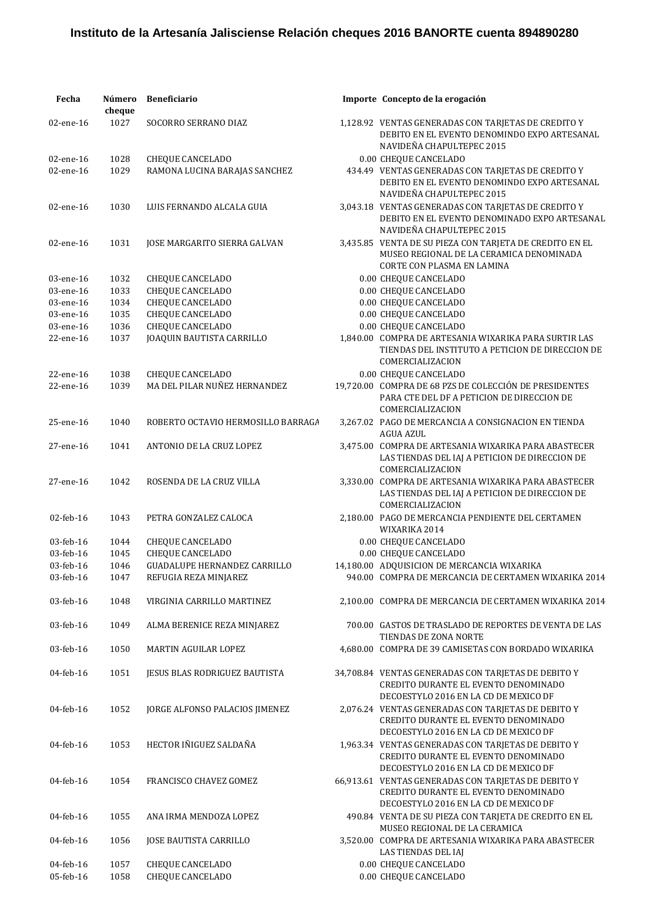**Instituto de la Artesanía Jalisciense Relación cheques 2016 BANORTE cuenta 894890280**

| Fecha | Número cheque | Beneficiario | Importe | Concepto de la erogación |
|---|---|---|---|---|
| 02-ene-16 | 1027 | SOCORRO SERRANO DIAZ | 1,128.92 | VENTAS GENERADAS CON TARJETAS DE CREDITO Y DEBITO EN EL EVENTO DENOMINDO EXPO ARTESANAL NAVIDEÑA CHAPULTEPEC 2015 |
| 02-ene-16 | 1028 | CHEQUE CANCELADO | 0.00 | CHEQUE CANCELADO |
| 02-ene-16 | 1029 | RAMONA LUCINA BARAJAS SANCHEZ | 434.49 | VENTAS GENERADAS CON TARJETAS DE CREDITO Y DEBITO EN EL EVENTO DENOMINDO EXPO ARTESANAL NAVIDEÑA CHAPULTEPEC 2015 |
| 02-ene-16 | 1030 | LUIS FERNANDO ALCALA GUIA | 3,043.18 | VENTAS GENERADAS CON TARJETAS DE CREDITO Y DEBITO EN EL EVENTO DENOMINADO EXPO ARTESANAL NAVIDEÑA CHAPULTEPEC 2015 |
| 02-ene-16 | 1031 | JOSE MARGARITO SIERRA GALVAN | 3,435.85 | VENTA DE SU PIEZA CON TARJETA DE CREDITO EN EL MUSEO REGIONAL DE LA CERAMICA DENOMINADA CORTE CON PLASMA EN LAMINA |
| 03-ene-16 | 1032 | CHEQUE CANCELADO | 0.00 | CHEQUE CANCELADO |
| 03-ene-16 | 1033 | CHEQUE CANCELADO | 0.00 | CHEQUE CANCELADO |
| 03-ene-16 | 1034 | CHEQUE CANCELADO | 0.00 | CHEQUE CANCELADO |
| 03-ene-16 | 1035 | CHEQUE CANCELADO | 0.00 | CHEQUE CANCELADO |
| 03-ene-16 | 1036 | CHEQUE CANCELADO | 0.00 | CHEQUE CANCELADO |
| 22-ene-16 | 1037 | JOAQUIN BAUTISTA CARRILLO | 1,840.00 | COMPRA DE ARTESANIA WIXARIKA PARA SURTIR LAS TIENDAS DEL INSTITUTO A PETICION DE DIRECCION DE COMERCIALIZACION |
| 22-ene-16 | 1038 | CHEQUE CANCELADO | 0.00 | CHEQUE CANCELADO |
| 22-ene-16 | 1039 | MA DEL PILAR NUÑEZ HERNANDEZ | 19,720.00 | COMPRA DE 68 PZS DE COLECCIÓN DE PRESIDENTES PARA CTE DEL DF A PETICION DE DIRECCION DE COMERCIALIZACION |
| 25-ene-16 | 1040 | ROBERTO OCTAVIO HERMOSILLO BARRAGA | 3,267.02 | PAGO DE MERCANCIA A CONSIGNACION EN TIENDA AGUA AZUL |
| 27-ene-16 | 1041 | ANTONIO DE LA CRUZ LOPEZ | 3,475.00 | COMPRA DE ARTESANIA WIXARIKA PARA ABASTECER LAS TIENDAS DEL IAJ A PETICION DE DIRECCION DE COMERCIALIZACION |
| 27-ene-16 | 1042 | ROSENDA DE LA CRUZ VILLA | 3,330.00 | COMPRA DE ARTESANIA WIXARIKA PARA ABASTECER LAS TIENDAS DEL IAJ A PETICION DE DIRECCION DE COMERCIALIZACION |
| 02-feb-16 | 1043 | PETRA GONZALEZ CALOCA | 2,180.00 | PAGO DE MERCANCIA PENDIENTE DEL CERTAMEN WIXARIKA 2014 |
| 03-feb-16 | 1044 | CHEQUE CANCELADO | 0.00 | CHEQUE CANCELADO |
| 03-feb-16 | 1045 | CHEQUE CANCELADO | 0.00 | CHEQUE CANCELADO |
| 03-feb-16 | 1046 | GUADALUPE HERNANDEZ CARRILLO | 14,180.00 | ADQUISICION DE MERCANCIA WIXARIKA |
| 03-feb-16 | 1047 | REFUGIA REZA MINJAREZ | 940.00 | COMPRA DE MERCANCIA DE CERTAMEN WIXARIKA 2014 |
| 03-feb-16 | 1048 | VIRGINIA CARRILLO MARTINEZ | 2,100.00 | COMPRA DE MERCANCIA DE CERTAMEN WIXARIKA 2014 |
| 03-feb-16 | 1049 | ALMA BERENICE REZA MINJAREZ | 700.00 | GASTOS DE TRASLADO DE REPORTES DE VENTA DE LAS TIENDAS DE ZONA NORTE |
| 03-feb-16 | 1050 | MARTIN AGUILAR LOPEZ | 4,680.00 | COMPRA DE 39 CAMISETAS CON BORDADO WIXARIKA |
| 04-feb-16 | 1051 | JESUS BLAS RODRIGUEZ BAUTISTA | 34,708.84 | VENTAS GENERADAS CON TARJETAS DE DEBITO Y CREDITO DURANTE EL EVENTO DENOMINADO DECOESTYLO 2016 EN LA CD DE MEXICO DF |
| 04-feb-16 | 1052 | JORGE ALFONSO PALACIOS JIMENEZ | 2,076.24 | VENTAS GENERADAS CON TARJETAS DE DEBITO Y CREDITO DURANTE EL EVENTO DENOMINADO DECOESTYLO 2016 EN LA CD DE MEXICO DF |
| 04-feb-16 | 1053 | HECTOR IÑIGUEZ SALDAÑA | 1,963.34 | VENTAS GENERADAS CON TARJETAS DE DEBITO Y CREDITO DURANTE EL EVENTO DENOMINADO DECOESTYLO 2016 EN LA CD DE MEXICO DF |
| 04-feb-16 | 1054 | FRANCISCO CHAVEZ GOMEZ | 66,913.61 | VENTAS GENERADAS CON TARJETAS DE DEBITO Y CREDITO DURANTE EL EVENTO DENOMINADO DECOESTYLO 2016 EN LA CD DE MEXICO DF |
| 04-feb-16 | 1055 | ANA IRMA MENDOZA LOPEZ | 490.84 | VENTA DE SU PIEZA CON TARJETA DE CREDITO EN EL MUSEO REGIONAL DE LA CERAMICA |
| 04-feb-16 | 1056 | JOSE BAUTISTA CARRILLO | 3,520.00 | COMPRA DE ARTESANIA WIXARIKA PARA ABASTECER LAS TIENDAS DEL IAJ |
| 04-feb-16 | 1057 | CHEQUE CANCELADO | 0.00 | CHEQUE CANCELADO |
| 05-feb-16 | 1058 | CHEQUE CANCELADO | 0.00 | CHEQUE CANCELADO |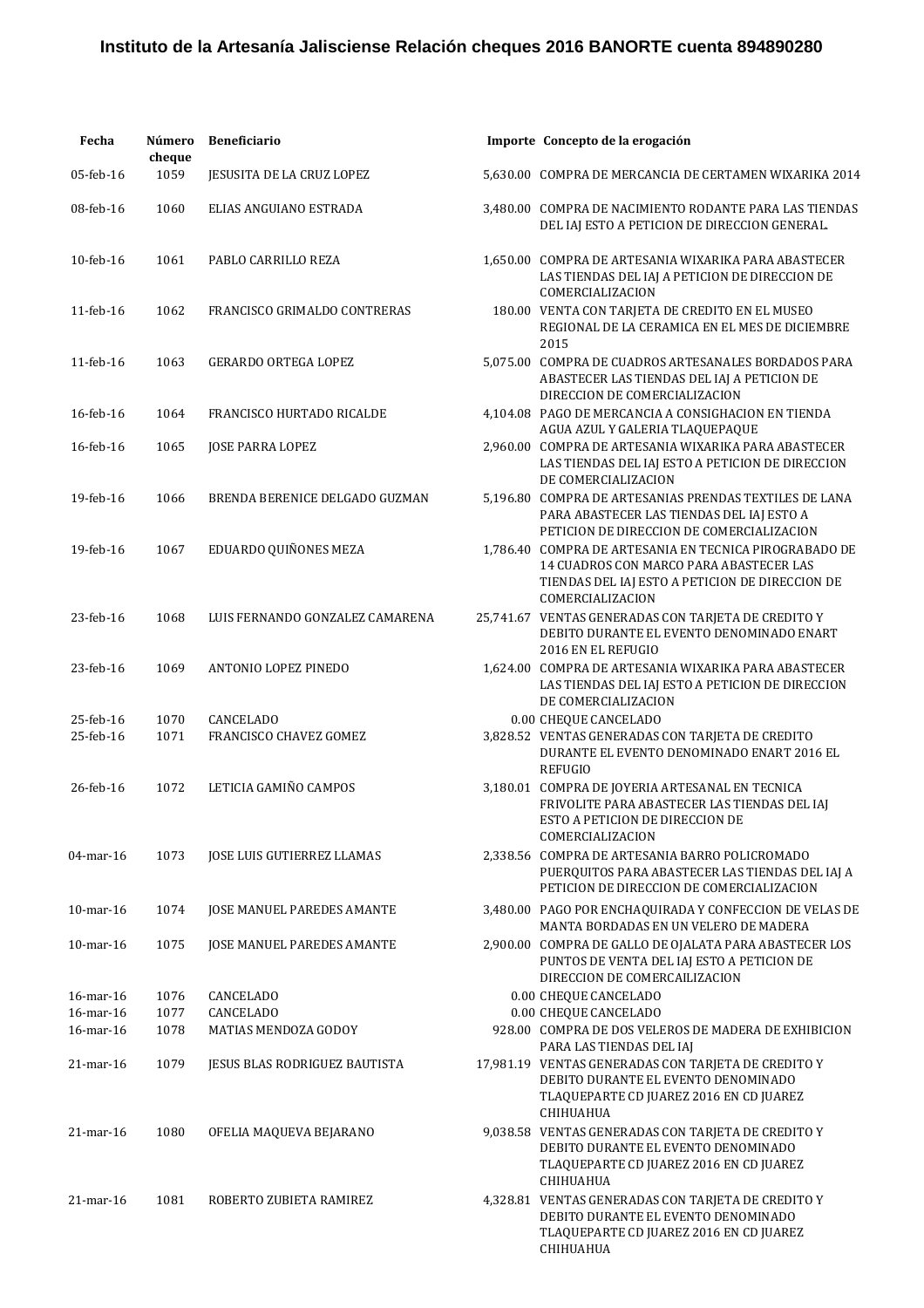# Instituto de la Artesanía Jalisciense Relación cheques 2016 BANORTE cuenta 894890280

| Fecha | Número cheque | Beneficiario | Importe | Concepto de la erogación |
|---|---|---|---|---|
| 05-feb-16 | 1059 | JESUSITA DE LA CRUZ LOPEZ | 5,630.00 | COMPRA DE MERCANCIA DE CERTAMEN WIXARIKA 2014 |
| 08-feb-16 | 1060 | ELIAS ANGUIANO ESTRADA | 3,480.00 | COMPRA DE NACIMIENTO RODANTE PARA LAS TIENDAS DEL IAJ ESTO A PETICION DE DIRECCION GENERAL. |
| 10-feb-16 | 1061 | PABLO CARRILLO REZA | 1,650.00 | COMPRA DE ARTESANIA WIXARIKA PARA ABASTECER LAS TIENDAS DEL IAJ A PETICION DE DIRECCION DE COMERCIALIZACION |
| 11-feb-16 | 1062 | FRANCISCO GRIMALDO CONTRERAS | 180.00 | VENTA CON TARJETA DE CREDITO EN EL MUSEO REGIONAL DE LA CERAMICA EN EL MES DE DICIEMBRE 2015 |
| 11-feb-16 | 1063 | GERARDO ORTEGA LOPEZ | 5,075.00 | COMPRA DE CUADROS ARTESANALES BORDADOS PARA ABASTECER LAS TIENDAS DEL IAJ A PETICION DE DIRECCION DE COMERCIALIZACION |
| 16-feb-16 | 1064 | FRANCISCO HURTADO RICALDE | 4,104.08 | PAGO DE MERCANCIA A CONSIGHACION EN TIENDA AGUA AZUL Y GALERIA TLAQUEPAQUE |
| 16-feb-16 | 1065 | JOSE PARRA LOPEZ | 2,960.00 | COMPRA DE ARTESANIA WIXARIKA PARA ABASTECER LAS TIENDAS DEL IAJ ESTO A PETICION DE DIRECCION DE COMERCIALIZACION |
| 19-feb-16 | 1066 | BRENDA BERENICE DELGADO GUZMAN | 5,196.80 | COMPRA DE ARTESANIAS PRENDAS TEXTILES DE LANA PARA ABASTECER LAS TIENDAS DEL IAJ ESTO A PETICION DE DIRECCION DE COMERCIALIZACION |
| 19-feb-16 | 1067 | EDUARDO QUIÑONES MEZA | 1,786.40 | COMPRA DE ARTESANIA EN TECNICA PIROGRABADO DE 14 CUADROS CON MARCO PARA ABASTECER LAS TIENDAS DEL IAJ ESTO A PETICION DE DIRECCION DE COMERCIALIZACION |
| 23-feb-16 | 1068 | LUIS FERNANDO GONZALEZ CAMARENA | 25,741.67 | VENTAS GENERADAS CON TARJETA DE CREDITO Y DEBITO DURANTE EL EVENTO DENOMINADO ENART 2016 EN EL REFUGIO |
| 23-feb-16 | 1069 | ANTONIO LOPEZ PINEDO | 1,624.00 | COMPRA DE ARTESANIA WIXARIKA PARA ABASTECER LAS TIENDAS DEL IAJ ESTO A PETICION DE DIRECCION DE COMERCIALIZACION |
| 25-feb-16 | 1070 | CANCELADO | 0.00 | CHEQUE CANCELADO |
| 25-feb-16 | 1071 | FRANCISCO CHAVEZ GOMEZ | 3,828.52 | VENTAS GENERADAS CON TARJETA DE CREDITO DURANTE EL EVENTO DENOMINADO ENART 2016 EL REFUGIO |
| 26-feb-16 | 1072 | LETICIA GAMIÑO CAMPOS | 3,180.01 | COMPRA DE JOYERIA ARTESANAL EN TECNICA FRIVOLITE PARA ABASTECER LAS TIENDAS DEL IAJ ESTO A PETICION DE DIRECCION DE COMERCIALIZACION |
| 04-mar-16 | 1073 | JOSE LUIS GUTIERREZ LLAMAS | 2,338.56 | COMPRA DE ARTESANIA BARRO POLICROMADO PUERQUITOS PARA ABASTECER LAS TIENDAS DEL IAJ A PETICION DE DIRECCION DE COMERCIALIZACION |
| 10-mar-16 | 1074 | JOSE MANUEL PAREDES AMANTE | 3,480.00 | PAGO POR ENCHAQUIRADA Y CONFECCION DE VELAS DE MANTA BORDADAS EN UN VELERO DE MADERA |
| 10-mar-16 | 1075 | JOSE MANUEL PAREDES AMANTE | 2,900.00 | COMPRA DE GALLO DE OJALATA PARA ABASTECER LOS PUNTOS DE VENTA DEL IAJ ESTO A PETICION DE DIRECCION DE COMERCAILIZACION |
| 16-mar-16 | 1076 | CANCELADO | 0.00 | CHEQUE CANCELADO |
| 16-mar-16 | 1077 | CANCELADO | 0.00 | CHEQUE CANCELADO |
| 16-mar-16 | 1078 | MATIAS MENDOZA GODOY | 928.00 | COMPRA DE DOS VELEROS DE MADERA DE EXHIBICION PARA LAS TIENDAS DEL IAJ |
| 21-mar-16 | 1079 | JESUS BLAS RODRIGUEZ BAUTISTA | 17,981.19 | VENTAS GENERADAS CON TARJETA DE CREDITO Y DEBITO DURANTE EL EVENTO DENOMINADO TLAQUEPARTE CD JUAREZ 2016 EN CD JUAREZ CHIHUAHUA |
| 21-mar-16 | 1080 | OFELIA MAQUEVA BEJARANO | 9,038.58 | VENTAS GENERADAS CON TARJETA DE CREDITO Y DEBITO DURANTE EL EVENTO DENOMINADO TLAQUEPARTE CD JUAREZ 2016 EN CD JUAREZ CHIHUAHUA |
| 21-mar-16 | 1081 | ROBERTO ZUBIETA RAMIREZ | 4,328.81 | VENTAS GENERADAS CON TARJETA DE CREDITO Y DEBITO DURANTE EL EVENTO DENOMINADO TLAQUEPARTE CD JUAREZ 2016 EN CD JUAREZ CHIHUAHUA |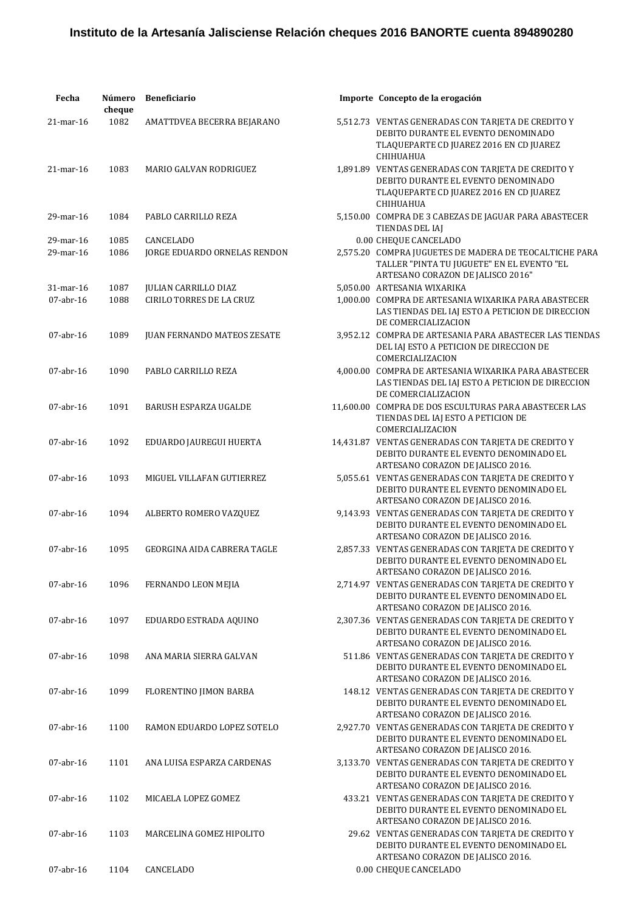## Instituto de la Artesanía Jalisciense Relación cheques 2016 BANORTE cuenta 894890280

| Fecha | Número cheque | Beneficiario | Importe | Concepto de la erogación |
|---|---|---|---|---|
| 21-mar-16 | 1082 | AMATTDVEA BECERRA BEJARANO | 5,512.73 | VENTAS GENERADAS CON TARJETA DE CREDITO Y DEBITO DURANTE EL EVENTO DENOMINADO TLAQUEPARTE CD JUAREZ 2016 EN CD JUAREZ CHIHUAHUA |
| 21-mar-16 | 1083 | MARIO GALVAN RODRIGUEZ | 1,891.89 | VENTAS GENERADAS CON TARJETA DE CREDITO Y DEBITO DURANTE EL EVENTO DENOMINADO TLAQUEPARTE CD JUAREZ 2016 EN CD JUAREZ CHIHUAHUA |
| 29-mar-16 | 1084 | PABLO CARRILLO REZA | 5,150.00 | COMPRA DE 3 CABEZAS DE JAGUAR PARA ABASTECER TIENDAS DEL IAJ |
| 29-mar-16 | 1085 | CANCELADO | 0.00 | CHEQUE CANCELADO |
| 29-mar-16 | 1086 | JORGE EDUARDO ORNELAS RENDON | 2,575.20 | COMPRA JUGUETES DE MADERA DE TEOCALTICHE PARA TALLER "PINTA TU JUGUETE" EN EL EVENTO "EL ARTESANO CORAZON DE JALISCO 2016" |
| 31-mar-16 | 1087 | JULIAN CARRILLO DIAZ | 5,050.00 | ARTESANIA WIXARIKA |
| 07-abr-16 | 1088 | CIRILO TORRES DE LA CRUZ | 1,000.00 | COMPRA DE ARTESANIA WIXARIKA PARA ABASTECER LAS TIENDAS DEL IAJ ESTO A PETICION DE DIRECCION DE COMERCIALIZACION |
| 07-abr-16 | 1089 | JUAN FERNANDO MATEOS ZESATE | 3,952.12 | COMPRA DE ARTESANIA PARA ABASTECER LAS TIENDAS DEL IAJ ESTO A PETICION DE DIRECCION DE COMERCIALIZACION |
| 07-abr-16 | 1090 | PABLO CARRILLO REZA | 4,000.00 | COMPRA DE ARTESANIA WIXARIKA PARA ABASTECER LAS TIENDAS DEL IAJ ESTO A PETICION DE DIRECCION DE COMERCIALIZACION |
| 07-abr-16 | 1091 | BARUSH ESPARZA UGALDE | 11,600.00 | COMPRA DE DOS ESCULTURAS PARA ABASTECER LAS TIENDAS DEL IAJ ESTO A PETICION DE COMERCIALIZACION |
| 07-abr-16 | 1092 | EDUARDO JAUREGUI HUERTA | 14,431.87 | VENTAS GENERADAS CON TARJETA DE CREDITO Y DEBITO DURANTE EL EVENTO DENOMINADO EL ARTESANO CORAZON DE JALISCO 2016. |
| 07-abr-16 | 1093 | MIGUEL VILLAFAN GUTIERREZ | 5,055.61 | VENTAS GENERADAS CON TARJETA DE CREDITO Y DEBITO DURANTE EL EVENTO DENOMINADO EL ARTESANO CORAZON DE JALISCO 2016. |
| 07-abr-16 | 1094 | ALBERTO ROMERO VAZQUEZ | 9,143.93 | VENTAS GENERADAS CON TARJETA DE CREDITO Y DEBITO DURANTE EL EVENTO DENOMINADO EL ARTESANO CORAZON DE JALISCO 2016. |
| 07-abr-16 | 1095 | GEORGINA AIDA CABRERA TAGLE | 2,857.33 | VENTAS GENERADAS CON TARJETA DE CREDITO Y DEBITO DURANTE EL EVENTO DENOMINADO EL ARTESANO CORAZON DE JALISCO 2016. |
| 07-abr-16 | 1096 | FERNANDO LEON MEJIA | 2,714.97 | VENTAS GENERADAS CON TARJETA DE CREDITO Y DEBITO DURANTE EL EVENTO DENOMINADO EL ARTESANO CORAZON DE JALISCO 2016. |
| 07-abr-16 | 1097 | EDUARDO ESTRADA AQUINO | 2,307.36 | VENTAS GENERADAS CON TARJETA DE CREDITO Y DEBITO DURANTE EL EVENTO DENOMINADO EL ARTESANO CORAZON DE JALISCO 2016. |
| 07-abr-16 | 1098 | ANA MARIA SIERRA GALVAN | 511.86 | VENTAS GENERADAS CON TARJETA DE CREDITO Y DEBITO DURANTE EL EVENTO DENOMINADO EL ARTESANO CORAZON DE JALISCO 2016. |
| 07-abr-16 | 1099 | FLORENTINO JIMON BARBA | 148.12 | VENTAS GENERADAS CON TARJETA DE CREDITO Y DEBITO DURANTE EL EVENTO DENOMINADO EL ARTESANO CORAZON DE JALISCO 2016. |
| 07-abr-16 | 1100 | RAMON EDUARDO LOPEZ SOTELO | 2,927.70 | VENTAS GENERADAS CON TARJETA DE CREDITO Y DEBITO DURANTE EL EVENTO DENOMINADO EL ARTESANO CORAZON DE JALISCO 2016. |
| 07-abr-16 | 1101 | ANA LUISA ESPARZA CARDENAS | 3,133.70 | VENTAS GENERADAS CON TARJETA DE CREDITO Y DEBITO DURANTE EL EVENTO DENOMINADO EL ARTESANO CORAZON DE JALISCO 2016. |
| 07-abr-16 | 1102 | MICAELA LOPEZ GOMEZ | 433.21 | VENTAS GENERADAS CON TARJETA DE CREDITO Y DEBITO DURANTE EL EVENTO DENOMINADO EL ARTESANO CORAZON DE JALISCO 2016. |
| 07-abr-16 | 1103 | MARCELINA GOMEZ HIPOLITO | 29.62 | VENTAS GENERADAS CON TARJETA DE CREDITO Y DEBITO DURANTE EL EVENTO DENOMINADO EL ARTESANO CORAZON DE JALISCO 2016. |
| 07-abr-16 | 1104 | CANCELADO | 0.00 | CHEQUE CANCELADO |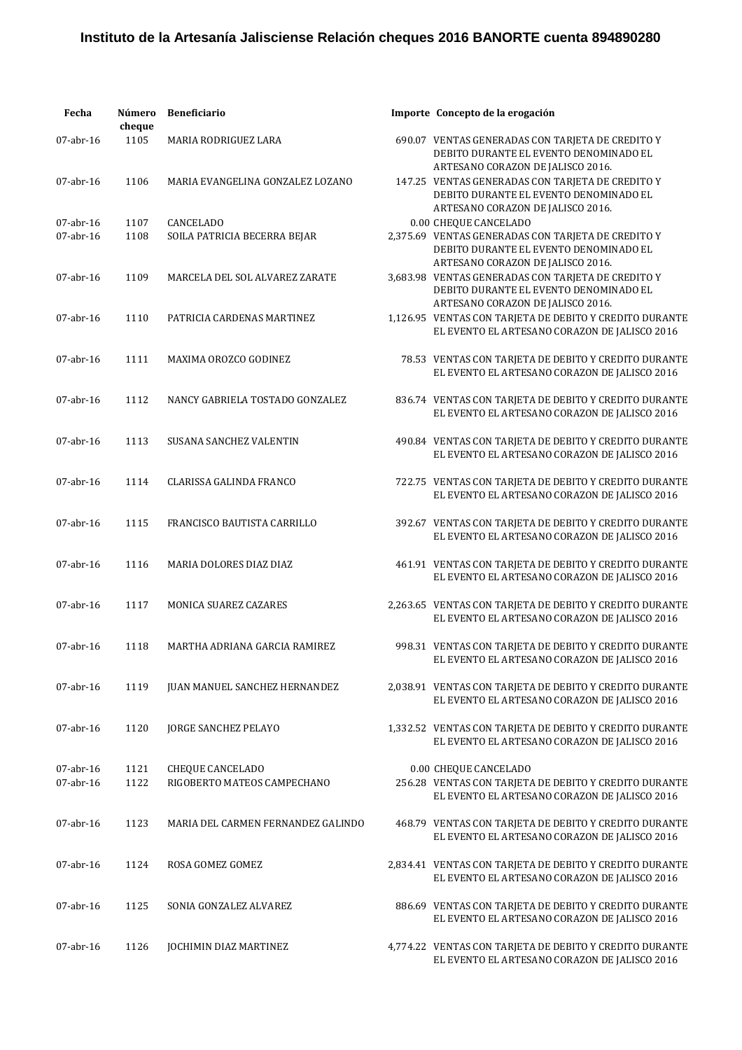# Instituto de la Artesanía Jalisciense Relación cheques 2016 BANORTE cuenta 894890280

| Fecha | Número cheque | Beneficiario | Importe | Concepto de la erogación |
|---|---|---|---|---|
| 07-abr-16 | 1105 | MARIA RODRIGUEZ LARA | 690.07 | VENTAS GENERADAS CON TARJETA DE CREDITO Y DEBITO DURANTE EL EVENTO DENOMINADO EL ARTESANO CORAZON DE JALISCO 2016. |
| 07-abr-16 | 1106 | MARIA EVANGELINA GONZALEZ LOZANO | 147.25 | VENTAS GENERADAS CON TARJETA DE CREDITO Y DEBITO DURANTE EL EVENTO DENOMINADO EL ARTESANO CORAZON DE JALISCO 2016. |
| 07-abr-16 | 1107 | CANCELADO | 0.00 | CHEQUE CANCELADO |
| 07-abr-16 | 1108 | SOILA PATRICIA BECERRA BEJAR | 2,375.69 | VENTAS GENERADAS CON TARJETA DE CREDITO Y DEBITO DURANTE EL EVENTO DENOMINADO EL ARTESANO CORAZON DE JALISCO 2016. |
| 07-abr-16 | 1109 | MARCELA DEL SOL ALVAREZ ZARATE | 3,683.98 | VENTAS GENERADAS CON TARJETA DE CREDITO Y DEBITO DURANTE EL EVENTO DENOMINADO EL ARTESANO CORAZON DE JALISCO 2016. |
| 07-abr-16 | 1110 | PATRICIA CARDENAS MARTINEZ | 1,126.95 | VENTAS CON TARJETA DE DEBITO Y CREDITO DURANTE EL EVENTO EL ARTESANO CORAZON DE JALISCO 2016 |
| 07-abr-16 | 1111 | MAXIMA OROZCO GODINEZ | 78.53 | VENTAS CON TARJETA DE DEBITO Y CREDITO DURANTE EL EVENTO EL ARTESANO CORAZON DE JALISCO 2016 |
| 07-abr-16 | 1112 | NANCY GABRIELA TOSTADO GONZALEZ | 836.74 | VENTAS CON TARJETA DE DEBITO Y CREDITO DURANTE EL EVENTO EL ARTESANO CORAZON DE JALISCO 2016 |
| 07-abr-16 | 1113 | SUSANA SANCHEZ VALENTIN | 490.84 | VENTAS CON TARJETA DE DEBITO Y CREDITO DURANTE EL EVENTO EL ARTESANO CORAZON DE JALISCO 2016 |
| 07-abr-16 | 1114 | CLARISSA GALINDA FRANCO | 722.75 | VENTAS CON TARJETA DE DEBITO Y CREDITO DURANTE EL EVENTO EL ARTESANO CORAZON DE JALISCO 2016 |
| 07-abr-16 | 1115 | FRANCISCO BAUTISTA CARRILLO | 392.67 | VENTAS CON TARJETA DE DEBITO Y CREDITO DURANTE EL EVENTO EL ARTESANO CORAZON DE JALISCO 2016 |
| 07-abr-16 | 1116 | MARIA DOLORES DIAZ DIAZ | 461.91 | VENTAS CON TARJETA DE DEBITO Y CREDITO DURANTE EL EVENTO EL ARTESANO CORAZON DE JALISCO 2016 |
| 07-abr-16 | 1117 | MONICA SUAREZ CAZARES | 2,263.65 | VENTAS CON TARJETA DE DEBITO Y CREDITO DURANTE EL EVENTO EL ARTESANO CORAZON DE JALISCO 2016 |
| 07-abr-16 | 1118 | MARTHA ADRIANA GARCIA RAMIREZ | 998.31 | VENTAS CON TARJETA DE DEBITO Y CREDITO DURANTE EL EVENTO EL ARTESANO CORAZON DE JALISCO 2016 |
| 07-abr-16 | 1119 | JUAN MANUEL SANCHEZ HERNANDEZ | 2,038.91 | VENTAS CON TARJETA DE DEBITO Y CREDITO DURANTE EL EVENTO EL ARTESANO CORAZON DE JALISCO 2016 |
| 07-abr-16 | 1120 | JORGE SANCHEZ PELAYO | 1,332.52 | VENTAS CON TARJETA DE DEBITO Y CREDITO DURANTE EL EVENTO EL ARTESANO CORAZON DE JALISCO 2016 |
| 07-abr-16 | 1121 | CHEQUE CANCELADO | 0.00 | CHEQUE CANCELADO |
| 07-abr-16 | 1122 | RIGOBERTO MATEOS CAMPECHANO | 256.28 | VENTAS CON TARJETA DE DEBITO Y CREDITO DURANTE EL EVENTO EL ARTESANO CORAZON DE JALISCO 2016 |
| 07-abr-16 | 1123 | MARIA DEL CARMEN FERNANDEZ GALINDO | 468.79 | VENTAS CON TARJETA DE DEBITO Y CREDITO DURANTE EL EVENTO EL ARTESANO CORAZON DE JALISCO 2016 |
| 07-abr-16 | 1124 | ROSA GOMEZ GOMEZ | 2,834.41 | VENTAS CON TARJETA DE DEBITO Y CREDITO DURANTE EL EVENTO EL ARTESANO CORAZON DE JALISCO 2016 |
| 07-abr-16 | 1125 | SONIA GONZALEZ ALVAREZ | 886.69 | VENTAS CON TARJETA DE DEBITO Y CREDITO DURANTE EL EVENTO EL ARTESANO CORAZON DE JALISCO 2016 |
| 07-abr-16 | 1126 | JOCHIMIN DIAZ MARTINEZ | 4,774.22 | VENTAS CON TARJETA DE DEBITO Y CREDITO DURANTE EL EVENTO EL ARTESANO CORAZON DE JALISCO 2016 |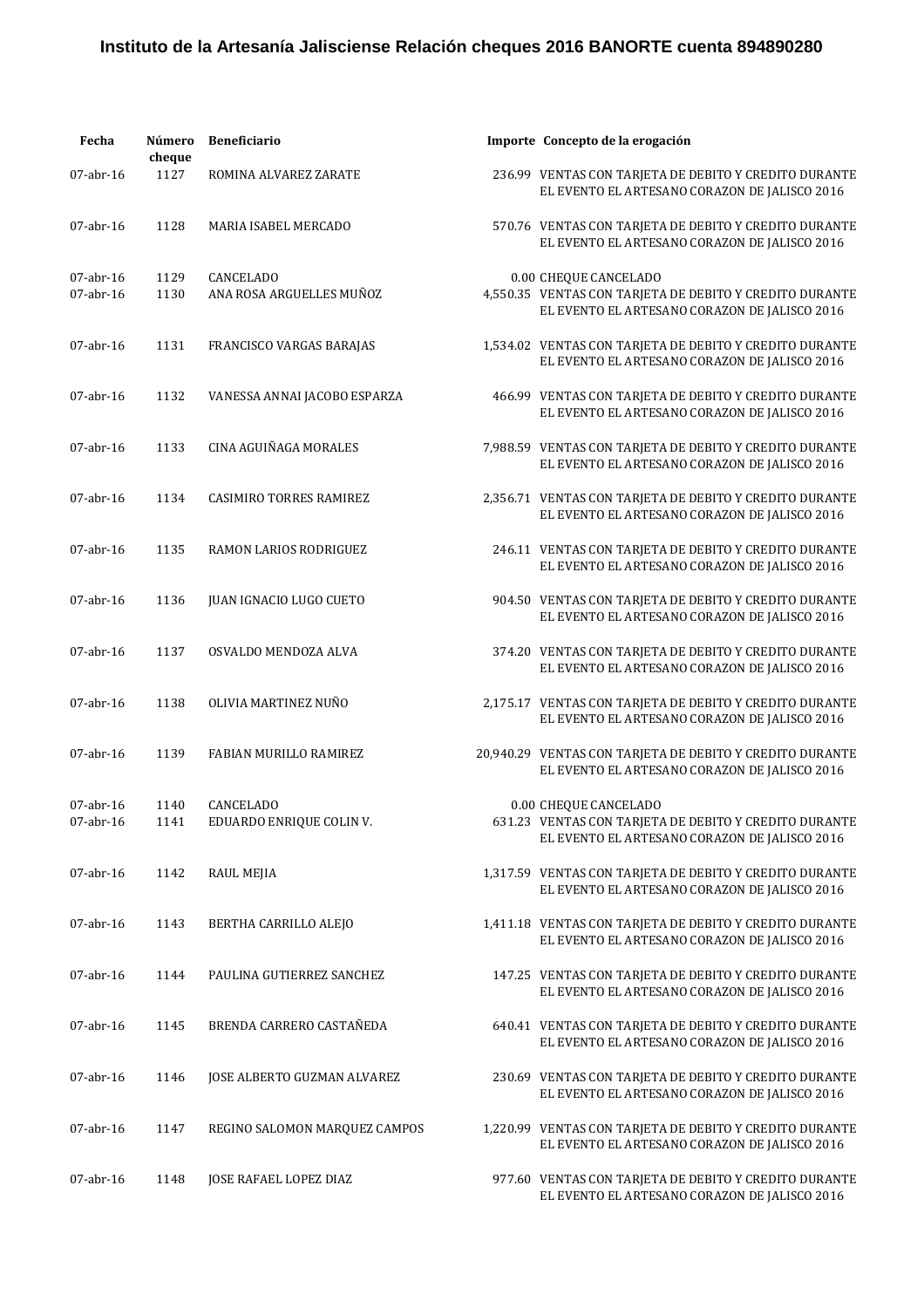**Instituto de la Artesanía Jalisciense Relación cheques 2016 BANORTE cuenta 894890280**

| Fecha | Número cheque | Beneficiario | Importe | Concepto de la erogación |
|---|---|---|---|---|
| 07-abr-16 | 1127 | ROMINA ALVAREZ ZARATE | 236.99 | VENTAS CON TARJETA DE DEBITO Y CREDITO DURANTE EL EVENTO EL ARTESANO CORAZON DE JALISCO 2016 |
| 07-abr-16 | 1128 | MARIA ISABEL MERCADO | 570.76 | VENTAS CON TARJETA DE DEBITO Y CREDITO DURANTE EL EVENTO EL ARTESANO CORAZON DE JALISCO 2016 |
| 07-abr-16 | 1129 | CANCELADO | 0.00 | CHEQUE CANCELADO |
| 07-abr-16 | 1130 | ANA ROSA ARGUELLES MUÑOZ | 4,550.35 | VENTAS CON TARJETA DE DEBITO Y CREDITO DURANTE EL EVENTO EL ARTESANO CORAZON DE JALISCO 2016 |
| 07-abr-16 | 1131 | FRANCISCO VARGAS BARAJAS | 1,534.02 | VENTAS CON TARJETA DE DEBITO Y CREDITO DURANTE EL EVENTO EL ARTESANO CORAZON DE JALISCO 2016 |
| 07-abr-16 | 1132 | VANESSA ANNAI JACOBO ESPARZA | 466.99 | VENTAS CON TARJETA DE DEBITO Y CREDITO DURANTE EL EVENTO EL ARTESANO CORAZON DE JALISCO 2016 |
| 07-abr-16 | 1133 | CINA AGUIÑAGA MORALES | 7,988.59 | VENTAS CON TARJETA DE DEBITO Y CREDITO DURANTE EL EVENTO EL ARTESANO CORAZON DE JALISCO 2016 |
| 07-abr-16 | 1134 | CASIMIRO TORRES RAMIREZ | 2,356.71 | VENTAS CON TARJETA DE DEBITO Y CREDITO DURANTE EL EVENTO EL ARTESANO CORAZON DE JALISCO 2016 |
| 07-abr-16 | 1135 | RAMON LARIOS RODRIGUEZ | 246.11 | VENTAS CON TARJETA DE DEBITO Y CREDITO DURANTE EL EVENTO EL ARTESANO CORAZON DE JALISCO 2016 |
| 07-abr-16 | 1136 | JUAN IGNACIO LUGO CUETO | 904.50 | VENTAS CON TARJETA DE DEBITO Y CREDITO DURANTE EL EVENTO EL ARTESANO CORAZON DE JALISCO 2016 |
| 07-abr-16 | 1137 | OSVALDO MENDOZA ALVA | 374.20 | VENTAS CON TARJETA DE DEBITO Y CREDITO DURANTE EL EVENTO EL ARTESANO CORAZON DE JALISCO 2016 |
| 07-abr-16 | 1138 | OLIVIA MARTINEZ NUÑO | 2,175.17 | VENTAS CON TARJETA DE DEBITO Y CREDITO DURANTE EL EVENTO EL ARTESANO CORAZON DE JALISCO 2016 |
| 07-abr-16 | 1139 | FABIAN MURILLO RAMIREZ | 20,940.29 | VENTAS CON TARJETA DE DEBITO Y CREDITO DURANTE EL EVENTO EL ARTESANO CORAZON DE JALISCO 2016 |
| 07-abr-16 | 1140 | CANCELADO | 0.00 | CHEQUE CANCELADO |
| 07-abr-16 | 1141 | EDUARDO ENRIQUE COLIN V. | 631.23 | VENTAS CON TARJETA DE DEBITO Y CREDITO DURANTE EL EVENTO EL ARTESANO CORAZON DE JALISCO 2016 |
| 07-abr-16 | 1142 | RAUL MEJIA | 1,317.59 | VENTAS CON TARJETA DE DEBITO Y CREDITO DURANTE EL EVENTO EL ARTESANO CORAZON DE JALISCO 2016 |
| 07-abr-16 | 1143 | BERTHA CARRILLO ALEJO | 1,411.18 | VENTAS CON TARJETA DE DEBITO Y CREDITO DURANTE EL EVENTO EL ARTESANO CORAZON DE JALISCO 2016 |
| 07-abr-16 | 1144 | PAULINA GUTIERREZ SANCHEZ | 147.25 | VENTAS CON TARJETA DE DEBITO Y CREDITO DURANTE EL EVENTO EL ARTESANO CORAZON DE JALISCO 2016 |
| 07-abr-16 | 1145 | BRENDA CARRERO CASTAÑEDA | 640.41 | VENTAS CON TARJETA DE DEBITO Y CREDITO DURANTE EL EVENTO EL ARTESANO CORAZON DE JALISCO 2016 |
| 07-abr-16 | 1146 | JOSE ALBERTO GUZMAN ALVAREZ | 230.69 | VENTAS CON TARJETA DE DEBITO Y CREDITO DURANTE EL EVENTO EL ARTESANO CORAZON DE JALISCO 2016 |
| 07-abr-16 | 1147 | REGINO SALOMON MARQUEZ CAMPOS | 1,220.99 | VENTAS CON TARJETA DE DEBITO Y CREDITO DURANTE EL EVENTO EL ARTESANO CORAZON DE JALISCO 2016 |
| 07-abr-16 | 1148 | JOSE RAFAEL LOPEZ DIAZ | 977.60 | VENTAS CON TARJETA DE DEBITO Y CREDITO DURANTE EL EVENTO EL ARTESANO CORAZON DE JALISCO 2016 |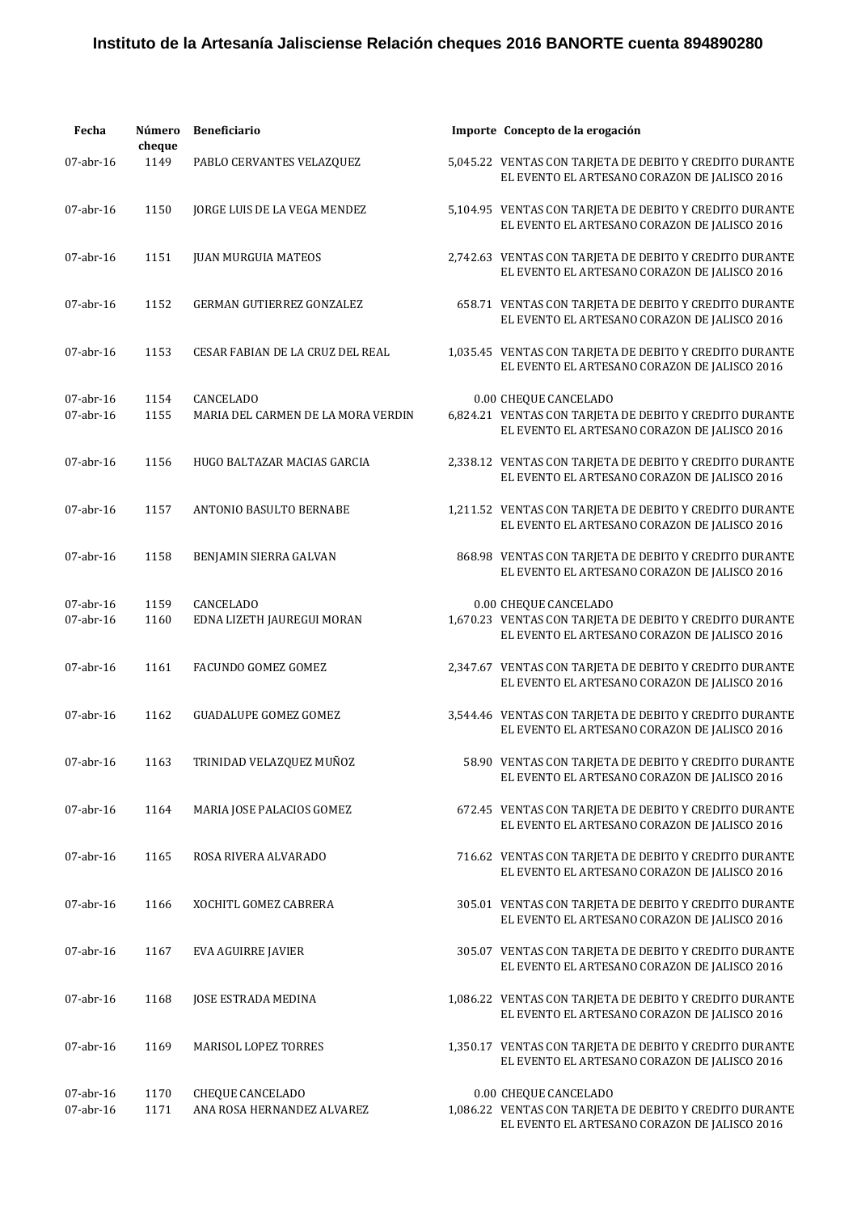**Instituto de la Artesanía Jalisciense Relación cheques 2016 BANORTE cuenta 894890280**

| Fecha | Número cheque | Beneficiario | Importe | Concepto de la erogación |
|---|---|---|---|---|
| 07-abr-16 | 1149 | PABLO CERVANTES VELAZQUEZ | 5,045.22 | VENTAS CON TARJETA DE DEBITO Y CREDITO DURANTE EL EVENTO EL ARTESANO CORAZON DE JALISCO 2016 |
| 07-abr-16 | 1150 | JORGE LUIS DE LA VEGA MENDEZ | 5,104.95 | VENTAS CON TARJETA DE DEBITO Y CREDITO DURANTE EL EVENTO EL ARTESANO CORAZON DE JALISCO 2016 |
| 07-abr-16 | 1151 | JUAN MURGUIA MATEOS | 2,742.63 | VENTAS CON TARJETA DE DEBITO Y CREDITO DURANTE EL EVENTO EL ARTESANO CORAZON DE JALISCO 2016 |
| 07-abr-16 | 1152 | GERMAN GUTIERREZ GONZALEZ | 658.71 | VENTAS CON TARJETA DE DEBITO Y CREDITO DURANTE EL EVENTO EL ARTESANO CORAZON DE JALISCO 2016 |
| 07-abr-16 | 1153 | CESAR FABIAN DE LA CRUZ DEL REAL | 1,035.45 | VENTAS CON TARJETA DE DEBITO Y CREDITO DURANTE EL EVENTO EL ARTESANO CORAZON DE JALISCO 2016 |
| 07-abr-16 | 1154 | CANCELADO | 0.00 | CHEQUE CANCELADO |
| 07-abr-16 | 1155 | MARIA DEL CARMEN DE LA MORA VERDIN | 6,824.21 | VENTAS CON TARJETA DE DEBITO Y CREDITO DURANTE EL EVENTO EL ARTESANO CORAZON DE JALISCO 2016 |
| 07-abr-16 | 1156 | HUGO BALTAZAR MACIAS GARCIA | 2,338.12 | VENTAS CON TARJETA DE DEBITO Y CREDITO DURANTE EL EVENTO EL ARTESANO CORAZON DE JALISCO 2016 |
| 07-abr-16 | 1157 | ANTONIO BASULTO BERNABE | 1,211.52 | VENTAS CON TARJETA DE DEBITO Y CREDITO DURANTE EL EVENTO EL ARTESANO CORAZON DE JALISCO 2016 |
| 07-abr-16 | 1158 | BENJAMIN SIERRA GALVAN | 868.98 | VENTAS CON TARJETA DE DEBITO Y CREDITO DURANTE EL EVENTO EL ARTESANO CORAZON DE JALISCO 2016 |
| 07-abr-16 | 1159 | CANCELADO | 0.00 | CHEQUE CANCELADO |
| 07-abr-16 | 1160 | EDNA LIZETH JAUREGUI MORAN | 1,670.23 | VENTAS CON TARJETA DE DEBITO Y CREDITO DURANTE EL EVENTO EL ARTESANO CORAZON DE JALISCO 2016 |
| 07-abr-16 | 1161 | FACUNDO GOMEZ GOMEZ | 2,347.67 | VENTAS CON TARJETA DE DEBITO Y CREDITO DURANTE EL EVENTO EL ARTESANO CORAZON DE JALISCO 2016 |
| 07-abr-16 | 1162 | GUADALUPE GOMEZ GOMEZ | 3,544.46 | VENTAS CON TARJETA DE DEBITO Y CREDITO DURANTE EL EVENTO EL ARTESANO CORAZON DE JALISCO 2016 |
| 07-abr-16 | 1163 | TRINIDAD VELAZQUEZ MUÑOZ | 58.90 | VENTAS CON TARJETA DE DEBITO Y CREDITO DURANTE EL EVENTO EL ARTESANO CORAZON DE JALISCO 2016 |
| 07-abr-16 | 1164 | MARIA JOSE PALACIOS GOMEZ | 672.45 | VENTAS CON TARJETA DE DEBITO Y CREDITO DURANTE EL EVENTO EL ARTESANO CORAZON DE JALISCO 2016 |
| 07-abr-16 | 1165 | ROSA RIVERA ALVARADO | 716.62 | VENTAS CON TARJETA DE DEBITO Y CREDITO DURANTE EL EVENTO EL ARTESANO CORAZON DE JALISCO 2016 |
| 07-abr-16 | 1166 | XOCHITL GOMEZ CABRERA | 305.01 | VENTAS CON TARJETA DE DEBITO Y CREDITO DURANTE EL EVENTO EL ARTESANO CORAZON DE JALISCO 2016 |
| 07-abr-16 | 1167 | EVA AGUIRRE JAVIER | 305.07 | VENTAS CON TARJETA DE DEBITO Y CREDITO DURANTE EL EVENTO EL ARTESANO CORAZON DE JALISCO 2016 |
| 07-abr-16 | 1168 | JOSE ESTRADA MEDINA | 1,086.22 | VENTAS CON TARJETA DE DEBITO Y CREDITO DURANTE EL EVENTO EL ARTESANO CORAZON DE JALISCO 2016 |
| 07-abr-16 | 1169 | MARISOL LOPEZ TORRES | 1,350.17 | VENTAS CON TARJETA DE DEBITO Y CREDITO DURANTE EL EVENTO EL ARTESANO CORAZON DE JALISCO 2016 |
| 07-abr-16 | 1170 | CHEQUE CANCELADO | 0.00 | CHEQUE CANCELADO |
| 07-abr-16 | 1171 | ANA ROSA HERNANDEZ ALVAREZ | 1,086.22 | VENTAS CON TARJETA DE DEBITO Y CREDITO DURANTE EL EVENTO EL ARTESANO CORAZON DE JALISCO 2016 |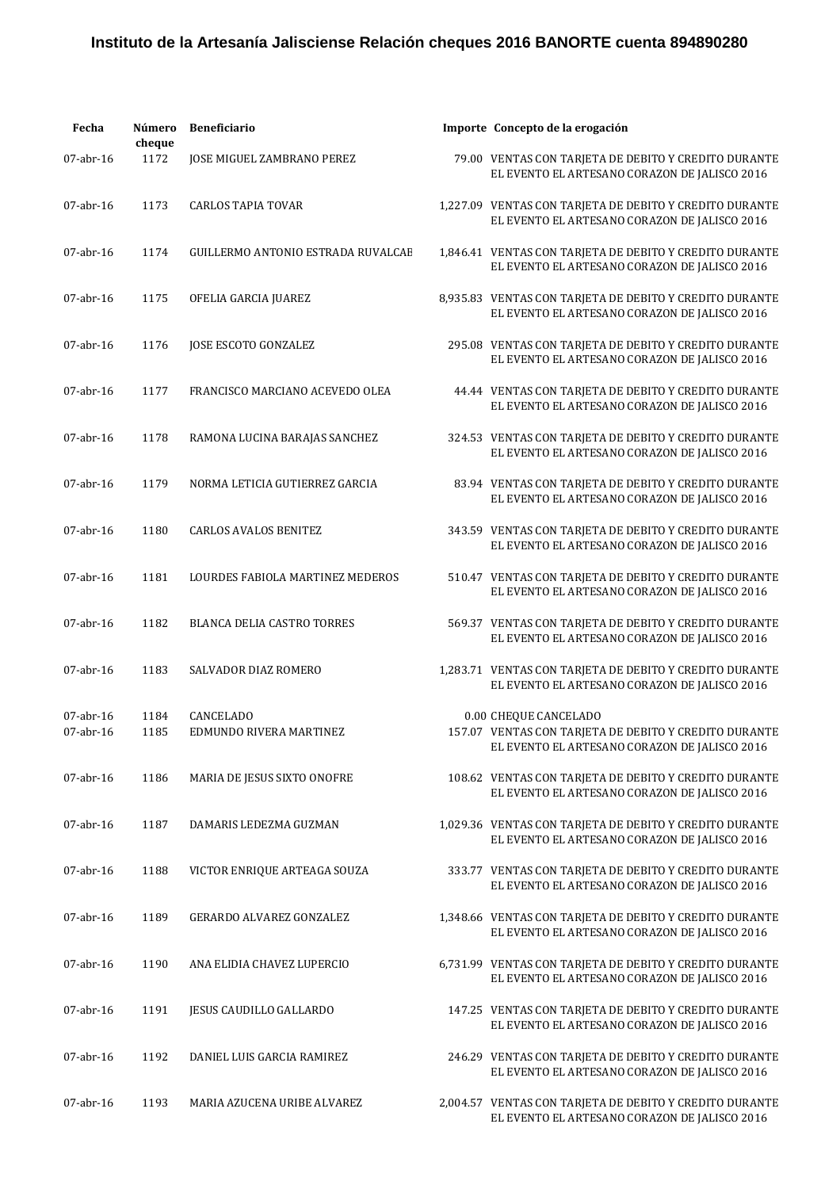# Instituto de la Artesanía Jalisciense Relación cheques 2016 BANORTE cuenta 894890280

| Fecha | Número cheque | Beneficiario | Importe | Concepto de la erogación |
|---|---|---|---|---|
| 07-abr-16 | 1172 | JOSE MIGUEL ZAMBRANO PEREZ | 79.00 | VENTAS CON TARJETA DE DEBITO Y CREDITO DURANTE EL EVENTO EL ARTESANO CORAZON DE JALISCO 2016 |
| 07-abr-16 | 1173 | CARLOS TAPIA TOVAR | 1,227.09 | VENTAS CON TARJETA DE DEBITO Y CREDITO DURANTE EL EVENTO EL ARTESANO CORAZON DE JALISCO 2016 |
| 07-abr-16 | 1174 | GUILLERMO ANTONIO ESTRADA RUVALCAE | 1,846.41 | VENTAS CON TARJETA DE DEBITO Y CREDITO DURANTE EL EVENTO EL ARTESANO CORAZON DE JALISCO 2016 |
| 07-abr-16 | 1175 | OFELIA GARCIA JUAREZ | 8,935.83 | VENTAS CON TARJETA DE DEBITO Y CREDITO DURANTE EL EVENTO EL ARTESANO CORAZON DE JALISCO 2016 |
| 07-abr-16 | 1176 | JOSE ESCOTO GONZALEZ | 295.08 | VENTAS CON TARJETA DE DEBITO Y CREDITO DURANTE EL EVENTO EL ARTESANO CORAZON DE JALISCO 2016 |
| 07-abr-16 | 1177 | FRANCISCO MARCIANO ACEVEDO OLEA | 44.44 | VENTAS CON TARJETA DE DEBITO Y CREDITO DURANTE EL EVENTO EL ARTESANO CORAZON DE JALISCO 2016 |
| 07-abr-16 | 1178 | RAMONA LUCINA BARAJAS SANCHEZ | 324.53 | VENTAS CON TARJETA DE DEBITO Y CREDITO DURANTE EL EVENTO EL ARTESANO CORAZON DE JALISCO 2016 |
| 07-abr-16 | 1179 | NORMA LETICIA GUTIERREZ GARCIA | 83.94 | VENTAS CON TARJETA DE DEBITO Y CREDITO DURANTE EL EVENTO EL ARTESANO CORAZON DE JALISCO 2016 |
| 07-abr-16 | 1180 | CARLOS AVALOS BENITEZ | 343.59 | VENTAS CON TARJETA DE DEBITO Y CREDITO DURANTE EL EVENTO EL ARTESANO CORAZON DE JALISCO 2016 |
| 07-abr-16 | 1181 | LOURDES FABIOLA MARTINEZ MEDEROS | 510.47 | VENTAS CON TARJETA DE DEBITO Y CREDITO DURANTE EL EVENTO EL ARTESANO CORAZON DE JALISCO 2016 |
| 07-abr-16 | 1182 | BLANCA DELIA CASTRO TORRES | 569.37 | VENTAS CON TARJETA DE DEBITO Y CREDITO DURANTE EL EVENTO EL ARTESANO CORAZON DE JALISCO 2016 |
| 07-abr-16 | 1183 | SALVADOR DIAZ ROMERO | 1,283.71 | VENTAS CON TARJETA DE DEBITO Y CREDITO DURANTE EL EVENTO EL ARTESANO CORAZON DE JALISCO 2016 |
| 07-abr-16 | 1184 | CANCELADO | 0.00 | CHEQUE CANCELADO |
| 07-abr-16 | 1185 | EDMUNDO RIVERA MARTINEZ | 157.07 | VENTAS CON TARJETA DE DEBITO Y CREDITO DURANTE EL EVENTO EL ARTESANO CORAZON DE JALISCO 2016 |
| 07-abr-16 | 1186 | MARIA DE JESUS SIXTO ONOFRE | 108.62 | VENTAS CON TARJETA DE DEBITO Y CREDITO DURANTE EL EVENTO EL ARTESANO CORAZON DE JALISCO 2016 |
| 07-abr-16 | 1187 | DAMARIS LEDEZMA GUZMAN | 1,029.36 | VENTAS CON TARJETA DE DEBITO Y CREDITO DURANTE EL EVENTO EL ARTESANO CORAZON DE JALISCO 2016 |
| 07-abr-16 | 1188 | VICTOR ENRIQUE ARTEAGA SOUZA | 333.77 | VENTAS CON TARJETA DE DEBITO Y CREDITO DURANTE EL EVENTO EL ARTESANO CORAZON DE JALISCO 2016 |
| 07-abr-16 | 1189 | GERARDO ALVAREZ GONZALEZ | 1,348.66 | VENTAS CON TARJETA DE DEBITO Y CREDITO DURANTE EL EVENTO EL ARTESANO CORAZON DE JALISCO 2016 |
| 07-abr-16 | 1190 | ANA ELIDIA CHAVEZ LUPERCIO | 6,731.99 | VENTAS CON TARJETA DE DEBITO Y CREDITO DURANTE EL EVENTO EL ARTESANO CORAZON DE JALISCO 2016 |
| 07-abr-16 | 1191 | JESUS CAUDILLO GALLARDO | 147.25 | VENTAS CON TARJETA DE DEBITO Y CREDITO DURANTE EL EVENTO EL ARTESANO CORAZON DE JALISCO 2016 |
| 07-abr-16 | 1192 | DANIEL LUIS GARCIA RAMIREZ | 246.29 | VENTAS CON TARJETA DE DEBITO Y CREDITO DURANTE EL EVENTO EL ARTESANO CORAZON DE JALISCO 2016 |
| 07-abr-16 | 1193 | MARIA AZUCENA URIBE ALVAREZ | 2,004.57 | VENTAS CON TARJETA DE DEBITO Y CREDITO DURANTE EL EVENTO EL ARTESANO CORAZON DE JALISCO 2016 |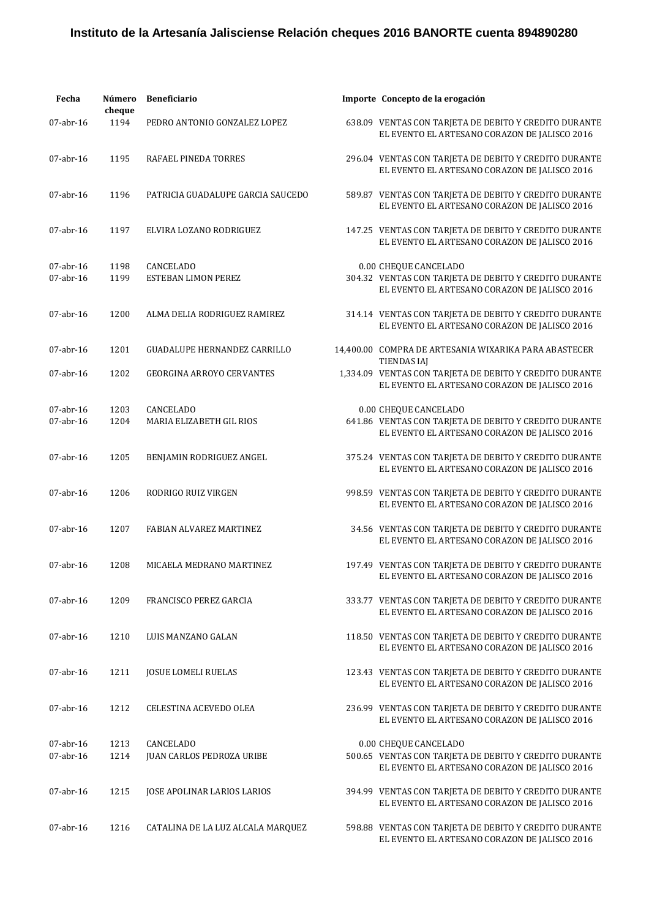# Instituto de la Artesanía Jalisciense Relación cheques 2016 BANORTE cuenta 894890280

| Fecha | Número cheque | Beneficiario | Importe | Concepto de la erogación |
|---|---|---|---|---|
| 07-abr-16 | 1194 | PEDRO ANTONIO GONZALEZ LOPEZ | 638.09 | VENTAS CON TARJETA DE DEBITO Y CREDITO DURANTE EL EVENTO EL ARTESANO CORAZON DE JALISCO 2016 |
| 07-abr-16 | 1195 | RAFAEL PINEDA TORRES | 296.04 | VENTAS CON TARJETA DE DEBITO Y CREDITO DURANTE EL EVENTO EL ARTESANO CORAZON DE JALISCO 2016 |
| 07-abr-16 | 1196 | PATRICIA GUADALUPE GARCIA SAUCEDO | 589.87 | VENTAS CON TARJETA DE DEBITO Y CREDITO DURANTE EL EVENTO EL ARTESANO CORAZON DE JALISCO 2016 |
| 07-abr-16 | 1197 | ELVIRA LOZANO RODRIGUEZ | 147.25 | VENTAS CON TARJETA DE DEBITO Y CREDITO DURANTE EL EVENTO EL ARTESANO CORAZON DE JALISCO 2016 |
| 07-abr-16 | 1198 | CANCELADO | 0.00 | CHEQUE CANCELADO |
| 07-abr-16 | 1199 | ESTEBAN LIMON PEREZ | 304.32 | VENTAS CON TARJETA DE DEBITO Y CREDITO DURANTE EL EVENTO EL ARTESANO CORAZON DE JALISCO 2016 |
| 07-abr-16 | 1200 | ALMA DELIA RODRIGUEZ RAMIREZ | 314.14 | VENTAS CON TARJETA DE DEBITO Y CREDITO DURANTE EL EVENTO EL ARTESANO CORAZON DE JALISCO 2016 |
| 07-abr-16 | 1201 | GUADALUPE HERNANDEZ CARRILLO | 14,400.00 | COMPRA DE ARTESANIA WIXARIKA PARA ABASTECER TIENDAS IAJ |
| 07-abr-16 | 1202 | GEORGINA ARROYO CERVANTES | 1,334.09 | VENTAS CON TARJETA DE DEBITO Y CREDITO DURANTE EL EVENTO EL ARTESANO CORAZON DE JALISCO 2016 |
| 07-abr-16 | 1203 | CANCELADO | 0.00 | CHEQUE CANCELADO |
| 07-abr-16 | 1204 | MARIA ELIZABETH GIL RIOS | 641.86 | VENTAS CON TARJETA DE DEBITO Y CREDITO DURANTE EL EVENTO EL ARTESANO CORAZON DE JALISCO 2016 |
| 07-abr-16 | 1205 | BENJAMIN RODRIGUEZ ANGEL | 375.24 | VENTAS CON TARJETA DE DEBITO Y CREDITO DURANTE EL EVENTO EL ARTESANO CORAZON DE JALISCO 2016 |
| 07-abr-16 | 1206 | RODRIGO RUIZ VIRGEN | 998.59 | VENTAS CON TARJETA DE DEBITO Y CREDITO DURANTE EL EVENTO EL ARTESANO CORAZON DE JALISCO 2016 |
| 07-abr-16 | 1207 | FABIAN ALVAREZ MARTINEZ | 34.56 | VENTAS CON TARJETA DE DEBITO Y CREDITO DURANTE EL EVENTO EL ARTESANO CORAZON DE JALISCO 2016 |
| 07-abr-16 | 1208 | MICAELA MEDRANO MARTINEZ | 197.49 | VENTAS CON TARJETA DE DEBITO Y CREDITO DURANTE EL EVENTO EL ARTESANO CORAZON DE JALISCO 2016 |
| 07-abr-16 | 1209 | FRANCISCO PEREZ GARCIA | 333.77 | VENTAS CON TARJETA DE DEBITO Y CREDITO DURANTE EL EVENTO EL ARTESANO CORAZON DE JALISCO 2016 |
| 07-abr-16 | 1210 | LUIS MANZANO GALAN | 118.50 | VENTAS CON TARJETA DE DEBITO Y CREDITO DURANTE EL EVENTO EL ARTESANO CORAZON DE JALISCO 2016 |
| 07-abr-16 | 1211 | JOSUE LOMELI RUELAS | 123.43 | VENTAS CON TARJETA DE DEBITO Y CREDITO DURANTE EL EVENTO EL ARTESANO CORAZON DE JALISCO 2016 |
| 07-abr-16 | 1212 | CELESTINA ACEVEDO OLEA | 236.99 | VENTAS CON TARJETA DE DEBITO Y CREDITO DURANTE EL EVENTO EL ARTESANO CORAZON DE JALISCO 2016 |
| 07-abr-16 | 1213 | CANCELADO | 0.00 | CHEQUE CANCELADO |
| 07-abr-16 | 1214 | JUAN CARLOS PEDROZA URIBE | 500.65 | VENTAS CON TARJETA DE DEBITO Y CREDITO DURANTE EL EVENTO EL ARTESANO CORAZON DE JALISCO 2016 |
| 07-abr-16 | 1215 | JOSE APOLINAR LARIOS LARIOS | 394.99 | VENTAS CON TARJETA DE DEBITO Y CREDITO DURANTE EL EVENTO EL ARTESANO CORAZON DE JALISCO 2016 |
| 07-abr-16 | 1216 | CATALINA DE LA LUZ ALCALA MARQUEZ | 598.88 | VENTAS CON TARJETA DE DEBITO Y CREDITO DURANTE EL EVENTO EL ARTESANO CORAZON DE JALISCO 2016 |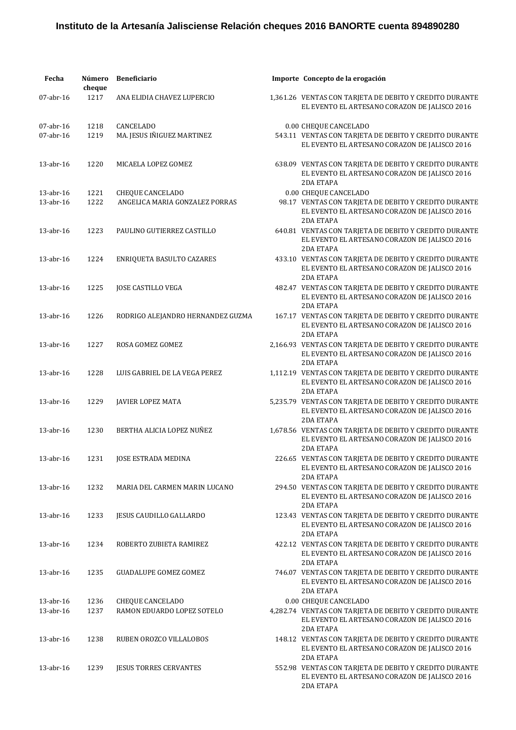# Instituto de la Artesanía Jalisciense Relación cheques 2016 BANORTE cuenta 894890280

| Fecha | Número cheque | Beneficiario | Importe | Concepto de la erogación |
|---|---|---|---|---|
| 07-abr-16 | 1217 | ANA ELIDIA CHAVEZ LUPERCIO | 1,361.26 | VENTAS CON TARJETA DE DEBITO Y CREDITO DURANTE EL EVENTO EL ARTESANO CORAZON DE JALISCO 2016 |
| 07-abr-16 | 1218 | CANCELADO | 0.00 | CHEQUE CANCELADO |
| 07-abr-16 | 1219 | MA. JESUS IÑIGUEZ MARTINEZ | 543.11 | VENTAS CON TARJETA DE DEBITO Y CREDITO DURANTE EL EVENTO EL ARTESANO CORAZON DE JALISCO 2016 |
| 13-abr-16 | 1220 | MICAELA LOPEZ GOMEZ | 638.09 | VENTAS CON TARJETA DE DEBITO Y CREDITO DURANTE EL EVENTO EL ARTESANO CORAZON DE JALISCO 2016 2DA ETAPA |
| 13-abr-16 | 1221 | CHEQUE CANCELADO | 0.00 | CHEQUE CANCELADO |
| 13-abr-16 | 1222 | ANGELICA MARIA GONZALEZ PORRAS | 98.17 | VENTAS CON TARJETA DE DEBITO Y CREDITO DURANTE EL EVENTO EL ARTESANO CORAZON DE JALISCO 2016 2DA ETAPA |
| 13-abr-16 | 1223 | PAULINO GUTIERREZ CASTILLO | 640.81 | VENTAS CON TARJETA DE DEBITO Y CREDITO DURANTE EL EVENTO EL ARTESANO CORAZON DE JALISCO 2016 2DA ETAPA |
| 13-abr-16 | 1224 | ENRIQUETA BASULTO CAZARES | 433.10 | VENTAS CON TARJETA DE DEBITO Y CREDITO DURANTE EL EVENTO EL ARTESANO CORAZON DE JALISCO 2016 2DA ETAPA |
| 13-abr-16 | 1225 | JOSE CASTILLO VEGA | 482.47 | VENTAS CON TARJETA DE DEBITO Y CREDITO DURANTE EL EVENTO EL ARTESANO CORAZON DE JALISCO 2016 2DA ETAPA |
| 13-abr-16 | 1226 | RODRIGO ALEJANDRO HERNANDEZ GUZMA | 167.17 | VENTAS CON TARJETA DE DEBITO Y CREDITO DURANTE EL EVENTO EL ARTESANO CORAZON DE JALISCO 2016 2DA ETAPA |
| 13-abr-16 | 1227 | ROSA GOMEZ GOMEZ | 2,166.93 | VENTAS CON TARJETA DE DEBITO Y CREDITO DURANTE EL EVENTO EL ARTESANO CORAZON DE JALISCO 2016 2DA ETAPA |
| 13-abr-16 | 1228 | LUIS GABRIEL DE LA VEGA PEREZ | 1,112.19 | VENTAS CON TARJETA DE DEBITO Y CREDITO DURANTE EL EVENTO EL ARTESANO CORAZON DE JALISCO 2016 2DA ETAPA |
| 13-abr-16 | 1229 | JAVIER LOPEZ MATA | 5,235.79 | VENTAS CON TARJETA DE DEBITO Y CREDITO DURANTE EL EVENTO EL ARTESANO CORAZON DE JALISCO 2016 2DA ETAPA |
| 13-abr-16 | 1230 | BERTHA ALICIA LOPEZ NUÑEZ | 1,678.56 | VENTAS CON TARJETA DE DEBITO Y CREDITO DURANTE EL EVENTO EL ARTESANO CORAZON DE JALISCO 2016 2DA ETAPA |
| 13-abr-16 | 1231 | JOSE ESTRADA MEDINA | 226.65 | VENTAS CON TARJETA DE DEBITO Y CREDITO DURANTE EL EVENTO EL ARTESANO CORAZON DE JALISCO 2016 2DA ETAPA |
| 13-abr-16 | 1232 | MARIA DEL CARMEN MARIN LUCANO | 294.50 | VENTAS CON TARJETA DE DEBITO Y CREDITO DURANTE EL EVENTO EL ARTESANO CORAZON DE JALISCO 2016 2DA ETAPA |
| 13-abr-16 | 1233 | JESUS CAUDILLO GALLARDO | 123.43 | VENTAS CON TARJETA DE DEBITO Y CREDITO DURANTE EL EVENTO EL ARTESANO CORAZON DE JALISCO 2016 2DA ETAPA |
| 13-abr-16 | 1234 | ROBERTO ZUBIETA RAMIREZ | 422.12 | VENTAS CON TARJETA DE DEBITO Y CREDITO DURANTE EL EVENTO EL ARTESANO CORAZON DE JALISCO 2016 2DA ETAPA |
| 13-abr-16 | 1235 | GUADALUPE GOMEZ GOMEZ | 746.07 | VENTAS CON TARJETA DE DEBITO Y CREDITO DURANTE EL EVENTO EL ARTESANO CORAZON DE JALISCO 2016 2DA ETAPA |
| 13-abr-16 | 1236 | CHEQUE CANCELADO | 0.00 | CHEQUE CANCELADO |
| 13-abr-16 | 1237 | RAMON EDUARDO LOPEZ SOTELO | 4,282.74 | VENTAS CON TARJETA DE DEBITO Y CREDITO DURANTE EL EVENTO EL ARTESANO CORAZON DE JALISCO 2016 2DA ETAPA |
| 13-abr-16 | 1238 | RUBEN OROZCO VILLALOBOS | 148.12 | VENTAS CON TARJETA DE DEBITO Y CREDITO DURANTE EL EVENTO EL ARTESANO CORAZON DE JALISCO 2016 2DA ETAPA |
| 13-abr-16 | 1239 | JESUS TORRES CERVANTES | 552.98 | VENTAS CON TARJETA DE DEBITO Y CREDITO DURANTE EL EVENTO EL ARTESANO CORAZON DE JALISCO 2016 2DA ETAPA |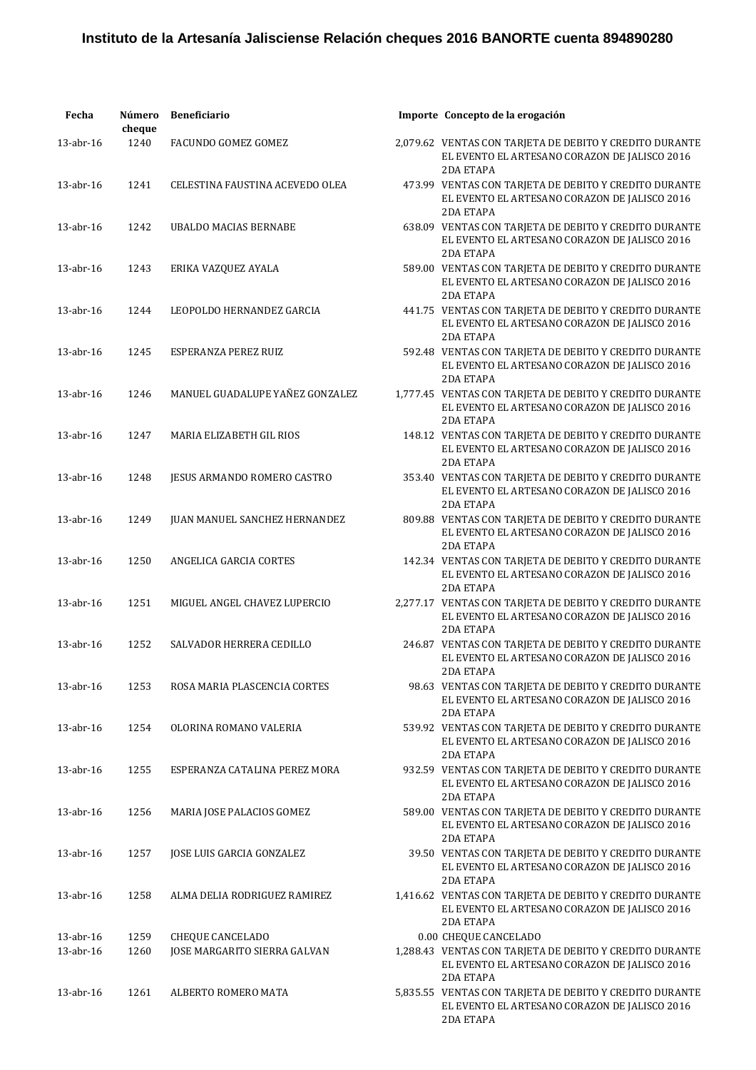**Instituto de la Artesanía Jalisciense Relación cheques 2016 BANORTE cuenta 894890280**

| Fecha | Número cheque | Beneficiario | Importe | Concepto de la erogación |
|---|---|---|---|---|
| 13-abr-16 | 1240 | FACUNDO GOMEZ GOMEZ | 2,079.62 | VENTAS CON TARJETA DE DEBITO Y CREDITO DURANTE EL EVENTO EL ARTESANO CORAZON DE JALISCO 2016 2DA ETAPA |
| 13-abr-16 | 1241 | CELESTINA FAUSTINA ACEVEDO OLEA | 473.99 | VENTAS CON TARJETA DE DEBITO Y CREDITO DURANTE EL EVENTO EL ARTESANO CORAZON DE JALISCO 2016 2DA ETAPA |
| 13-abr-16 | 1242 | UBALDO MACIAS BERNABE | 638.09 | VENTAS CON TARJETA DE DEBITO Y CREDITO DURANTE EL EVENTO EL ARTESANO CORAZON DE JALISCO 2016 2DA ETAPA |
| 13-abr-16 | 1243 | ERIKA VAZQUEZ AYALA | 589.00 | VENTAS CON TARJETA DE DEBITO Y CREDITO DURANTE EL EVENTO EL ARTESANO CORAZON DE JALISCO 2016 2DA ETAPA |
| 13-abr-16 | 1244 | LEOPOLDO HERNANDEZ GARCIA | 441.75 | VENTAS CON TARJETA DE DEBITO Y CREDITO DURANTE EL EVENTO EL ARTESANO CORAZON DE JALISCO 2016 2DA ETAPA |
| 13-abr-16 | 1245 | ESPERANZA PEREZ RUIZ | 592.48 | VENTAS CON TARJETA DE DEBITO Y CREDITO DURANTE EL EVENTO EL ARTESANO CORAZON DE JALISCO 2016 2DA ETAPA |
| 13-abr-16 | 1246 | MANUEL GUADALUPE YAÑEZ GONZALEZ | 1,777.45 | VENTAS CON TARJETA DE DEBITO Y CREDITO DURANTE EL EVENTO EL ARTESANO CORAZON DE JALISCO 2016 2DA ETAPA |
| 13-abr-16 | 1247 | MARIA ELIZABETH GIL RIOS | 148.12 | VENTAS CON TARJETA DE DEBITO Y CREDITO DURANTE EL EVENTO EL ARTESANO CORAZON DE JALISCO 2016 2DA ETAPA |
| 13-abr-16 | 1248 | JESUS ARMANDO ROMERO CASTRO | 353.40 | VENTAS CON TARJETA DE DEBITO Y CREDITO DURANTE EL EVENTO EL ARTESANO CORAZON DE JALISCO 2016 2DA ETAPA |
| 13-abr-16 | 1249 | JUAN MANUEL SANCHEZ HERNANDEZ | 809.88 | VENTAS CON TARJETA DE DEBITO Y CREDITO DURANTE EL EVENTO EL ARTESANO CORAZON DE JALISCO 2016 2DA ETAPA |
| 13-abr-16 | 1250 | ANGELICA GARCIA CORTES | 142.34 | VENTAS CON TARJETA DE DEBITO Y CREDITO DURANTE EL EVENTO EL ARTESANO CORAZON DE JALISCO 2016 2DA ETAPA |
| 13-abr-16 | 1251 | MIGUEL ANGEL CHAVEZ LUPERCIO | 2,277.17 | VENTAS CON TARJETA DE DEBITO Y CREDITO DURANTE EL EVENTO EL ARTESANO CORAZON DE JALISCO 2016 2DA ETAPA |
| 13-abr-16 | 1252 | SALVADOR HERRERA CEDILLO | 246.87 | VENTAS CON TARJETA DE DEBITO Y CREDITO DURANTE EL EVENTO EL ARTESANO CORAZON DE JALISCO 2016 2DA ETAPA |
| 13-abr-16 | 1253 | ROSA MARIA PLASCENCIA CORTES | 98.63 | VENTAS CON TARJETA DE DEBITO Y CREDITO DURANTE EL EVENTO EL ARTESANO CORAZON DE JALISCO 2016 2DA ETAPA |
| 13-abr-16 | 1254 | OLORINA ROMANO VALERIA | 539.92 | VENTAS CON TARJETA DE DEBITO Y CREDITO DURANTE EL EVENTO EL ARTESANO CORAZON DE JALISCO 2016 2DA ETAPA |
| 13-abr-16 | 1255 | ESPERANZA CATALINA PEREZ MORA | 932.59 | VENTAS CON TARJETA DE DEBITO Y CREDITO DURANTE EL EVENTO EL ARTESANO CORAZON DE JALISCO 2016 2DA ETAPA |
| 13-abr-16 | 1256 | MARIA JOSE PALACIOS GOMEZ | 589.00 | VENTAS CON TARJETA DE DEBITO Y CREDITO DURANTE EL EVENTO EL ARTESANO CORAZON DE JALISCO 2016 2DA ETAPA |
| 13-abr-16 | 1257 | JOSE LUIS GARCIA GONZALEZ | 39.50 | VENTAS CON TARJETA DE DEBITO Y CREDITO DURANTE EL EVENTO EL ARTESANO CORAZON DE JALISCO 2016 2DA ETAPA |
| 13-abr-16 | 1258 | ALMA DELIA RODRIGUEZ RAMIREZ | 1,416.62 | VENTAS CON TARJETA DE DEBITO Y CREDITO DURANTE EL EVENTO EL ARTESANO CORAZON DE JALISCO 2016 2DA ETAPA |
| 13-abr-16 | 1259 | CHEQUE CANCELADO | 0.00 | CHEQUE CANCELADO |
| 13-abr-16 | 1260 | JOSE MARGARITO SIERRA GALVAN | 1,288.43 | VENTAS CON TARJETA DE DEBITO Y CREDITO DURANTE EL EVENTO EL ARTESANO CORAZON DE JALISCO 2016 2DA ETAPA |
| 13-abr-16 | 1261 | ALBERTO ROMERO MATA | 5,835.55 | VENTAS CON TARJETA DE DEBITO Y CREDITO DURANTE EL EVENTO EL ARTESANO CORAZON DE JALISCO 2016 2DA ETAPA |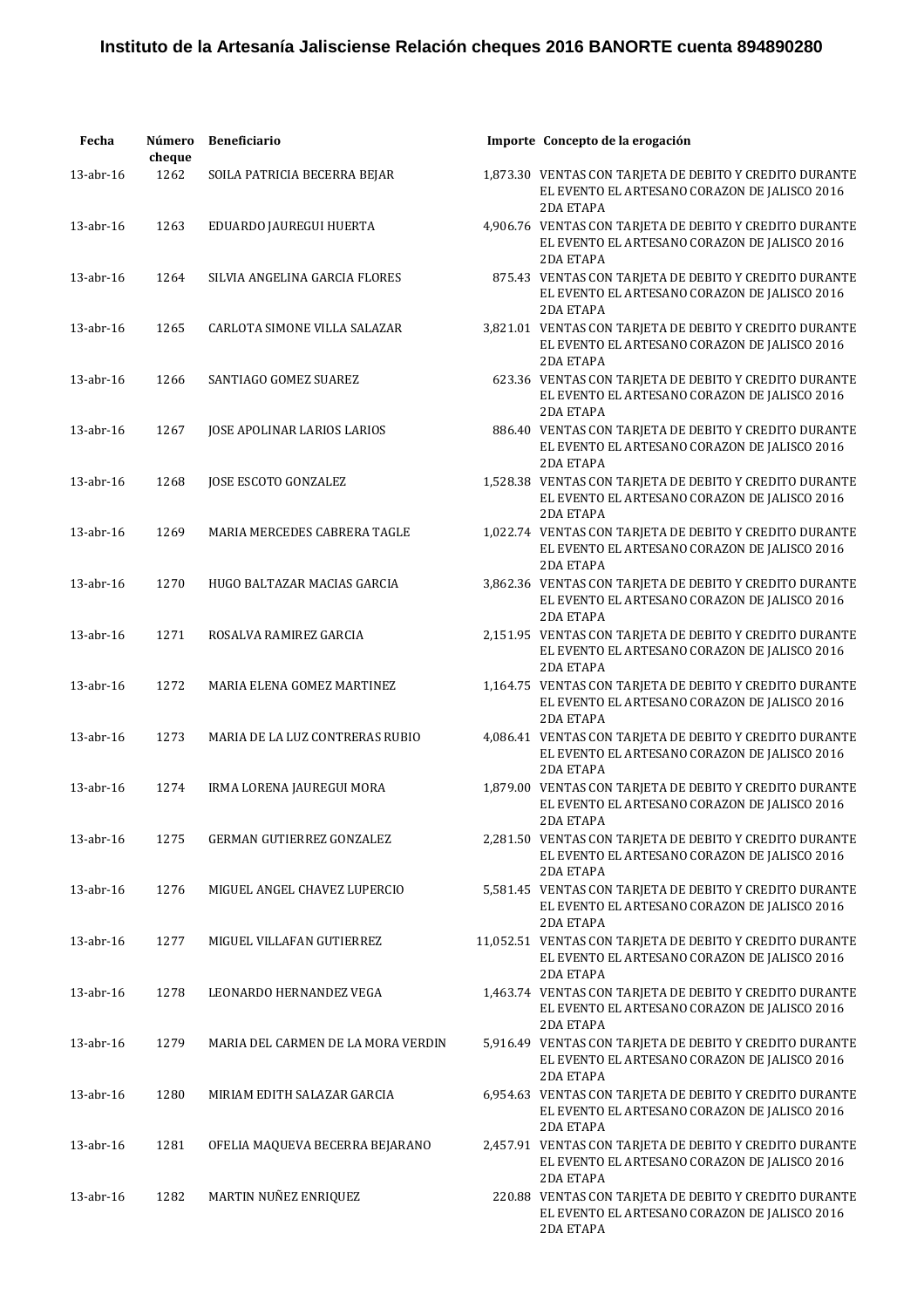# Instituto de la Artesanía Jalisciense Relación cheques 2016 BANORTE cuenta 894890280

| Fecha | Número cheque | Beneficiario | Importe | Concepto de la erogación |
|---|---|---|---|---|
| 13-abr-16 | 1262 | SOILA PATRICIA BECERRA BEJAR | 1,873.30 | VENTAS CON TARJETA DE DEBITO Y CREDITO DURANTE EL EVENTO EL ARTESANO CORAZON DE JALISCO 2016 2DA ETAPA |
| 13-abr-16 | 1263 | EDUARDO JAUREGUI HUERTA | 4,906.76 | VENTAS CON TARJETA DE DEBITO Y CREDITO DURANTE EL EVENTO EL ARTESANO CORAZON DE JALISCO 2016 2DA ETAPA |
| 13-abr-16 | 1264 | SILVIA ANGELINA GARCIA FLORES | 875.43 | VENTAS CON TARJETA DE DEBITO Y CREDITO DURANTE EL EVENTO EL ARTESANO CORAZON DE JALISCO 2016 2DA ETAPA |
| 13-abr-16 | 1265 | CARLOTA SIMONE VILLA SALAZAR | 3,821.01 | VENTAS CON TARJETA DE DEBITO Y CREDITO DURANTE EL EVENTO EL ARTESANO CORAZON DE JALISCO 2016 2DA ETAPA |
| 13-abr-16 | 1266 | SANTIAGO GOMEZ SUAREZ | 623.36 | VENTAS CON TARJETA DE DEBITO Y CREDITO DURANTE EL EVENTO EL ARTESANO CORAZON DE JALISCO 2016 2DA ETAPA |
| 13-abr-16 | 1267 | JOSE APOLINAR LARIOS LARIOS | 886.40 | VENTAS CON TARJETA DE DEBITO Y CREDITO DURANTE EL EVENTO EL ARTESANO CORAZON DE JALISCO 2016 2DA ETAPA |
| 13-abr-16 | 1268 | JOSE ESCOTO GONZALEZ | 1,528.38 | VENTAS CON TARJETA DE DEBITO Y CREDITO DURANTE EL EVENTO EL ARTESANO CORAZON DE JALISCO 2016 2DA ETAPA |
| 13-abr-16 | 1269 | MARIA MERCEDES CABRERA TAGLE | 1,022.74 | VENTAS CON TARJETA DE DEBITO Y CREDITO DURANTE EL EVENTO EL ARTESANO CORAZON DE JALISCO 2016 2DA ETAPA |
| 13-abr-16 | 1270 | HUGO BALTAZAR MACIAS GARCIA | 3,862.36 | VENTAS CON TARJETA DE DEBITO Y CREDITO DURANTE EL EVENTO EL ARTESANO CORAZON DE JALISCO 2016 2DA ETAPA |
| 13-abr-16 | 1271 | ROSALVA RAMIREZ GARCIA | 2,151.95 | VENTAS CON TARJETA DE DEBITO Y CREDITO DURANTE EL EVENTO EL ARTESANO CORAZON DE JALISCO 2016 2DA ETAPA |
| 13-abr-16 | 1272 | MARIA ELENA GOMEZ MARTINEZ | 1,164.75 | VENTAS CON TARJETA DE DEBITO Y CREDITO DURANTE EL EVENTO EL ARTESANO CORAZON DE JALISCO 2016 2DA ETAPA |
| 13-abr-16 | 1273 | MARIA DE LA LUZ CONTRERAS RUBIO | 4,086.41 | VENTAS CON TARJETA DE DEBITO Y CREDITO DURANTE EL EVENTO EL ARTESANO CORAZON DE JALISCO 2016 2DA ETAPA |
| 13-abr-16 | 1274 | IRMA LORENA JAUREGUI MORA | 1,879.00 | VENTAS CON TARJETA DE DEBITO Y CREDITO DURANTE EL EVENTO EL ARTESANO CORAZON DE JALISCO 2016 2DA ETAPA |
| 13-abr-16 | 1275 | GERMAN GUTIERREZ GONZALEZ | 2,281.50 | VENTAS CON TARJETA DE DEBITO Y CREDITO DURANTE EL EVENTO EL ARTESANO CORAZON DE JALISCO 2016 2DA ETAPA |
| 13-abr-16 | 1276 | MIGUEL ANGEL CHAVEZ LUPERCIO | 5,581.45 | VENTAS CON TARJETA DE DEBITO Y CREDITO DURANTE EL EVENTO EL ARTESANO CORAZON DE JALISCO 2016 2DA ETAPA |
| 13-abr-16 | 1277 | MIGUEL VILLAFAN GUTIERREZ | 11,052.51 | VENTAS CON TARJETA DE DEBITO Y CREDITO DURANTE EL EVENTO EL ARTESANO CORAZON DE JALISCO 2016 2DA ETAPA |
| 13-abr-16 | 1278 | LEONARDO HERNANDEZ VEGA | 1,463.74 | VENTAS CON TARJETA DE DEBITO Y CREDITO DURANTE EL EVENTO EL ARTESANO CORAZON DE JALISCO 2016 2DA ETAPA |
| 13-abr-16 | 1279 | MARIA DEL CARMEN DE LA MORA VERDIN | 5,916.49 | VENTAS CON TARJETA DE DEBITO Y CREDITO DURANTE EL EVENTO EL ARTESANO CORAZON DE JALISCO 2016 2DA ETAPA |
| 13-abr-16 | 1280 | MIRIAM EDITH SALAZAR GARCIA | 6,954.63 | VENTAS CON TARJETA DE DEBITO Y CREDITO DURANTE EL EVENTO EL ARTESANO CORAZON DE JALISCO 2016 2DA ETAPA |
| 13-abr-16 | 1281 | OFELIA MAQUEVA BECERRA BEJARANO | 2,457.91 | VENTAS CON TARJETA DE DEBITO Y CREDITO DURANTE EL EVENTO EL ARTESANO CORAZON DE JALISCO 2016 2DA ETAPA |
| 13-abr-16 | 1282 | MARTIN NUÑEZ ENRIQUEZ | 220.88 | VENTAS CON TARJETA DE DEBITO Y CREDITO DURANTE EL EVENTO EL ARTESANO CORAZON DE JALISCO 2016 2DA ETAPA |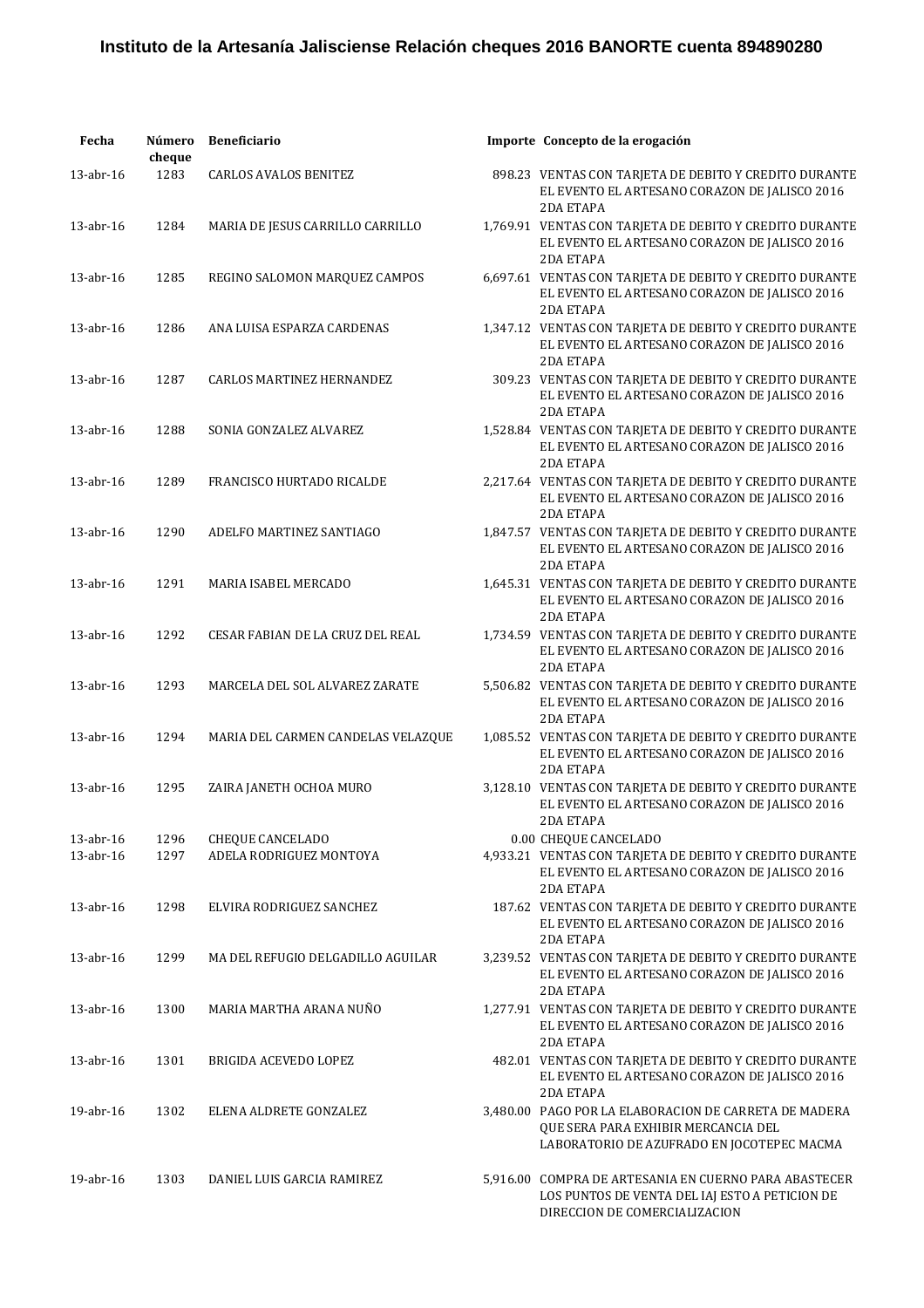# Instituto de la Artesanía Jalisciense Relación cheques 2016 BANORTE cuenta 894890280

| Fecha | Número cheque | Beneficiario | Importe | Concepto de la erogación |
|---|---|---|---|---|
| 13-abr-16 | 1283 | CARLOS AVALOS BENITEZ | 898.23 | VENTAS CON TARJETA DE DEBITO Y CREDITO DURANTE EL EVENTO EL ARTESANO CORAZON DE JALISCO 2016 2DA ETAPA |
| 13-abr-16 | 1284 | MARIA DE JESUS CARRILLO CARRILLO | 1,769.91 | VENTAS CON TARJETA DE DEBITO Y CREDITO DURANTE EL EVENTO EL ARTESANO CORAZON DE JALISCO 2016 2DA ETAPA |
| 13-abr-16 | 1285 | REGINO SALOMON MARQUEZ CAMPOS | 6,697.61 | VENTAS CON TARJETA DE DEBITO Y CREDITO DURANTE EL EVENTO EL ARTESANO CORAZON DE JALISCO 2016 2DA ETAPA |
| 13-abr-16 | 1286 | ANA LUISA ESPARZA CARDENAS | 1,347.12 | VENTAS CON TARJETA DE DEBITO Y CREDITO DURANTE EL EVENTO EL ARTESANO CORAZON DE JALISCO 2016 2DA ETAPA |
| 13-abr-16 | 1287 | CARLOS MARTINEZ HERNANDEZ | 309.23 | VENTAS CON TARJETA DE DEBITO Y CREDITO DURANTE EL EVENTO EL ARTESANO CORAZON DE JALISCO 2016 2DA ETAPA |
| 13-abr-16 | 1288 | SONIA GONZALEZ ALVAREZ | 1,528.84 | VENTAS CON TARJETA DE DEBITO Y CREDITO DURANTE EL EVENTO EL ARTESANO CORAZON DE JALISCO 2016 2DA ETAPA |
| 13-abr-16 | 1289 | FRANCISCO HURTADO RICALDE | 2,217.64 | VENTAS CON TARJETA DE DEBITO Y CREDITO DURANTE EL EVENTO EL ARTESANO CORAZON DE JALISCO 2016 2DA ETAPA |
| 13-abr-16 | 1290 | ADELFO MARTINEZ SANTIAGO | 1,847.57 | VENTAS CON TARJETA DE DEBITO Y CREDITO DURANTE EL EVENTO EL ARTESANO CORAZON DE JALISCO 2016 2DA ETAPA |
| 13-abr-16 | 1291 | MARIA ISABEL MERCADO | 1,645.31 | VENTAS CON TARJETA DE DEBITO Y CREDITO DURANTE EL EVENTO EL ARTESANO CORAZON DE JALISCO 2016 2DA ETAPA |
| 13-abr-16 | 1292 | CESAR FABIAN DE LA CRUZ DEL REAL | 1,734.59 | VENTAS CON TARJETA DE DEBITO Y CREDITO DURANTE EL EVENTO EL ARTESANO CORAZON DE JALISCO 2016 2DA ETAPA |
| 13-abr-16 | 1293 | MARCELA DEL SOL ALVAREZ ZARATE | 5,506.82 | VENTAS CON TARJETA DE DEBITO Y CREDITO DURANTE EL EVENTO EL ARTESANO CORAZON DE JALISCO 2016 2DA ETAPA |
| 13-abr-16 | 1294 | MARIA DEL CARMEN CANDELAS VELAZQUE | 1,085.52 | VENTAS CON TARJETA DE DEBITO Y CREDITO DURANTE EL EVENTO EL ARTESANO CORAZON DE JALISCO 2016 2DA ETAPA |
| 13-abr-16 | 1295 | ZAIRA JANETH OCHOA MURO | 3,128.10 | VENTAS CON TARJETA DE DEBITO Y CREDITO DURANTE EL EVENTO EL ARTESANO CORAZON DE JALISCO 2016 2DA ETAPA |
| 13-abr-16 | 1296 | CHEQUE CANCELADO | 0.00 | CHEQUE CANCELADO |
| 13-abr-16 | 1297 | ADELA RODRIGUEZ MONTOYA | 4,933.21 | VENTAS CON TARJETA DE DEBITO Y CREDITO DURANTE EL EVENTO EL ARTESANO CORAZON DE JALISCO 2016 2DA ETAPA |
| 13-abr-16 | 1298 | ELVIRA RODRIGUEZ SANCHEZ | 187.62 | VENTAS CON TARJETA DE DEBITO Y CREDITO DURANTE EL EVENTO EL ARTESANO CORAZON DE JALISCO 2016 2DA ETAPA |
| 13-abr-16 | 1299 | MA DEL REFUGIO DELGADILLO AGUILAR | 3,239.52 | VENTAS CON TARJETA DE DEBITO Y CREDITO DURANTE EL EVENTO EL ARTESANO CORAZON DE JALISCO 2016 2DA ETAPA |
| 13-abr-16 | 1300 | MARIA MARTHA ARANA NUÑO | 1,277.91 | VENTAS CON TARJETA DE DEBITO Y CREDITO DURANTE EL EVENTO EL ARTESANO CORAZON DE JALISCO 2016 2DA ETAPA |
| 13-abr-16 | 1301 | BRIGIDA ACEVEDO LOPEZ | 482.01 | VENTAS CON TARJETA DE DEBITO Y CREDITO DURANTE EL EVENTO EL ARTESANO CORAZON DE JALISCO 2016 2DA ETAPA |
| 19-abr-16 | 1302 | ELENA ALDRETE GONZALEZ | 3,480.00 | PAGO POR LA ELABORACION DE CARRETA DE MADERA QUE SERA PARA EXHIBIR MERCANCIA DEL LABORATORIO DE AZUFRADO EN JOCOTEPEC MACMA |
| 19-abr-16 | 1303 | DANIEL LUIS GARCIA RAMIREZ | 5,916.00 | COMPRA DE ARTESANIA EN CUERNO PARA ABASTECER LOS PUNTOS DE VENTA DEL IAJ ESTO A PETICION DE DIRECCION DE COMERCIALIZACION |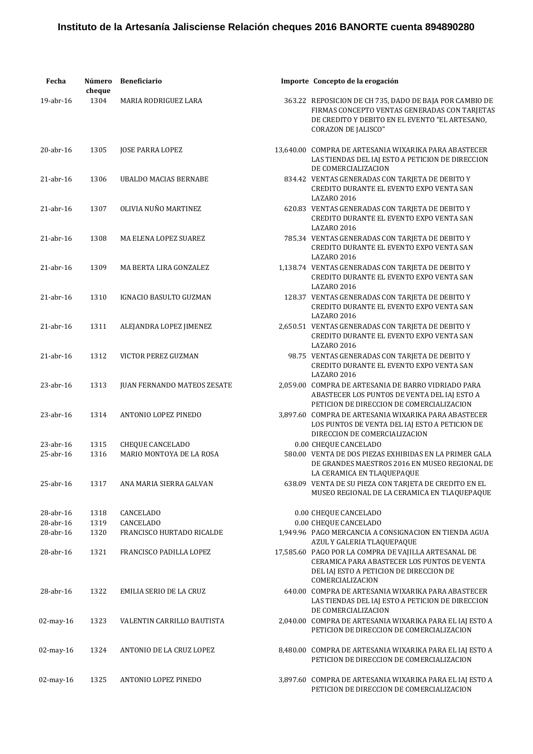# Instituto de la Artesanía Jalisciense Relación cheques 2016 BANORTE cuenta 894890280

| Fecha | Número cheque | Beneficiario | Importe | Concepto de la erogación |
|---|---|---|---|---|
| 19-abr-16 | 1304 | MARIA RODRIGUEZ LARA | 363.22 | REPOSICION DE CH 735, DADO DE BAJA POR CAMBIO DE FIRMAS CONCEPTO VENTAS GENERADAS CON TARJETAS DE CREDITO Y DEBITO EN EL EVENTO "EL ARTESANO, CORAZON DE JALISCO" |
| 20-abr-16 | 1305 | JOSE PARRA LOPEZ | 13,640.00 | COMPRA DE ARTESANIA WIXARIKA PARA ABASTECER LAS TIENDAS DEL IAJ ESTO A PETICION DE DIRECCION DE COMERCIALIZACION |
| 21-abr-16 | 1306 | UBALDO MACIAS BERNABE | 834.42 | VENTAS GENERADAS CON TARJETA DE DEBITO Y CREDITO DURANTE EL EVENTO EXPO VENTA SAN LAZARO 2016 |
| 21-abr-16 | 1307 | OLIVIA NUÑO MARTINEZ | 620.83 | VENTAS GENERADAS CON TARJETA DE DEBITO Y CREDITO DURANTE EL EVENTO EXPO VENTA SAN LAZARO 2016 |
| 21-abr-16 | 1308 | MA ELENA LOPEZ SUAREZ | 785.34 | VENTAS GENERADAS CON TARJETA DE DEBITO Y CREDITO DURANTE EL EVENTO EXPO VENTA SAN LAZARO 2016 |
| 21-abr-16 | 1309 | MA BERTA LIRA GONZALEZ | 1,138.74 | VENTAS GENERADAS CON TARJETA DE DEBITO Y CREDITO DURANTE EL EVENTO EXPO VENTA SAN LAZARO 2016 |
| 21-abr-16 | 1310 | IGNACIO BASULTO GUZMAN | 128.37 | VENTAS GENERADAS CON TARJETA DE DEBITO Y CREDITO DURANTE EL EVENTO EXPO VENTA SAN LAZARO 2016 |
| 21-abr-16 | 1311 | ALEJANDRA LOPEZ JIMENEZ | 2,650.51 | VENTAS GENERADAS CON TARJETA DE DEBITO Y CREDITO DURANTE EL EVENTO EXPO VENTA SAN LAZARO 2016 |
| 21-abr-16 | 1312 | VICTOR PEREZ GUZMAN | 98.75 | VENTAS GENERADAS CON TARJETA DE DEBITO Y CREDITO DURANTE EL EVENTO EXPO VENTA SAN LAZARO 2016 |
| 23-abr-16 | 1313 | JUAN FERNANDO MATEOS ZESATE | 2,059.00 | COMPRA DE ARTESANIA DE BARRO VIDRIADO PARA ABASTECER LOS PUNTOS DE VENTA DEL IAJ ESTO A PETICION DE DIRECCION DE COMERCIALIZACION |
| 23-abr-16 | 1314 | ANTONIO LOPEZ PINEDO | 3,897.60 | COMPRA DE ARTESANIA WIXARIKA PARA ABASTECER LOS PUNTOS DE VENTA DEL IAJ ESTO A PETICION DE DIRECCION DE COMERCIALIZACION |
| 23-abr-16 | 1315 | CHEQUE CANCELADO | 0.00 | CHEQUE CANCELADO |
| 25-abr-16 | 1316 | MARIO MONTOYA DE LA ROSA | 580.00 | VENTA DE DOS PIEZAS EXHIBIDAS EN LA PRIMER GALA DE GRANDES MAESTROS 2016 EN MUSEO REGIONAL DE LA CERAMICA EN TLAQUEPAQUE |
| 25-abr-16 | 1317 | ANA MARIA SIERRA GALVAN | 638.09 | VENTA DE SU PIEZA CON TARJETA DE CREDITO EN EL MUSEO REGIONAL DE LA CERAMICA EN TLAQUEPAQUE |
| 28-abr-16 | 1318 | CANCELADO | 0.00 | CHEQUE CANCELADO |
| 28-abr-16 | 1319 | CANCELADO | 0.00 | CHEQUE CANCELADO |
| 28-abr-16 | 1320 | FRANCISCO HURTADO RICALDE | 1,949.96 | PAGO MERCANCIA A CONSIGNACION EN TIENDA AGUA AZUL Y GALERIA TLAQUEPAQUE |
| 28-abr-16 | 1321 | FRANCISCO PADILLA LOPEZ | 17,585.60 | PAGO POR LA COMPRA DE VAJILLA ARTESANAL DE CERAMICA PARA ABASTECER LOS PUNTOS DE VENTA DEL IAJ ESTO A PETICION DE DIRECCION DE COMERCIALIZACION |
| 28-abr-16 | 1322 | EMILIA SERIO DE LA CRUZ | 640.00 | COMPRA DE ARTESANIA WIXARIKA PARA ABASTECER LAS TIENDAS DEL IAJ ESTO A PETICION DE DIRECCION DE COMERCIALIZACION |
| 02-may-16 | 1323 | VALENTIN CARRILLO BAUTISTA | 2,040.00 | COMPRA DE ARTESANIA WIXARIKA PARA EL IAJ ESTO A PETICION DE DIRECCION DE COMERCIALIZACION |
| 02-may-16 | 1324 | ANTONIO DE LA CRUZ LOPEZ | 8,480.00 | COMPRA DE ARTESANIA WIXARIKA PARA EL IAJ ESTO A PETICION DE DIRECCION DE COMERCIALIZACION |
| 02-may-16 | 1325 | ANTONIO LOPEZ PINEDO | 3,897.60 | COMPRA DE ARTESANIA WIXARIKA PARA EL IAJ ESTO A PETICION DE DIRECCION DE COMERCIALIZACION |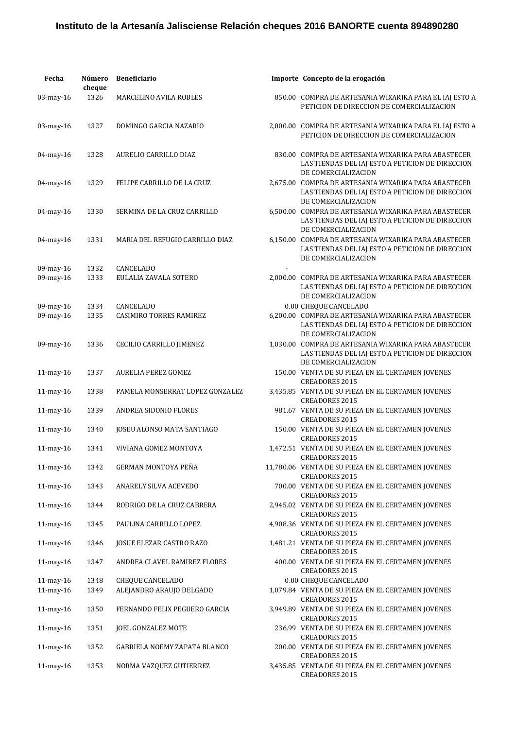# Instituto de la Artesanía Jalisciense Relación cheques 2016 BANORTE cuenta 894890280

| Fecha | Número cheque | Beneficiario | Importe | Concepto de la erogación |
|---|---|---|---|---|
| 03-may-16 | 1326 | MARCELINO AVILA ROBLES | 850.00 | COMPRA DE ARTESANIA WIXARIKA PARA EL IAJ ESTO A PETICION DE DIRECCION DE COMERCIALIZACION |
| 03-may-16 | 1327 | DOMINGO GARCIA NAZARIO | 2,000.00 | COMPRA DE ARTESANIA WIXARIKA PARA EL IAJ ESTO A PETICION DE DIRECCION DE COMERCIALIZACION |
| 04-may-16 | 1328 | AURELIO CARRILLO DIAZ | 830.00 | COMPRA DE ARTESANIA WIXARIKA PARA ABASTECER LAS TIENDAS DEL IAJ ESTO A PETICION DE DIRECCION DE COMERCIALIZACION |
| 04-may-16 | 1329 | FELIPE CARRILLO DE LA CRUZ | 2,675.00 | COMPRA DE ARTESANIA WIXARIKA PARA ABASTECER LAS TIENDAS DEL IAJ ESTO A PETICION DE DIRECCION DE COMERCIALIZACION |
| 04-may-16 | 1330 | SERMINA DE LA CRUZ CARRILLO | 6,500.00 | COMPRA DE ARTESANIA WIXARIKA PARA ABASTECER LAS TIENDAS DEL IAJ ESTO A PETICION DE DIRECCION DE COMERCIALIZACION |
| 04-may-16 | 1331 | MARIA DEL REFUGIO CARRILLO DIAZ | 6,150.00 | COMPRA DE ARTESANIA WIXARIKA PARA ABASTECER LAS TIENDAS DEL IAJ ESTO A PETICION DE DIRECCION DE COMERCIALIZACION |
| 09-may-16 | 1332 | CANCELADO | - | |
| 09-may-16 | 1333 | EULALIA ZAVALA SOTERO | 2,000.00 | COMPRA DE ARTESANIA WIXARIKA PARA ABASTECER LAS TIENDAS DEL IAJ ESTO A PETICION DE DIRECCION DE COMERCIALIZACION |
| 09-may-16 | 1334 | CANCELADO | 0.00 | CHEQUE CANCELADO |
| 09-may-16 | 1335 | CASIMIRO TORRES RAMIREZ | 6,200.00 | COMPRA DE ARTESANIA WIXARIKA PARA ABASTECER LAS TIENDAS DEL IAJ ESTO A PETICION DE DIRECCION DE COMERCIALIZACION |
| 09-may-16 | 1336 | CECILIO CARRILLO JIMENEZ | 1,030.00 | COMPRA DE ARTESANIA WIXARIKA PARA ABASTECER LAS TIENDAS DEL IAJ ESTO A PETICION DE DIRECCION DE COMERCIALIZACION |
| 11-may-16 | 1337 | AURELIA PEREZ GOMEZ | 150.00 | VENTA DE SU PIEZA EN EL CERTAMEN JOVENES CREADORES 2015 |
| 11-may-16 | 1338 | PAMELA MONSERRAT LOPEZ GONZALEZ | 3,435.85 | VENTA DE SU PIEZA EN EL CERTAMEN JOVENES CREADORES 2015 |
| 11-may-16 | 1339 | ANDREA SIDONIO FLORES | 981.67 | VENTA DE SU PIEZA EN EL CERTAMEN JOVENES CREADORES 2015 |
| 11-may-16 | 1340 | JOSEU ALONSO MATA SANTIAGO | 150.00 | VENTA DE SU PIEZA EN EL CERTAMEN JOVENES CREADORES 2015 |
| 11-may-16 | 1341 | VIVIANA GOMEZ MONTOYA | 1,472.51 | VENTA DE SU PIEZA EN EL CERTAMEN JOVENES CREADORES 2015 |
| 11-may-16 | 1342 | GERMAN MONTOYA PEÑA | 11,780.06 | VENTA DE SU PIEZA EN EL CERTAMEN JOVENES CREADORES 2015 |
| 11-may-16 | 1343 | ANARELY SILVA ACEVEDO | 700.00 | VENTA DE SU PIEZA EN EL CERTAMEN JOVENES CREADORES 2015 |
| 11-may-16 | 1344 | RODRIGO DE LA CRUZ CABRERA | 2,945.02 | VENTA DE SU PIEZA EN EL CERTAMEN JOVENES CREADORES 2015 |
| 11-may-16 | 1345 | PAULINA CARRILLO LOPEZ | 4,908.36 | VENTA DE SU PIEZA EN EL CERTAMEN JOVENES CREADORES 2015 |
| 11-may-16 | 1346 | JOSUE ELEZAR CASTRO RAZO | 1,481.21 | VENTA DE SU PIEZA EN EL CERTAMEN JOVENES CREADORES 2015 |
| 11-may-16 | 1347 | ANDREA CLAVEL RAMIREZ FLORES | 400.00 | VENTA DE SU PIEZA EN EL CERTAMEN JOVENES CREADORES 2015 |
| 11-may-16 | 1348 | CHEQUE CANCELADO | 0.00 | CHEQUE CANCELADO |
| 11-may-16 | 1349 | ALEJANDRO ARAUJO DELGADO | 1,079.84 | VENTA DE SU PIEZA EN EL CERTAMEN JOVENES CREADORES 2015 |
| 11-may-16 | 1350 | FERNANDO FELIX PEGUERO GARCIA | 3,949.89 | VENTA DE SU PIEZA EN EL CERTAMEN JOVENES CREADORES 2015 |
| 11-may-16 | 1351 | JOEL GONZALEZ MOTE | 236.99 | VENTA DE SU PIEZA EN EL CERTAMEN JOVENES CREADORES 2015 |
| 11-may-16 | 1352 | GABRIELA NOEMY ZAPATA BLANCO | 200.00 | VENTA DE SU PIEZA EN EL CERTAMEN JOVENES CREADORES 2015 |
| 11-may-16 | 1353 | NORMA VAZQUEZ GUTIERREZ | 3,435.85 | VENTA DE SU PIEZA EN EL CERTAMEN JOVENES CREADORES 2015 |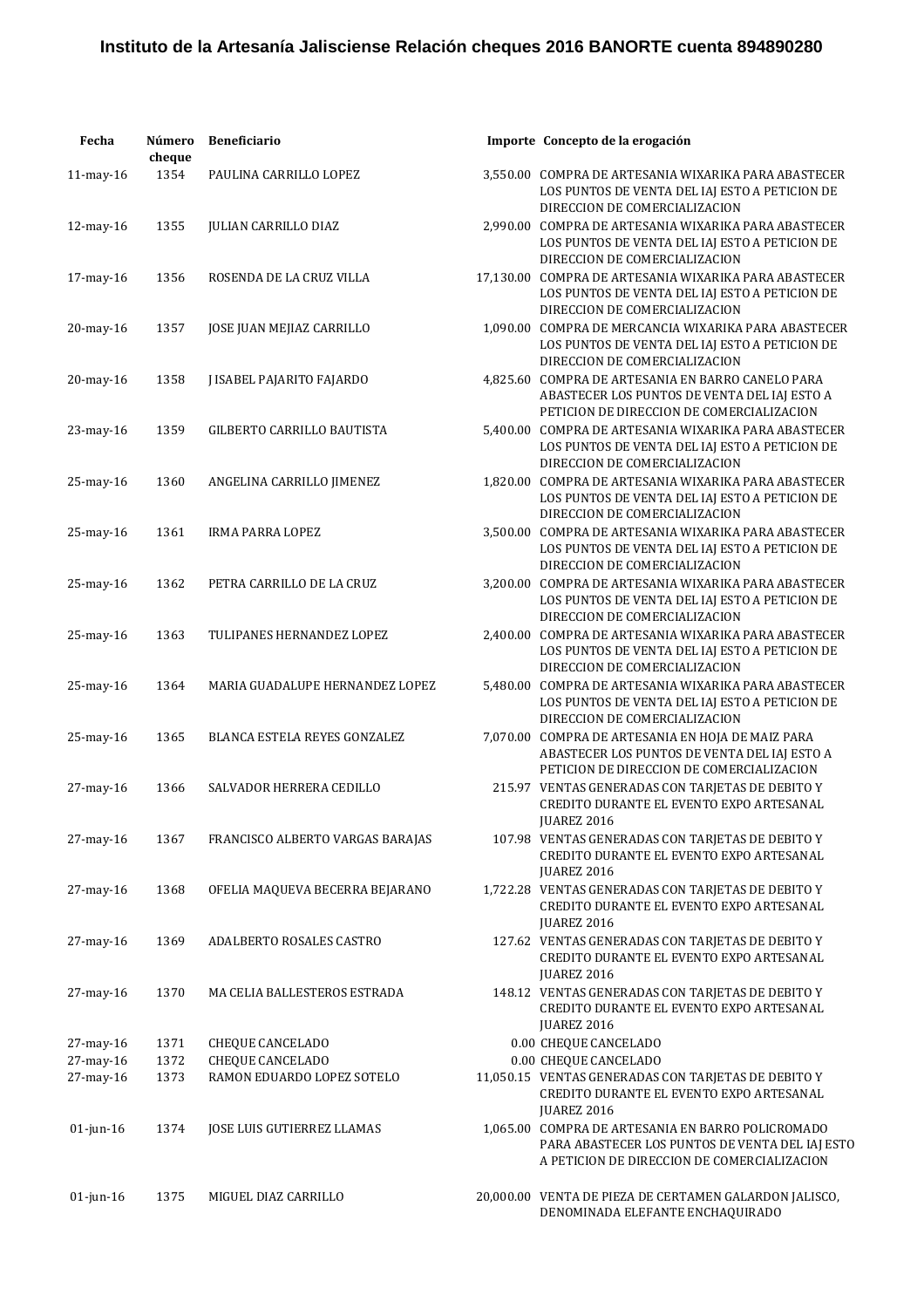# Instituto de la Artesanía Jalisciense Relación cheques 2016 BANORTE cuenta 894890280

| Fecha | Número cheque | Beneficiario | Importe | Concepto de la erogación |
|---|---|---|---|---|
| 11-may-16 | 1354 | PAULINA CARRILLO LOPEZ | 3,550.00 | COMPRA DE ARTESANIA WIXARIKA PARA ABASTECER LOS PUNTOS DE VENTA DEL IAJ ESTO A PETICION DE DIRECCION DE COMERCIALIZACION |
| 12-may-16 | 1355 | JULIAN CARRILLO DIAZ | 2,990.00 | COMPRA DE ARTESANIA WIXARIKA PARA ABASTECER LOS PUNTOS DE VENTA DEL IAJ ESTO A PETICION DE DIRECCION DE COMERCIALIZACION |
| 17-may-16 | 1356 | ROSENDA DE LA CRUZ VILLA | 17,130.00 | COMPRA DE ARTESANIA WIXARIKA PARA ABASTECER LOS PUNTOS DE VENTA DEL IAJ ESTO A PETICION DE DIRECCION DE COMERCIALIZACION |
| 20-may-16 | 1357 | JOSE JUAN MEJIAZ CARRILLO | 1,090.00 | COMPRA DE MERCANCIA WIXARIKA PARA ABASTECER LOS PUNTOS DE VENTA DEL IAJ ESTO A PETICION DE DIRECCION DE COMERCIALIZACION |
| 20-may-16 | 1358 | J ISABEL PAJARITO FAJARDO | 4,825.60 | COMPRA DE ARTESANIA EN BARRO CANELO PARA ABASTECER LOS PUNTOS DE VENTA DEL IAJ ESTO A PETICION DE DIRECCION DE COMERCIALIZACION |
| 23-may-16 | 1359 | GILBERTO CARRILLO BAUTISTA | 5,400.00 | COMPRA DE ARTESANIA WIXARIKA PARA ABASTECER LOS PUNTOS DE VENTA DEL IAJ ESTO A PETICION DE DIRECCION DE COMERCIALIZACION |
| 25-may-16 | 1360 | ANGELINA CARRILLO JIMENEZ | 1,820.00 | COMPRA DE ARTESANIA WIXARIKA PARA ABASTECER LOS PUNTOS DE VENTA DEL IAJ ESTO A PETICION DE DIRECCION DE COMERCIALIZACION |
| 25-may-16 | 1361 | IRMA PARRA LOPEZ | 3,500.00 | COMPRA DE ARTESANIA WIXARIKA PARA ABASTECER LOS PUNTOS DE VENTA DEL IAJ ESTO A PETICION DE DIRECCION DE COMERCIALIZACION |
| 25-may-16 | 1362 | PETRA CARRILLO DE LA CRUZ | 3,200.00 | COMPRA DE ARTESANIA WIXARIKA PARA ABASTECER LOS PUNTOS DE VENTA DEL IAJ ESTO A PETICION DE DIRECCION DE COMERCIALIZACION |
| 25-may-16 | 1363 | TULIPANES HERNANDEZ LOPEZ | 2,400.00 | COMPRA DE ARTESANIA WIXARIKA PARA ABASTECER LOS PUNTOS DE VENTA DEL IAJ ESTO A PETICION DE DIRECCION DE COMERCIALIZACION |
| 25-may-16 | 1364 | MARIA GUADALUPE HERNANDEZ LOPEZ | 5,480.00 | COMPRA DE ARTESANIA WIXARIKA PARA ABASTECER LOS PUNTOS DE VENTA DEL IAJ ESTO A PETICION DE DIRECCION DE COMERCIALIZACION |
| 25-may-16 | 1365 | BLANCA ESTELA REYES GONZALEZ | 7,070.00 | COMPRA DE ARTESANIA EN HOJA DE MAIZ PARA ABASTECER LOS PUNTOS DE VENTA DEL IAJ ESTO A PETICION DE DIRECCION DE COMERCIALIZACION |
| 27-may-16 | 1366 | SALVADOR HERRERA CEDILLO | 215.97 | VENTAS GENERADAS CON TARJETAS DE DEBITO Y CREDITO DURANTE EL EVENTO EXPO ARTESANAL JUAREZ 2016 |
| 27-may-16 | 1367 | FRANCISCO ALBERTO VARGAS BARAJAS | 107.98 | VENTAS GENERADAS CON TARJETAS DE DEBITO Y CREDITO DURANTE EL EVENTO EXPO ARTESANAL JUAREZ 2016 |
| 27-may-16 | 1368 | OFELIA MAQUEVA BECERRA BEJARANO | 1,722.28 | VENTAS GENERADAS CON TARJETAS DE DEBITO Y CREDITO DURANTE EL EVENTO EXPO ARTESANAL JUAREZ 2016 |
| 27-may-16 | 1369 | ADALBERTO ROSALES CASTRO | 127.62 | VENTAS GENERADAS CON TARJETAS DE DEBITO Y CREDITO DURANTE EL EVENTO EXPO ARTESANAL JUAREZ 2016 |
| 27-may-16 | 1370 | MA CELIA BALLESTEROS ESTRADA | 148.12 | VENTAS GENERADAS CON TARJETAS DE DEBITO Y CREDITO DURANTE EL EVENTO EXPO ARTESANAL JUAREZ 2016 |
| 27-may-16 | 1371 | CHEQUE CANCELADO | 0.00 | CHEQUE CANCELADO |
| 27-may-16 | 1372 | CHEQUE CANCELADO | 0.00 | CHEQUE CANCELADO |
| 27-may-16 | 1373 | RAMON EDUARDO LOPEZ SOTELO | 11,050.15 | VENTAS GENERADAS CON TARJETAS DE DEBITO Y CREDITO DURANTE EL EVENTO EXPO ARTESANAL JUAREZ 2016 |
| 01-jun-16 | 1374 | JOSE LUIS GUTIERREZ LLAMAS | 1,065.00 | COMPRA DE ARTESANIA EN BARRO POLICROMADO PARA ABASTECER LOS PUNTOS DE VENTA DEL IAJ ESTO A PETICION DE DIRECCION DE COMERCIALIZACION |
| 01-jun-16 | 1375 | MIGUEL DIAZ CARRILLO | 20,000.00 | VENTA DE PIEZA DE CERTAMEN GALARDON JALISCO, DENOMINADA ELEFANTE ENCHAQUIRADO |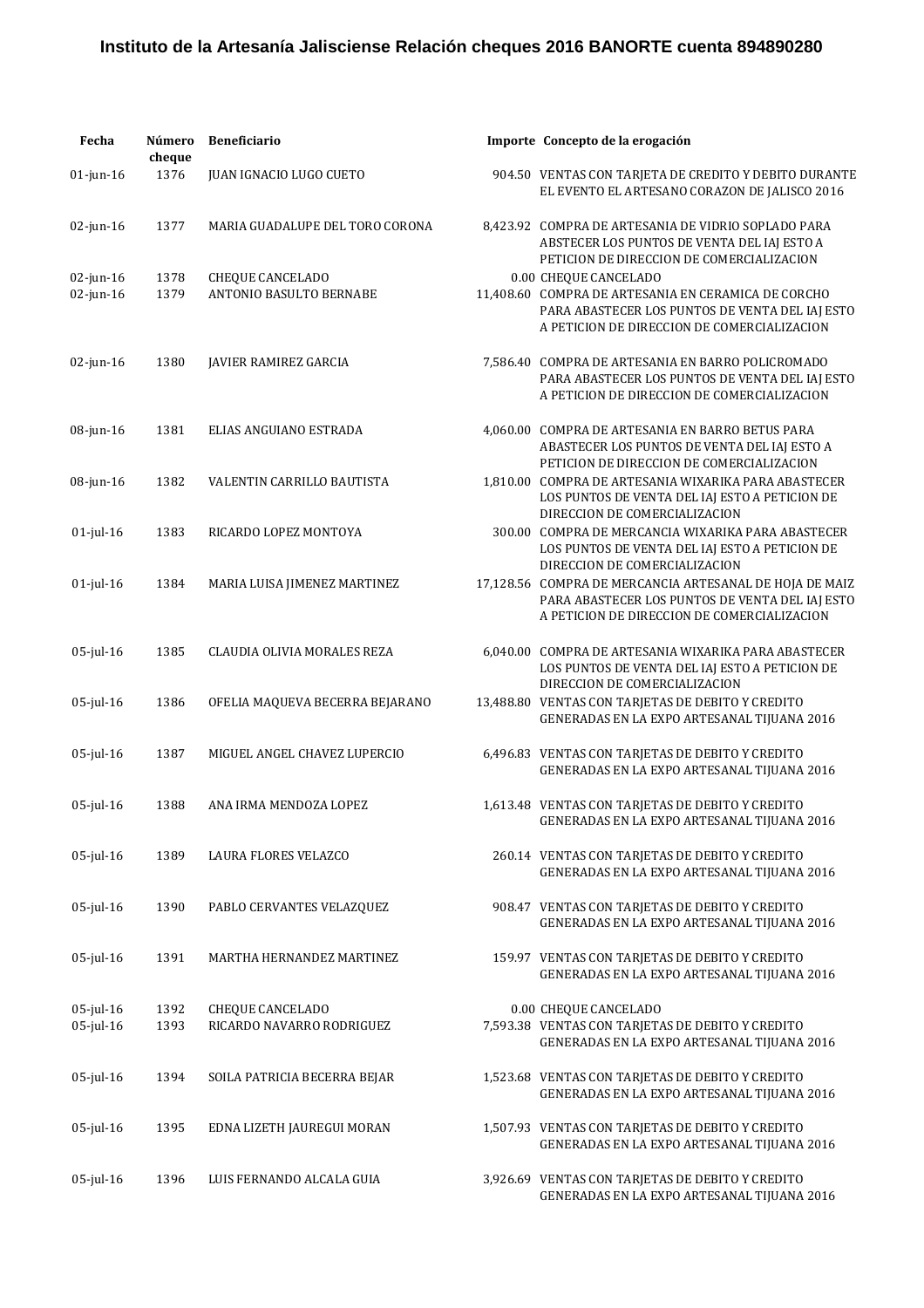# Instituto de la Artesanía Jalisciense Relación cheques 2016 BANORTE cuenta 894890280

| Fecha | Número cheque | Beneficiario | Importe | Concepto de la erogación |
|---|---|---|---|---|
| 01-jun-16 | 1376 | JUAN IGNACIO LUGO CUETO | 904.50 | VENTAS CON TARJETA DE CREDITO Y DEBITO DURANTE EL EVENTO EL ARTESANO CORAZON DE JALISCO 2016 |
| 02-jun-16 | 1377 | MARIA GUADALUPE DEL TORO CORONA | 8,423.92 | COMPRA DE ARTESANIA DE VIDRIO SOPLADO PARA ABSTECER LOS PUNTOS DE VENTA DEL IAJ ESTO A PETICION DE DIRECCION DE COMERCIALIZACION |
| 02-jun-16 | 1378 | CHEQUE CANCELADO | 0.00 | CHEQUE CANCELADO |
| 02-jun-16 | 1379 | ANTONIO BASULTO BERNABE | 11,408.60 | COMPRA DE ARTESANIA EN CERAMICA DE CORCHO PARA ABASTECER LOS PUNTOS DE VENTA DEL IAJ ESTO A PETICION DE DIRECCION DE COMERCIALIZACION |
| 02-jun-16 | 1380 | JAVIER RAMIREZ GARCIA | 7,586.40 | COMPRA DE ARTESANIA EN BARRO POLICROMADO PARA ABASTECER LOS PUNTOS DE VENTA DEL IAJ ESTO A PETICION DE DIRECCION DE COMERCIALIZACION |
| 08-jun-16 | 1381 | ELIAS ANGUIANO ESTRADA | 4,060.00 | COMPRA DE ARTESANIA EN BARRO BETUS PARA ABASTECER LOS PUNTOS DE VENTA DEL IAJ ESTO A PETICION DE DIRECCION DE COMERCIALIZACION |
| 08-jun-16 | 1382 | VALENTIN CARRILLO BAUTISTA | 1,810.00 | COMPRA DE ARTESANIA WIXARIKA PARA ABASTECER LOS PUNTOS DE VENTA DEL IAJ ESTO A PETICION DE DIRECCION DE COMERCIALIZACION |
| 01-jul-16 | 1383 | RICARDO LOPEZ MONTOYA | 300.00 | COMPRA DE MERCANCIA WIXARIKA PARA ABASTECER LOS PUNTOS DE VENTA DEL IAJ ESTO A PETICION DE DIRECCION DE COMERCIALIZACION |
| 01-jul-16 | 1384 | MARIA LUISA JIMENEZ MARTINEZ | 17,128.56 | COMPRA DE MERCANCIA ARTESANAL DE HOJA DE MAIZ PARA ABASTECER LOS PUNTOS DE VENTA DEL IAJ ESTO A PETICION DE DIRECCION DE COMERCIALIZACION |
| 05-jul-16 | 1385 | CLAUDIA OLIVIA MORALES REZA | 6,040.00 | COMPRA DE ARTESANIA WIXARIKA PARA ABASTECER LOS PUNTOS DE VENTA DEL IAJ ESTO A PETICION DE DIRECCION DE COMERCIALIZACION |
| 05-jul-16 | 1386 | OFELIA MAQUEVA BECERRA BEJARANO | 13,488.80 | VENTAS CON TARJETAS DE DEBITO Y CREDITO GENERADAS EN LA EXPO ARTESANAL TIJUANA 2016 |
| 05-jul-16 | 1387 | MIGUEL ANGEL CHAVEZ LUPERCIO | 6,496.83 | VENTAS CON TARJETAS DE DEBITO Y CREDITO GENERADAS EN LA EXPO ARTESANAL TIJUANA 2016 |
| 05-jul-16 | 1388 | ANA IRMA MENDOZA LOPEZ | 1,613.48 | VENTAS CON TARJETAS DE DEBITO Y CREDITO GENERADAS EN LA EXPO ARTESANAL TIJUANA 2016 |
| 05-jul-16 | 1389 | LAURA FLORES VELAZCO | 260.14 | VENTAS CON TARJETAS DE DEBITO Y CREDITO GENERADAS EN LA EXPO ARTESANAL TIJUANA 2016 |
| 05-jul-16 | 1390 | PABLO CERVANTES VELAZQUEZ | 908.47 | VENTAS CON TARJETAS DE DEBITO Y CREDITO GENERADAS EN LA EXPO ARTESANAL TIJUANA 2016 |
| 05-jul-16 | 1391 | MARTHA HERNANDEZ MARTINEZ | 159.97 | VENTAS CON TARJETAS DE DEBITO Y CREDITO GENERADAS EN LA EXPO ARTESANAL TIJUANA 2016 |
| 05-jul-16 | 1392 | CHEQUE CANCELADO | 0.00 | CHEQUE CANCELADO |
| 05-jul-16 | 1393 | RICARDO NAVARRO RODRIGUEZ | 7,593.38 | VENTAS CON TARJETAS DE DEBITO Y CREDITO GENERADAS EN LA EXPO ARTESANAL TIJUANA 2016 |
| 05-jul-16 | 1394 | SOILA PATRICIA BECERRA BEJAR | 1,523.68 | VENTAS CON TARJETAS DE DEBITO Y CREDITO GENERADAS EN LA EXPO ARTESANAL TIJUANA 2016 |
| 05-jul-16 | 1395 | EDNA LIZETH JAUREGUI MORAN | 1,507.93 | VENTAS CON TARJETAS DE DEBITO Y CREDITO GENERADAS EN LA EXPO ARTESANAL TIJUANA 2016 |
| 05-jul-16 | 1396 | LUIS FERNANDO ALCALA GUIA | 3,926.69 | VENTAS CON TARJETAS DE DEBITO Y CREDITO GENERADAS EN LA EXPO ARTESANAL TIJUANA 2016 |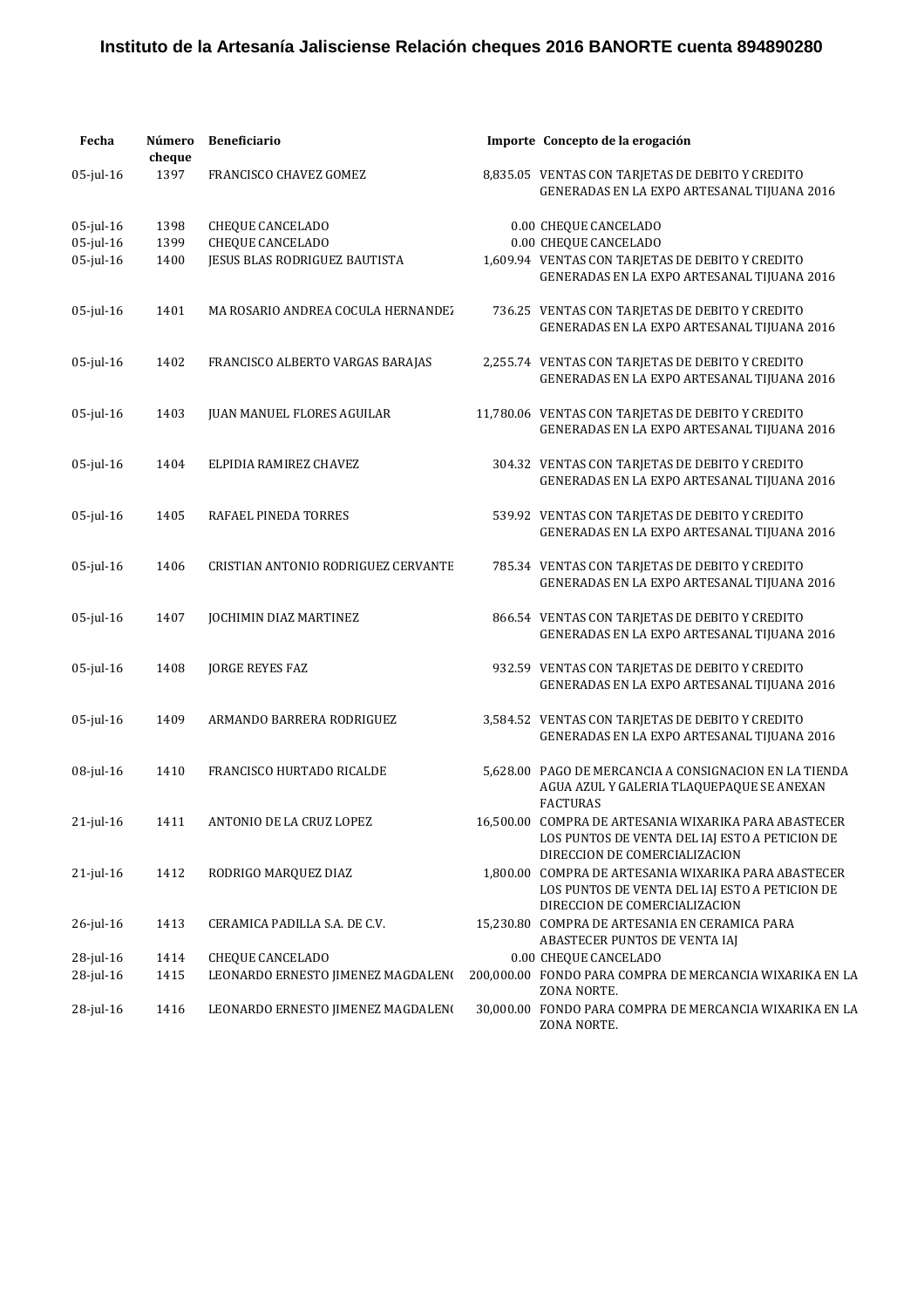# Instituto de la Artesanía Jalisciense Relación cheques 2016 BANORTE cuenta 894890280

| Fecha | Número cheque | Beneficiario | Importe | Concepto de la erogación |
| --- | --- | --- | --- | --- |
| 05-jul-16 | 1397 | FRANCISCO CHAVEZ GOMEZ | 8,835.05 | VENTAS CON TARJETAS DE DEBITO Y CREDITO GENERADAS EN LA EXPO ARTESANAL TIJUANA 2016 |
| 05-jul-16 | 1398 | CHEQUE CANCELADO | 0.00 | CHEQUE CANCELADO |
| 05-jul-16 | 1399 | CHEQUE CANCELADO | 0.00 | CHEQUE CANCELADO |
| 05-jul-16 | 1400 | JESUS BLAS RODRIGUEZ BAUTISTA | 1,609.94 | VENTAS CON TARJETAS DE DEBITO Y CREDITO GENERADAS EN LA EXPO ARTESANAL TIJUANA 2016 |
| 05-jul-16 | 1401 | MA ROSARIO ANDREA COCULA HERNANDEZ | 736.25 | VENTAS CON TARJETAS DE DEBITO Y CREDITO GENERADAS EN LA EXPO ARTESANAL TIJUANA 2016 |
| 05-jul-16 | 1402 | FRANCISCO ALBERTO VARGAS BARAJAS | 2,255.74 | VENTAS CON TARJETAS DE DEBITO Y CREDITO GENERADAS EN LA EXPO ARTESANAL TIJUANA 2016 |
| 05-jul-16 | 1403 | JUAN MANUEL FLORES AGUILAR | 11,780.06 | VENTAS CON TARJETAS DE DEBITO Y CREDITO GENERADAS EN LA EXPO ARTESANAL TIJUANA 2016 |
| 05-jul-16 | 1404 | ELPIDIA RAMIREZ CHAVEZ | 304.32 | VENTAS CON TARJETAS DE DEBITO Y CREDITO GENERADAS EN LA EXPO ARTESANAL TIJUANA 2016 |
| 05-jul-16 | 1405 | RAFAEL PINEDA TORRES | 539.92 | VENTAS CON TARJETAS DE DEBITO Y CREDITO GENERADAS EN LA EXPO ARTESANAL TIJUANA 2016 |
| 05-jul-16 | 1406 | CRISTIAN ANTONIO RODRIGUEZ CERVANTE | 785.34 | VENTAS CON TARJETAS DE DEBITO Y CREDITO GENERADAS EN LA EXPO ARTESANAL TIJUANA 2016 |
| 05-jul-16 | 1407 | JOCHIMIN DIAZ MARTINEZ | 866.54 | VENTAS CON TARJETAS DE DEBITO Y CREDITO GENERADAS EN LA EXPO ARTESANAL TIJUANA 2016 |
| 05-jul-16 | 1408 | JORGE REYES FAZ | 932.59 | VENTAS CON TARJETAS DE DEBITO Y CREDITO GENERADAS EN LA EXPO ARTESANAL TIJUANA 2016 |
| 05-jul-16 | 1409 | ARMANDO BARRERA RODRIGUEZ | 3,584.52 | VENTAS CON TARJETAS DE DEBITO Y CREDITO GENERADAS EN LA EXPO ARTESANAL TIJUANA 2016 |
| 08-jul-16 | 1410 | FRANCISCO HURTADO RICALDE | 5,628.00 | PAGO DE MERCANCIA A CONSIGNACION EN LA TIENDA AGUA AZUL Y GALERIA TLAQUEPAQUE SE ANEXAN FACTURAS |
| 21-jul-16 | 1411 | ANTONIO DE LA CRUZ LOPEZ | 16,500.00 | COMPRA DE ARTESANIA WIXARIKA PARA ABASTECER LOS PUNTOS DE VENTA DEL IAJ ESTO A PETICION DE DIRECCION DE COMERCIALIZACION |
| 21-jul-16 | 1412 | RODRIGO MARQUEZ DIAZ | 1,800.00 | COMPRA DE ARTESANIA WIXARIKA PARA ABASTECER LOS PUNTOS DE VENTA DEL IAJ ESTO A PETICION DE DIRECCION DE COMERCIALIZACION |
| 26-jul-16 | 1413 | CERAMICA PADILLA S.A. DE C.V. | 15,230.80 | COMPRA DE ARTESANIA EN CERAMICA PARA ABASTECER PUNTOS DE VENTA IAJ |
| 28-jul-16 | 1414 | CHEQUE CANCELADO | 0.00 | CHEQUE CANCELADO |
| 28-jul-16 | 1415 | LEONARDO ERNESTO JIMENEZ MAGDALENO | 200,000.00 | FONDO PARA COMPRA DE MERCANCIA WIXARIKA EN LA ZONA NORTE. |
| 28-jul-16 | 1416 | LEONARDO ERNESTO JIMENEZ MAGDALENO | 30,000.00 | FONDO PARA COMPRA DE MERCANCIA WIXARIKA EN LA ZONA NORTE. |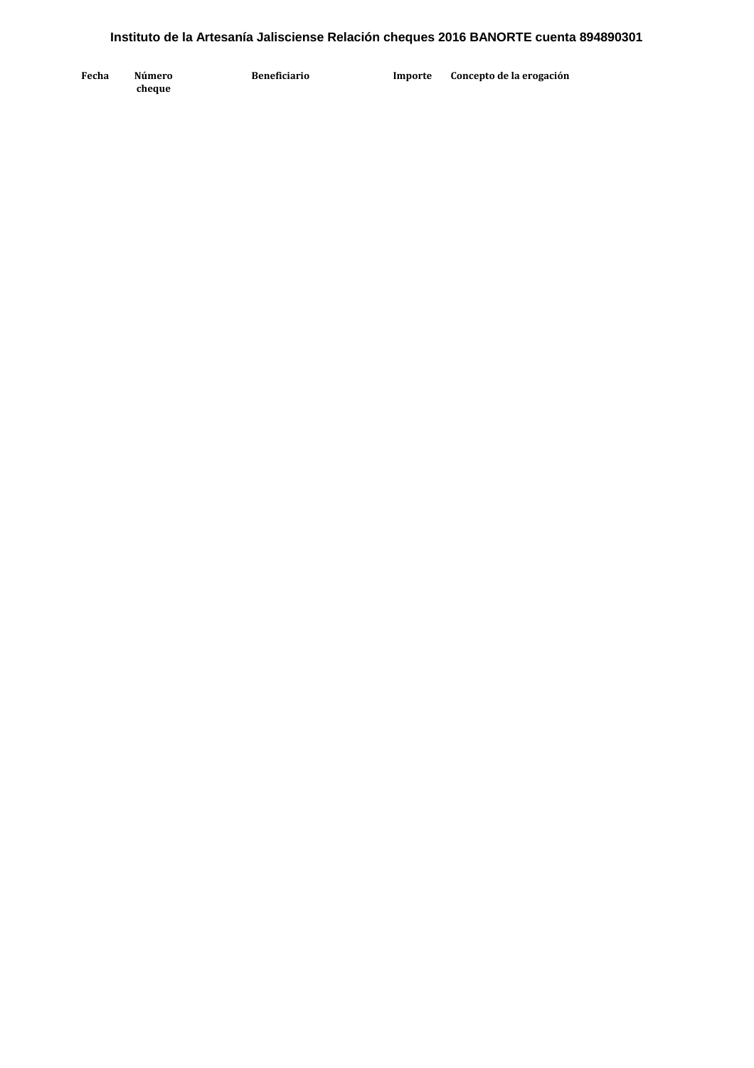**Instituto de la Artesanía Jalisciense Relación cheques 2016 BANORTE cuenta 894890301**

| Fecha | Número cheque | Beneficiario | Importe | Concepto de la erogación |
| --- | --- | --- | --- | --- |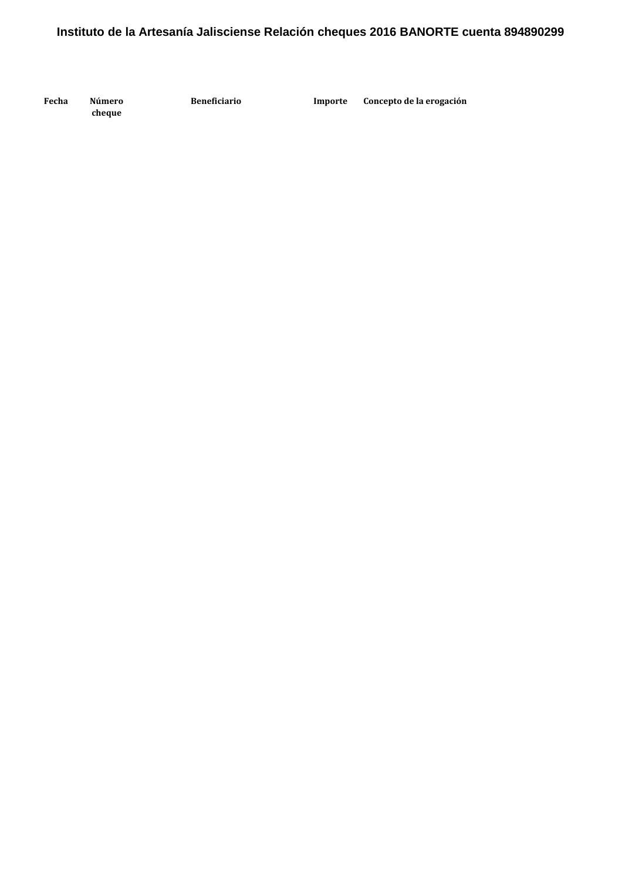# Instituto de la Artesanía Jalisciense Relación cheques 2016 BANORTE cuenta 894890299

| Fecha | Número cheque | Beneficiario | Importe | Concepto de la erogación |
| --- | --- | --- | --- | --- |